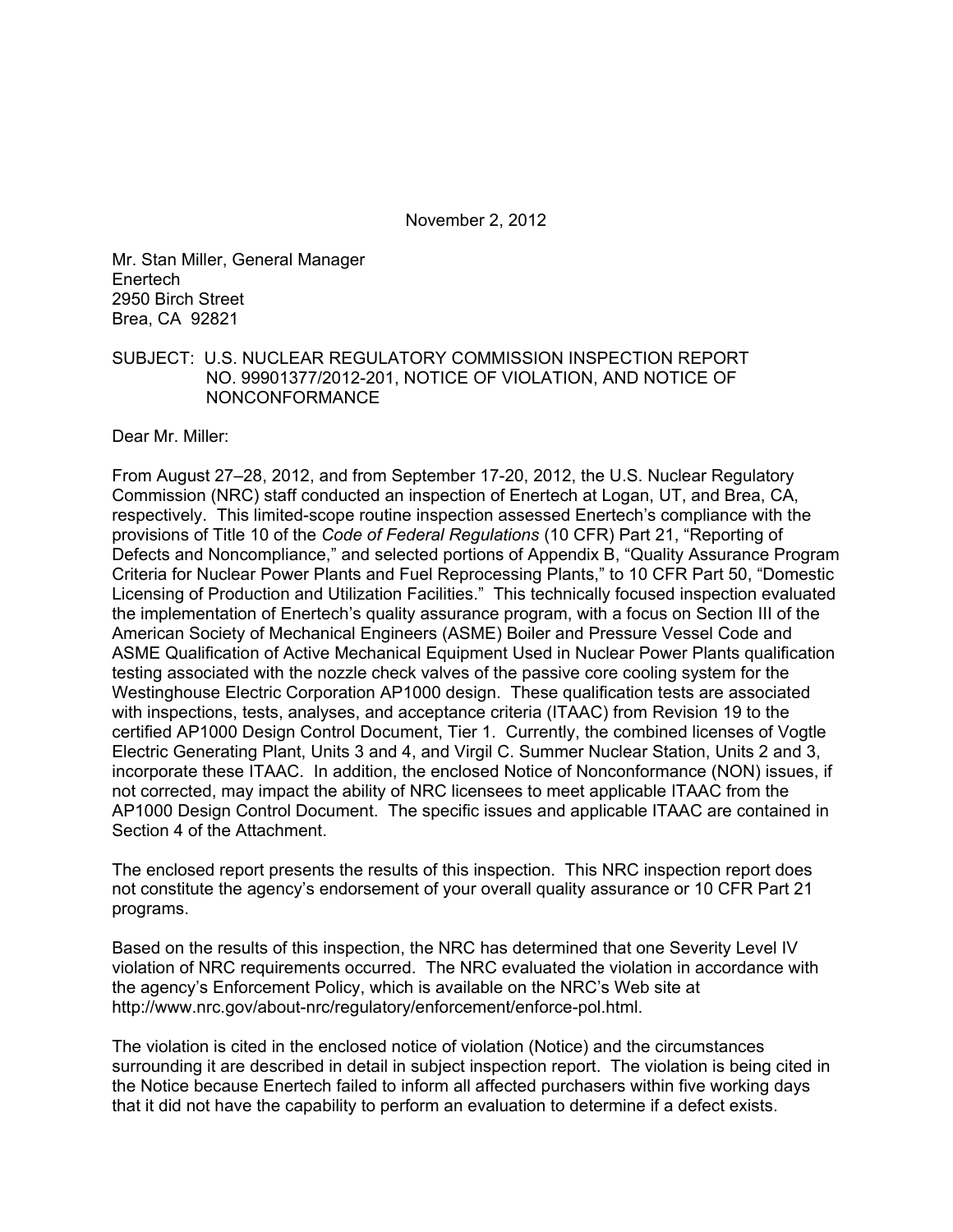November 2, 2012

Mr. Stan Miller, General Manager
Enertech
2950 Birch Street
Brea, CA 92821

SUBJECT: U.S. NUCLEAR REGULATORY COMMISSION INSPECTION REPORT NO. 99901377/2012-201, NOTICE OF VIOLATION, AND NOTICE OF NONCONFORMANCE

Dear Mr. Miller:

From August 27–28, 2012, and from September 17-20, 2012, the U.S. Nuclear Regulatory Commission (NRC) staff conducted an inspection of Enertech at Logan, UT, and Brea, CA, respectively. This limited-scope routine inspection assessed Enertech's compliance with the provisions of Title 10 of the *Code of Federal Regulations* (10 CFR) Part 21, "Reporting of Defects and Noncompliance," and selected portions of Appendix B, "Quality Assurance Program Criteria for Nuclear Power Plants and Fuel Reprocessing Plants," to 10 CFR Part 50, "Domestic Licensing of Production and Utilization Facilities." This technically focused inspection evaluated the implementation of Enertech's quality assurance program, with a focus on Section III of the American Society of Mechanical Engineers (ASME) Boiler and Pressure Vessel Code and ASME Qualification of Active Mechanical Equipment Used in Nuclear Power Plants qualification testing associated with the nozzle check valves of the passive core cooling system for the Westinghouse Electric Corporation AP1000 design. These qualification tests are associated with inspections, tests, analyses, and acceptance criteria (ITAAC) from Revision 19 to the certified AP1000 Design Control Document, Tier 1. Currently, the combined licenses of Vogtle Electric Generating Plant, Units 3 and 4, and Virgil C. Summer Nuclear Station, Units 2 and 3, incorporate these ITAAC. In addition, the enclosed Notice of Nonconformance (NON) issues, if not corrected, may impact the ability of NRC licensees to meet applicable ITAAC from the AP1000 Design Control Document. The specific issues and applicable ITAAC are contained in Section 4 of the Attachment.

The enclosed report presents the results of this inspection. This NRC inspection report does not constitute the agency's endorsement of your overall quality assurance or 10 CFR Part 21 programs.

Based on the results of this inspection, the NRC has determined that one Severity Level IV violation of NRC requirements occurred. The NRC evaluated the violation in accordance with the agency's Enforcement Policy, which is available on the NRC's Web site at http://www.nrc.gov/about-nrc/regulatory/enforcement/enforce-pol.html.

The violation is cited in the enclosed notice of violation (Notice) and the circumstances surrounding it are described in detail in subject inspection report. The violation is being cited in the Notice because Enertech failed to inform all affected purchasers within five working days that it did not have the capability to perform an evaluation to determine if a defect exists.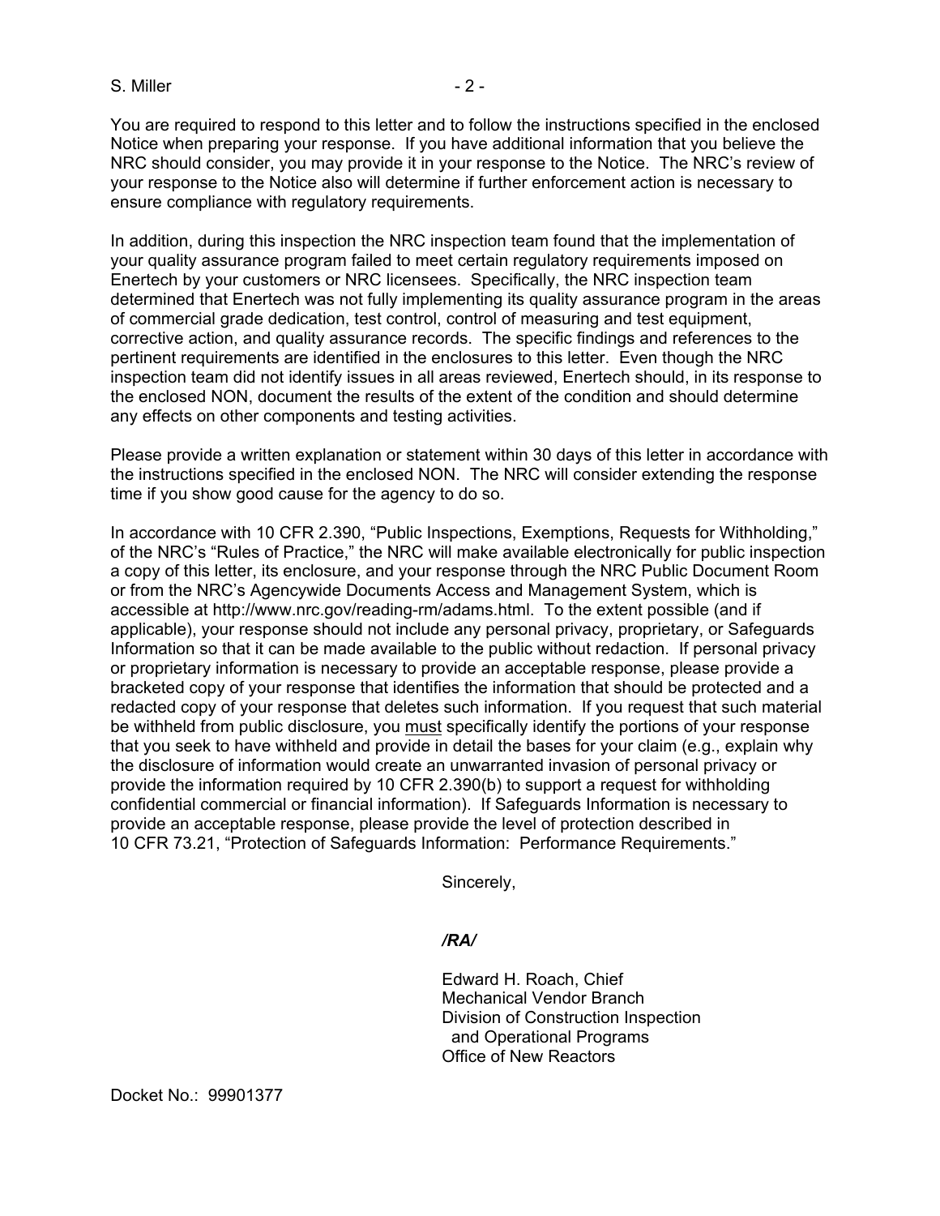You are required to respond to this letter and to follow the instructions specified in the enclosed Notice when preparing your response. If you have additional information that you believe the NRC should consider, you may provide it in your response to the Notice. The NRC's review of your response to the Notice also will determine if further enforcement action is necessary to ensure compliance with regulatory requirements.

In addition, during this inspection the NRC inspection team found that the implementation of your quality assurance program failed to meet certain regulatory requirements imposed on Enertech by your customers or NRC licensees. Specifically, the NRC inspection team determined that Enertech was not fully implementing its quality assurance program in the areas of commercial grade dedication, test control, control of measuring and test equipment, corrective action, and quality assurance records. The specific findings and references to the pertinent requirements are identified in the enclosures to this letter. Even though the NRC inspection team did not identify issues in all areas reviewed, Enertech should, in its response to the enclosed NON, document the results of the extent of the condition and should determine any effects on other components and testing activities.

Please provide a written explanation or statement within 30 days of this letter in accordance with the instructions specified in the enclosed NON. The NRC will consider extending the response time if you show good cause for the agency to do so.

In accordance with 10 CFR 2.390, "Public Inspections, Exemptions, Requests for Withholding," of the NRC's "Rules of Practice," the NRC will make available electronically for public inspection a copy of this letter, its enclosure, and your response through the NRC Public Document Room or from the NRC's Agencywide Documents Access and Management System, which is accessible at http://www.nrc.gov/reading-rm/adams.html. To the extent possible (and if applicable), your response should not include any personal privacy, proprietary, or Safeguards Information so that it can be made available to the public without redaction. If personal privacy or proprietary information is necessary to provide an acceptable response, please provide a bracketed copy of your response that identifies the information that should be protected and a redacted copy of your response that deletes such information. If you request that such material be withheld from public disclosure, you <u>must</u> specifically identify the portions of your response that you seek to have withheld and provide in detail the bases for your claim (e.g., explain why the disclosure of information would create an unwarranted invasion of personal privacy or provide the information required by 10 CFR 2.390(b) to support a request for withholding confidential commercial or financial information). If Safeguards Information is necessary to provide an acceptable response, please provide the level of protection described in 10 CFR 73.21, "Protection of Safeguards Information: Performance Requirements."

Sincerely,

*/RA/*

Edward H. Roach, Chief
Mechanical Vendor Branch
Division of Construction Inspection
and Operational Programs
Office of New Reactors

Docket No.: 99901377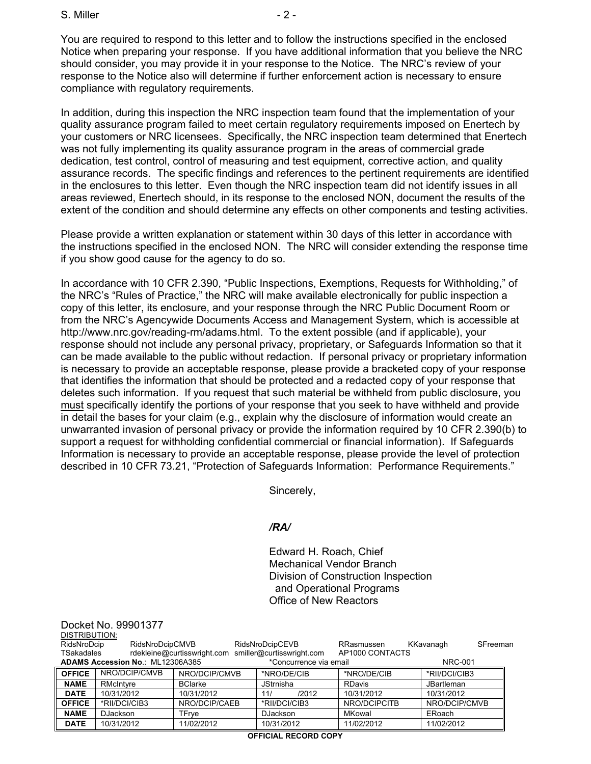You are required to respond to this letter and to follow the instructions specified in the enclosed Notice when preparing your response. If you have additional information that you believe the NRC should consider, you may provide it in your response to the Notice. The NRC's review of your response to the Notice also will determine if further enforcement action is necessary to ensure compliance with regulatory requirements.

In addition, during this inspection the NRC inspection team found that the implementation of your quality assurance program failed to meet certain regulatory requirements imposed on Enertech by your customers or NRC licensees. Specifically, the NRC inspection team determined that Enertech was not fully implementing its quality assurance program in the areas of commercial grade dedication, test control, control of measuring and test equipment, corrective action, and quality assurance records. The specific findings and references to the pertinent requirements are identified in the enclosures to this letter. Even though the NRC inspection team did not identify issues in all areas reviewed, Enertech should, in its response to the enclosed NON, document the results of the extent of the condition and should determine any effects on other components and testing activities.

Please provide a written explanation or statement within 30 days of this letter in accordance with the instructions specified in the enclosed NON. The NRC will consider extending the response time if you show good cause for the agency to do so.

In accordance with 10 CFR 2.390, "Public Inspections, Exemptions, Requests for Withholding," of the NRC's "Rules of Practice," the NRC will make available electronically for public inspection a copy of this letter, its enclosure, and your response through the NRC Public Document Room or from the NRC's Agencywide Documents Access and Management System, which is accessible at http://www.nrc.gov/reading-rm/adams.html. To the extent possible (and if applicable), your response should not include any personal privacy, proprietary, or Safeguards Information so that it can be made available to the public without redaction. If personal privacy or proprietary information is necessary to provide an acceptable response, please provide a bracketed copy of your response that identifies the information that should be protected and a redacted copy of your response that deletes such information. If you request that such material be withheld from public disclosure, you must specifically identify the portions of your response that you seek to have withheld and provide in detail the bases for your claim (e.g., explain why the disclosure of information would create an unwarranted invasion of personal privacy or provide the information required by 10 CFR 2.390(b) to support a request for withholding confidential commercial or financial information). If Safeguards Information is necessary to provide an acceptable response, please provide the level of protection described in 10 CFR 73.21, "Protection of Safeguards Information: Performance Requirements."

Sincerely,

*/RA/*

Edward H. Roach, Chief
Mechanical Vendor Branch
Division of Construction Inspection
and Operational Programs
Office of New Reactors

Docket No. 99901377

DISTRIBUTION:
RidsNroDcip RidsNroDcipCMVB RidsNroDcipCEVB RRasmussen KKavanagh SFreeman
TSakadales rdekleine@curtisswright.com smiller@curtisswright.com AP1000 CONTACTS

**ADAMS Accession No**.: ML12306A385 *Concurrence via email NRC-001

| OFFICE | NRO/DCIP/CMVB | NRO/DCIP/CMVB | *NRO/DE/CIB | *NRO/DE/CIB | *RII/DCI/CIB3 |
|---|---|---|---|---|---|
| NAME | RMcIntyre | BClarke | JStrnisha | RDavis | JBartleman |
| DATE | 10/31/2012 | 10/31/2012 | 11/ /2012 | 10/31/2012 | 10/31/2012 |
| OFFICE | *RII/DCI/CIB3 | NRO/DCIP/CAEB | *RII/DCI/CIB3 | NRO/DCIPCITB | NRO/DCIP/CMVB |
| NAME | DJackson | TFrye | DJackson | MKowal | ERoach |
| DATE | 10/31/2012 | 11/02/2012 | 10/31/2012 | 11/02/2012 | 11/02/2012 |

**OFFICIAL RECORD COPY**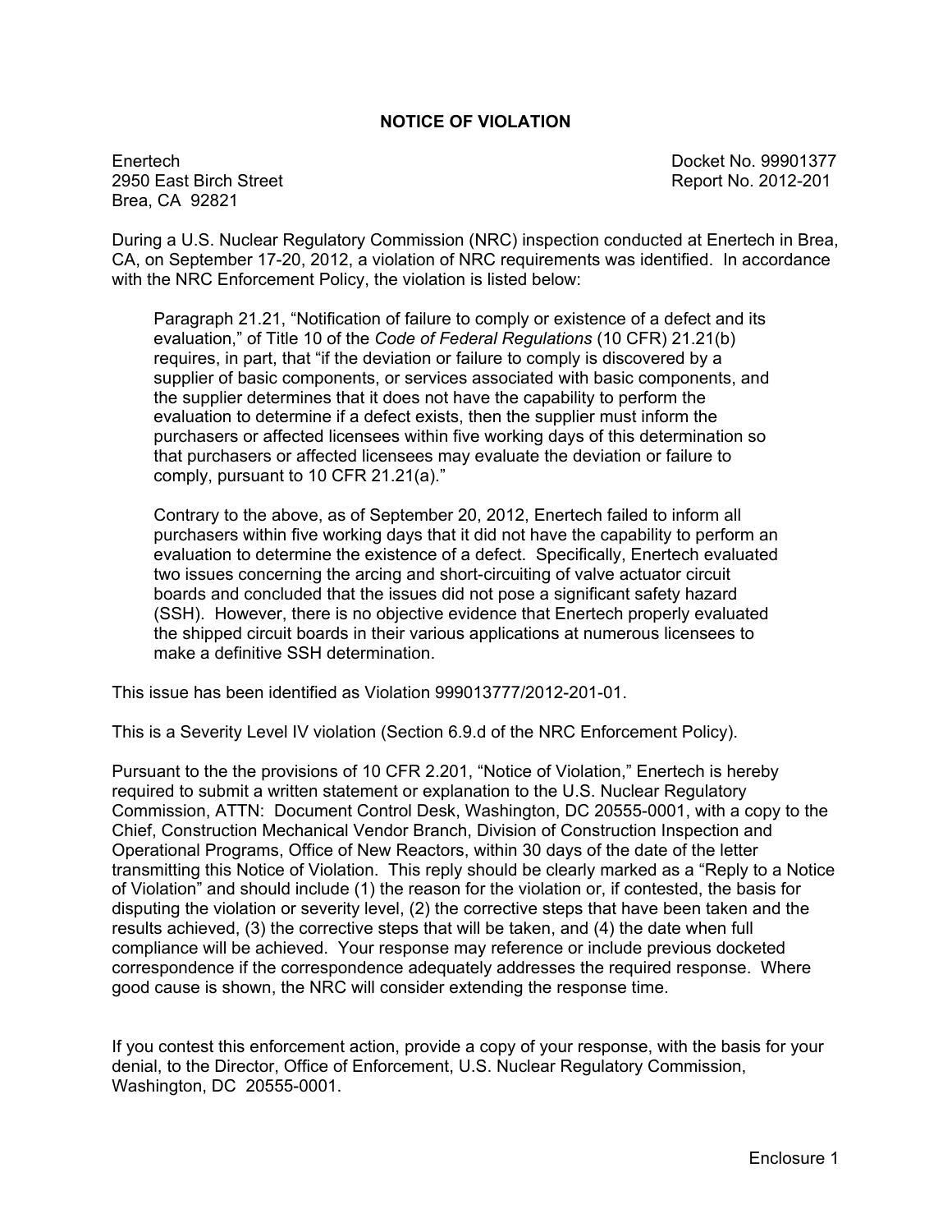# NOTICE OF VIOLATION

Enertech
2950 East Birch Street
Brea, CA 92821

Docket No. 99901377
Report No. 2012-201

During a U.S. Nuclear Regulatory Commission (NRC) inspection conducted at Enertech in Brea, CA, on September 17-20, 2012, a violation of NRC requirements was identified. In accordance with the NRC Enforcement Policy, the violation is listed below:

> Paragraph 21.21, "Notification of failure to comply or existence of a defect and its evaluation," of Title 10 of the *Code of Federal Regulations* (10 CFR) 21.21(b) requires, in part, that "if the deviation or failure to comply is discovered by a supplier of basic components, or services associated with basic components, and the supplier determines that it does not have the capability to perform the evaluation to determine if a defect exists, then the supplier must inform the purchasers or affected licensees within five working days of this determination so that purchasers or affected licensees may evaluate the deviation or failure to comply, pursuant to 10 CFR 21.21(a)."
>
> Contrary to the above, as of September 20, 2012, Enertech failed to inform all purchasers within five working days that it did not have the capability to perform an evaluation to determine the existence of a defect. Specifically, Enertech evaluated two issues concerning the arcing and short-circuiting of valve actuator circuit boards and concluded that the issues did not pose a significant safety hazard (SSH). However, there is no objective evidence that Enertech properly evaluated the shipped circuit boards in their various applications at numerous licensees to make a definitive SSH determination.

This issue has been identified as Violation 999013777/2012-201-01.

This is a Severity Level IV violation (Section 6.9.d of the NRC Enforcement Policy).

Pursuant to the the provisions of 10 CFR 2.201, "Notice of Violation," Enertech is hereby required to submit a written statement or explanation to the U.S. Nuclear Regulatory Commission, ATTN: Document Control Desk, Washington, DC 20555-0001, with a copy to the Chief, Construction Mechanical Vendor Branch, Division of Construction Inspection and Operational Programs, Office of New Reactors, within 30 days of the date of the letter transmitting this Notice of Violation. This reply should be clearly marked as a "Reply to a Notice of Violation" and should include (1) the reason for the violation or, if contested, the basis for disputing the violation or severity level, (2) the corrective steps that have been taken and the results achieved, (3) the corrective steps that will be taken, and (4) the date when full compliance will be achieved. Your response may reference or include previous docketed correspondence if the correspondence adequately addresses the required response. Where good cause is shown, the NRC will consider extending the response time.

If you contest this enforcement action, provide a copy of your response, with the basis for your denial, to the Director, Office of Enforcement, U.S. Nuclear Regulatory Commission, Washington, DC 20555-0001.

Enclosure 1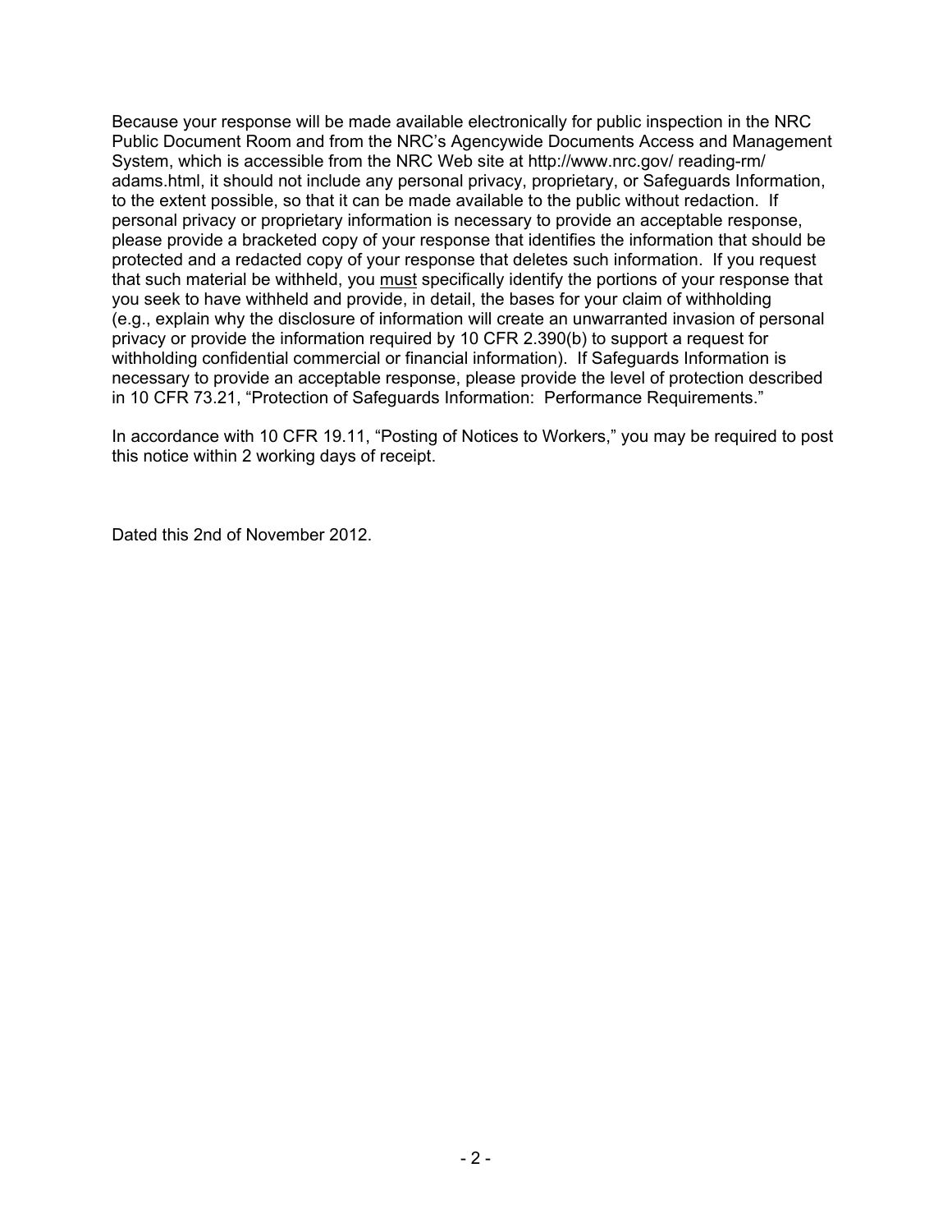Because your response will be made available electronically for public inspection in the NRC Public Document Room and from the NRC's Agencywide Documents Access and Management System, which is accessible from the NRC Web site at http://www.nrc.gov/ reading-rm/ adams.html, it should not include any personal privacy, proprietary, or Safeguards Information, to the extent possible, so that it can be made available to the public without redaction. If personal privacy or proprietary information is necessary to provide an acceptable response, please provide a bracketed copy of your response that identifies the information that should be protected and a redacted copy of your response that deletes such information. If you request that such material be withheld, you <u>must</u> specifically identify the portions of your response that you seek to have withheld and provide, in detail, the bases for your claim of withholding (e.g., explain why the disclosure of information will create an unwarranted invasion of personal privacy or provide the information required by 10 CFR 2.390(b) to support a request for withholding confidential commercial or financial information). If Safeguards Information is necessary to provide an acceptable response, please provide the level of protection described in 10 CFR 73.21, "Protection of Safeguards Information: Performance Requirements."

In accordance with 10 CFR 19.11, "Posting of Notices to Workers," you may be required to post this notice within 2 working days of receipt.

Dated this 2nd of November 2012.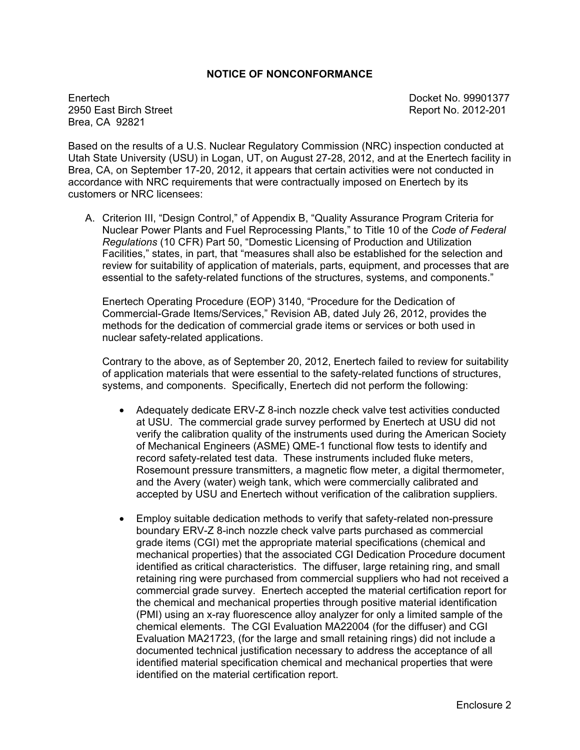## NOTICE OF NONCONFORMANCE

Enertech
2950 East Birch Street
Brea, CA 92821

Docket No. 99901377
Report No. 2012-201

Based on the results of a U.S. Nuclear Regulatory Commission (NRC) inspection conducted at Utah State University (USU) in Logan, UT, on August 27-28, 2012, and at the Enertech facility in Brea, CA, on September 17-20, 2012, it appears that certain activities were not conducted in accordance with NRC requirements that were contractually imposed on Enertech by its customers or NRC licensees:

A. Criterion III, "Design Control," of Appendix B, "Quality Assurance Program Criteria for Nuclear Power Plants and Fuel Reprocessing Plants," to Title 10 of the *Code of Federal Regulations* (10 CFR) Part 50, "Domestic Licensing of Production and Utilization Facilities," states, in part, that "measures shall also be established for the selection and review for suitability of application of materials, parts, equipment, and processes that are essential to the safety-related functions of the structures, systems, and components."

   Enertech Operating Procedure (EOP) 3140, "Procedure for the Dedication of Commercial-Grade Items/Services," Revision AB, dated July 26, 2012, provides the methods for the dedication of commercial grade items or services or both used in nuclear safety-related applications.

   Contrary to the above, as of September 20, 2012, Enertech failed to review for suitability of application materials that were essential to the safety-related functions of structures, systems, and components. Specifically, Enertech did not perform the following:

   - Adequately dedicate ERV-Z 8-inch nozzle check valve test activities conducted at USU. The commercial grade survey performed by Enertech at USU did not verify the calibration quality of the instruments used during the American Society of Mechanical Engineers (ASME) QME-1 functional flow tests to identify and record safety-related test data. These instruments included fluke meters, Rosemount pressure transmitters, a magnetic flow meter, a digital thermometer, and the Avery (water) weigh tank, which were commercially calibrated and accepted by USU and Enertech without verification of the calibration suppliers.

   - Employ suitable dedication methods to verify that safety-related non-pressure boundary ERV-Z 8-inch nozzle check valve parts purchased as commercial grade items (CGI) met the appropriate material specifications (chemical and mechanical properties) that the associated CGI Dedication Procedure document identified as critical characteristics. The diffuser, large retaining ring, and small retaining ring were purchased from commercial suppliers who had not received a commercial grade survey. Enertech accepted the material certification report for the chemical and mechanical properties through positive material identification (PMI) using an x-ray fluorescence alloy analyzer for only a limited sample of the chemical elements. The CGI Evaluation MA22004 (for the diffuser) and CGI Evaluation MA21723, (for the large and small retaining rings) did not include a documented technical justification necessary to address the acceptance of all identified material specification chemical and mechanical properties that were identified on the material certification report.

Enclosure 2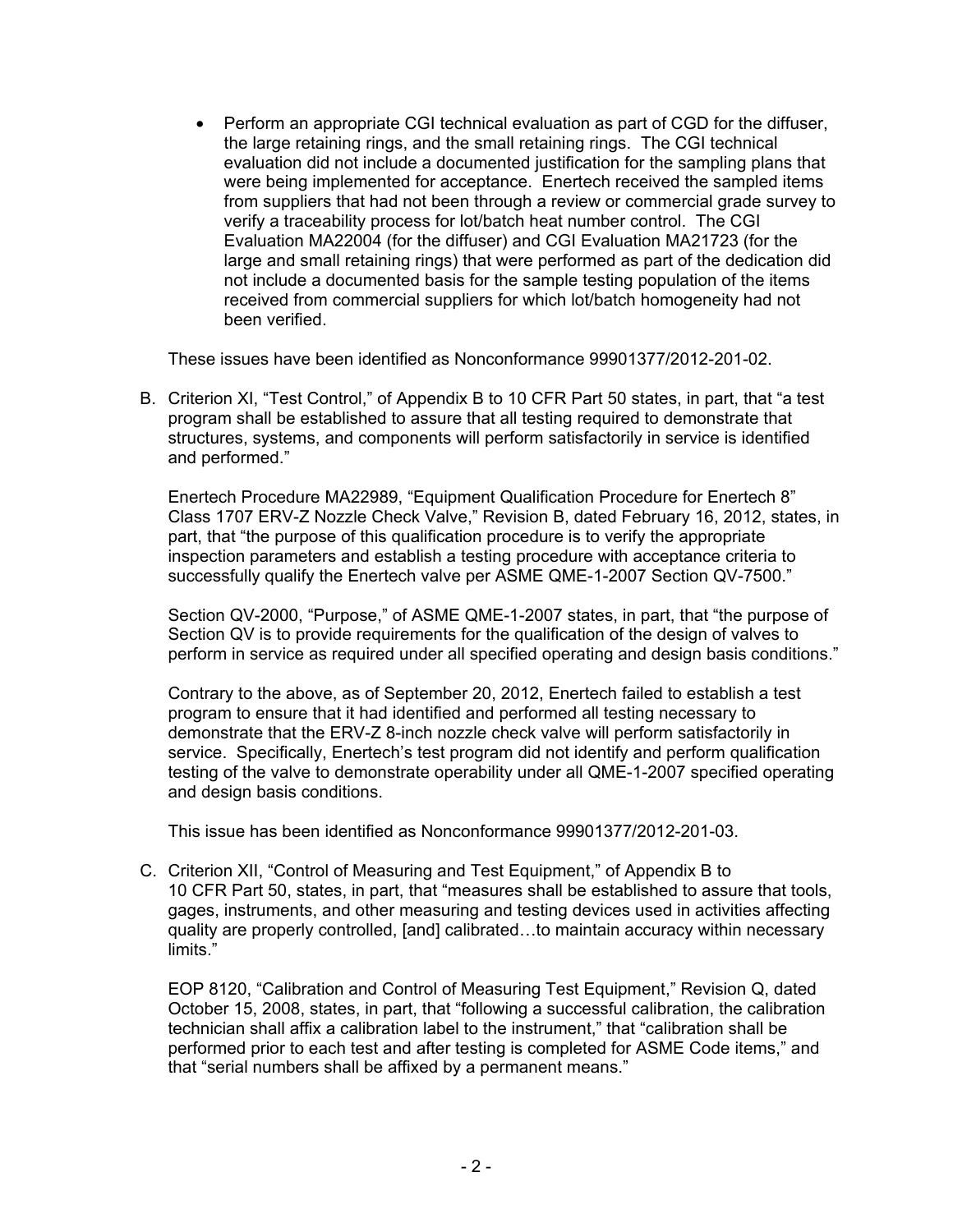- Perform an appropriate CGI technical evaluation as part of CGD for the diffuser, the large retaining rings, and the small retaining rings. The CGI technical evaluation did not include a documented justification for the sampling plans that were being implemented for acceptance. Enertech received the sampled items from suppliers that had not been through a review or commercial grade survey to verify a traceability process for lot/batch heat number control. The CGI Evaluation MA22004 (for the diffuser) and CGI Evaluation MA21723 (for the large and small retaining rings) that were performed as part of the dedication did not include a documented basis for the sample testing population of the items received from commercial suppliers for which lot/batch homogeneity had not been verified.

These issues have been identified as Nonconformance 99901377/2012-201-02.

B. Criterion XI, "Test Control," of Appendix B to 10 CFR Part 50 states, in part, that "a test program shall be established to assure that all testing required to demonstrate that structures, systems, and components will perform satisfactorily in service is identified and performed."

Enertech Procedure MA22989, "Equipment Qualification Procedure for Enertech 8" Class 1707 ERV-Z Nozzle Check Valve," Revision B, dated February 16, 2012, states, in part, that "the purpose of this qualification procedure is to verify the appropriate inspection parameters and establish a testing procedure with acceptance criteria to successfully qualify the Enertech valve per ASME QME-1-2007 Section QV-7500."

Section QV-2000, "Purpose," of ASME QME-1-2007 states, in part, that "the purpose of Section QV is to provide requirements for the qualification of the design of valves to perform in service as required under all specified operating and design basis conditions."

Contrary to the above, as of September 20, 2012, Enertech failed to establish a test program to ensure that it had identified and performed all testing necessary to demonstrate that the ERV-Z 8-inch nozzle check valve will perform satisfactorily in service. Specifically, Enertech's test program did not identify and perform qualification testing of the valve to demonstrate operability under all QME-1-2007 specified operating and design basis conditions.

This issue has been identified as Nonconformance 99901377/2012-201-03.

C. Criterion XII, "Control of Measuring and Test Equipment," of Appendix B to 10 CFR Part 50, states, in part, that "measures shall be established to assure that tools, gages, instruments, and other measuring and testing devices used in activities affecting quality are properly controlled, [and] calibrated…to maintain accuracy within necessary limits."

EOP 8120, "Calibration and Control of Measuring Test Equipment," Revision Q, dated October 15, 2008, states, in part, that "following a successful calibration, the calibration technician shall affix a calibration label to the instrument," that "calibration shall be performed prior to each test and after testing is completed for ASME Code items," and that "serial numbers shall be affixed by a permanent means."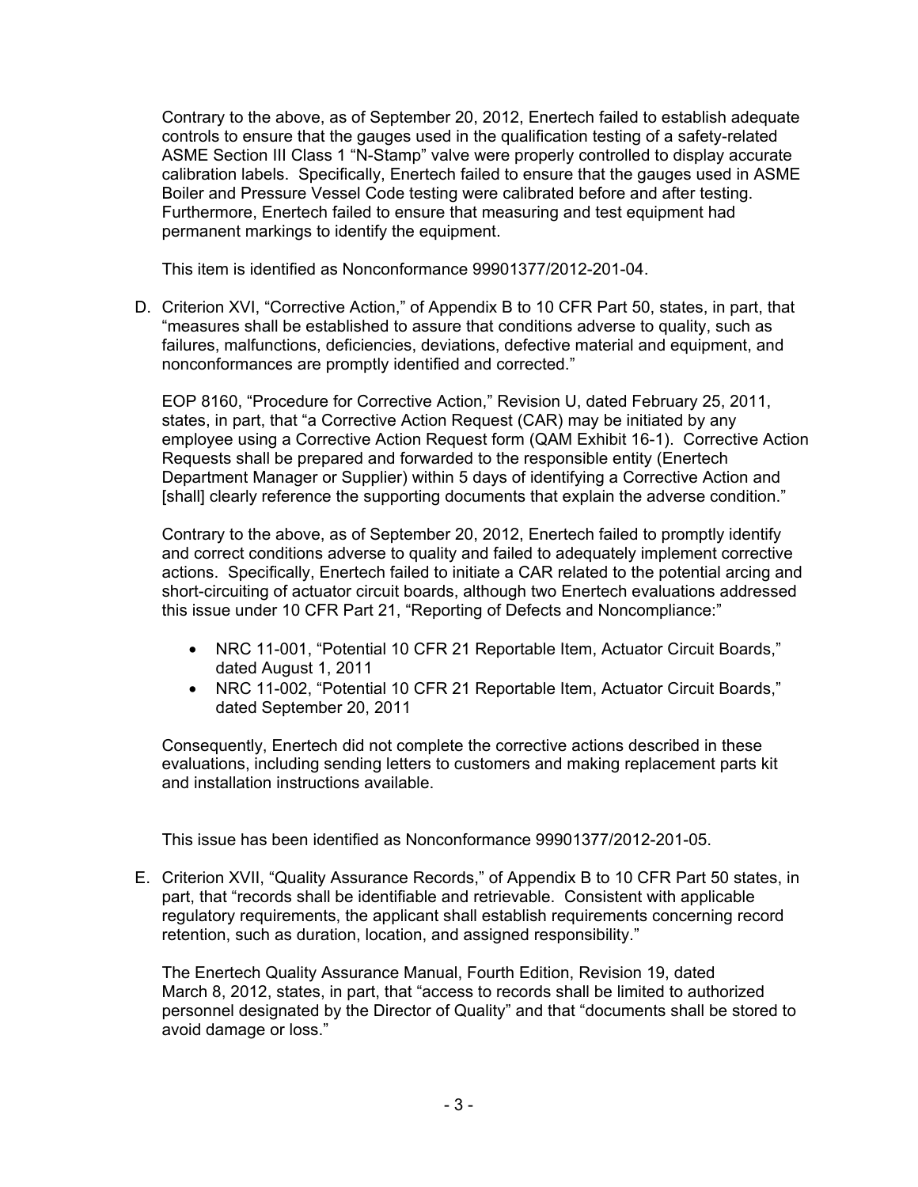Contrary to the above, as of September 20, 2012, Enertech failed to establish adequate controls to ensure that the gauges used in the qualification testing of a safety-related ASME Section III Class 1 "N-Stamp" valve were properly controlled to display accurate calibration labels. Specifically, Enertech failed to ensure that the gauges used in ASME Boiler and Pressure Vessel Code testing were calibrated before and after testing. Furthermore, Enertech failed to ensure that measuring and test equipment had permanent markings to identify the equipment.

This item is identified as Nonconformance 99901377/2012-201-04.

D. Criterion XVI, "Corrective Action," of Appendix B to 10 CFR Part 50, states, in part, that "measures shall be established to assure that conditions adverse to quality, such as failures, malfunctions, deficiencies, deviations, defective material and equipment, and nonconformances are promptly identified and corrected."

EOP 8160, "Procedure for Corrective Action," Revision U, dated February 25, 2011, states, in part, that "a Corrective Action Request (CAR) may be initiated by any employee using a Corrective Action Request form (QAM Exhibit 16-1). Corrective Action Requests shall be prepared and forwarded to the responsible entity (Enertech Department Manager or Supplier) within 5 days of identifying a Corrective Action and [shall] clearly reference the supporting documents that explain the adverse condition."

Contrary to the above, as of September 20, 2012, Enertech failed to promptly identify and correct conditions adverse to quality and failed to adequately implement corrective actions. Specifically, Enertech failed to initiate a CAR related to the potential arcing and short-circuiting of actuator circuit boards, although two Enertech evaluations addressed this issue under 10 CFR Part 21, "Reporting of Defects and Noncompliance:"

- NRC 11-001, "Potential 10 CFR 21 Reportable Item, Actuator Circuit Boards," dated August 1, 2011
- NRC 11-002, "Potential 10 CFR 21 Reportable Item, Actuator Circuit Boards," dated September 20, 2011

Consequently, Enertech did not complete the corrective actions described in these evaluations, including sending letters to customers and making replacement parts kit and installation instructions available.

This issue has been identified as Nonconformance 99901377/2012-201-05.

E. Criterion XVII, "Quality Assurance Records," of Appendix B to 10 CFR Part 50 states, in part, that "records shall be identifiable and retrievable. Consistent with applicable regulatory requirements, the applicant shall establish requirements concerning record retention, such as duration, location, and assigned responsibility."

The Enertech Quality Assurance Manual, Fourth Edition, Revision 19, dated March 8, 2012, states, in part, that "access to records shall be limited to authorized personnel designated by the Director of Quality" and that "documents shall be stored to avoid damage or loss."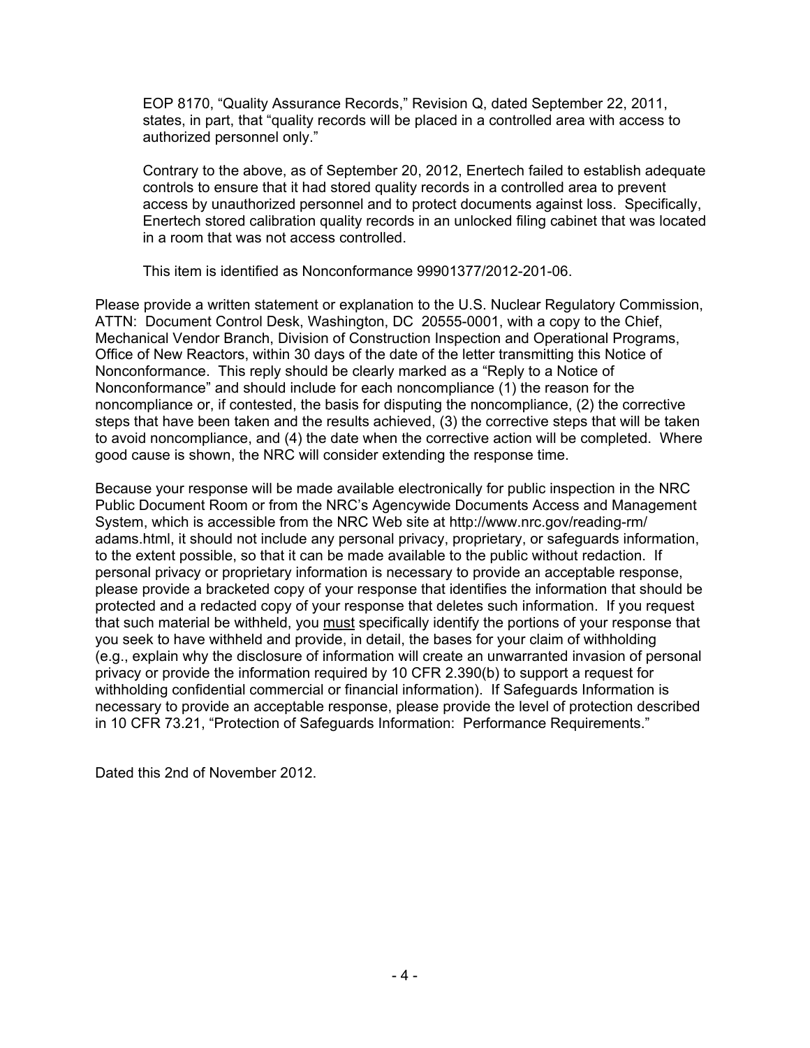EOP 8170, "Quality Assurance Records," Revision Q, dated September 22, 2011, states, in part, that "quality records will be placed in a controlled area with access to authorized personnel only."

Contrary to the above, as of September 20, 2012, Enertech failed to establish adequate controls to ensure that it had stored quality records in a controlled area to prevent access by unauthorized personnel and to protect documents against loss. Specifically, Enertech stored calibration quality records in an unlocked filing cabinet that was located in a room that was not access controlled.

This item is identified as Nonconformance 99901377/2012-201-06.

Please provide a written statement or explanation to the U.S. Nuclear Regulatory Commission, ATTN: Document Control Desk, Washington, DC 20555-0001, with a copy to the Chief, Mechanical Vendor Branch, Division of Construction Inspection and Operational Programs, Office of New Reactors, within 30 days of the date of the letter transmitting this Notice of Nonconformance. This reply should be clearly marked as a "Reply to a Notice of Nonconformance" and should include for each noncompliance (1) the reason for the noncompliance or, if contested, the basis for disputing the noncompliance, (2) the corrective steps that have been taken and the results achieved, (3) the corrective steps that will be taken to avoid noncompliance, and (4) the date when the corrective action will be completed. Where good cause is shown, the NRC will consider extending the response time.

Because your response will be made available electronically for public inspection in the NRC Public Document Room or from the NRC's Agencywide Documents Access and Management System, which is accessible from the NRC Web site at http://www.nrc.gov/reading-rm/adams.html, it should not include any personal privacy, proprietary, or safeguards information, to the extent possible, so that it can be made available to the public without redaction. If personal privacy or proprietary information is necessary to provide an acceptable response, please provide a bracketed copy of your response that identifies the information that should be protected and a redacted copy of your response that deletes such information. If you request that such material be withheld, you <u>must</u> specifically identify the portions of your response that you seek to have withheld and provide, in detail, the bases for your claim of withholding (e.g., explain why the disclosure of information will create an unwarranted invasion of personal privacy or provide the information required by 10 CFR 2.390(b) to support a request for withholding confidential commercial or financial information). If Safeguards Information is necessary to provide an acceptable response, please provide the level of protection described in 10 CFR 73.21, "Protection of Safeguards Information: Performance Requirements."

Dated this 2nd of November 2012.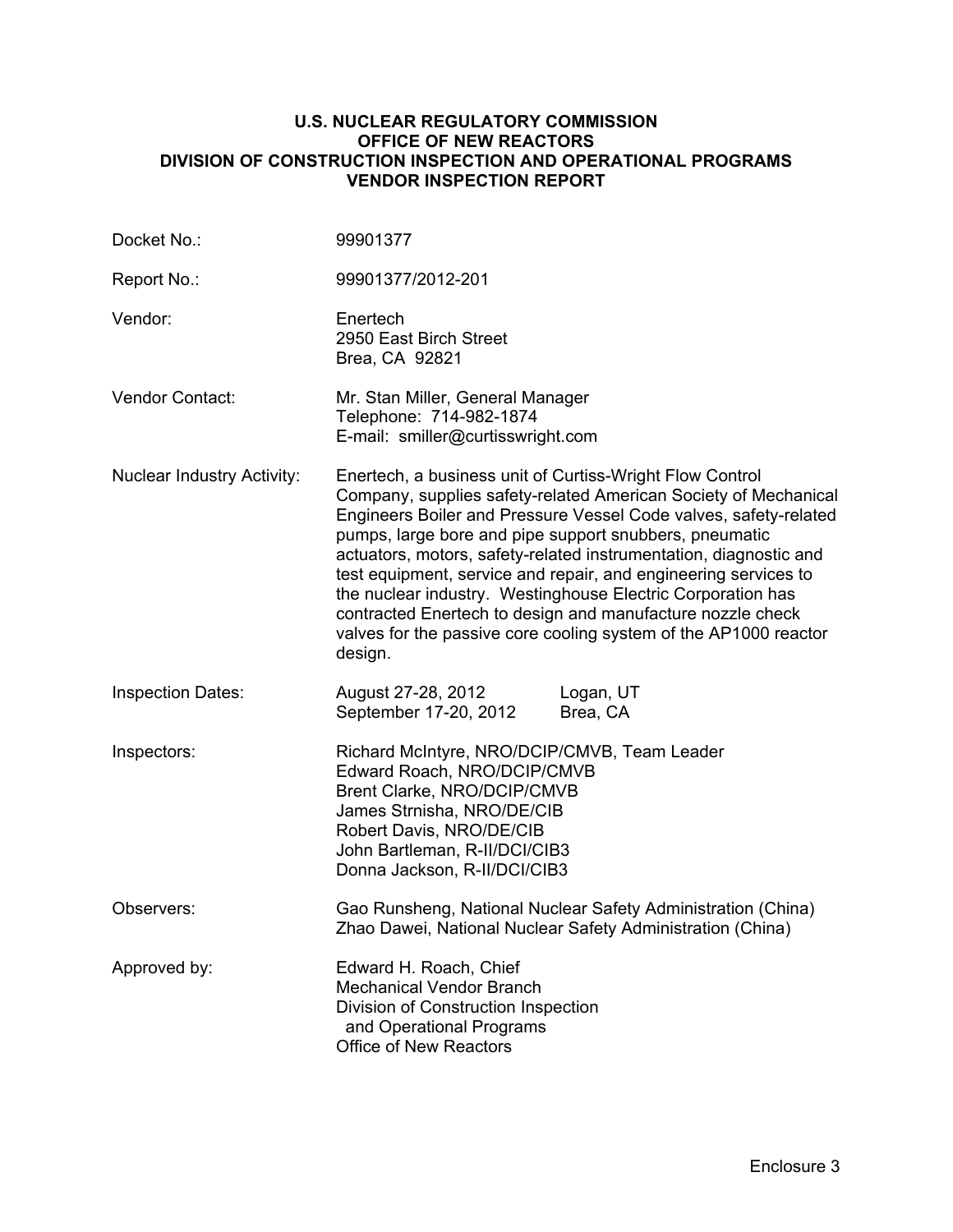**U.S. NUCLEAR REGULATORY COMMISSION**
**OFFICE OF NEW REACTORS**
**DIVISION OF CONSTRUCTION INSPECTION AND OPERATIONAL PROGRAMS**
**VENDOR INSPECTION REPORT**

| | |
|---|---|
| Docket No.: | 99901377 |
| Report No.: | 99901377/2012-201 |
| Vendor: | Enertech<br>2950 East Birch Street<br>Brea, CA 92821 |
| Vendor Contact: | Mr. Stan Miller, General Manager<br>Telephone: 714-982-1874<br>E-mail: smiller@curtisswright.com |
| Nuclear Industry Activity: | Enertech, a business unit of Curtiss-Wright Flow Control Company, supplies safety-related American Society of Mechanical Engineers Boiler and Pressure Vessel Code valves, safety-related pumps, large bore and pipe support snubbers, pneumatic actuators, motors, safety-related instrumentation, diagnostic and test equipment, service and repair, and engineering services to the nuclear industry. Westinghouse Electric Corporation has contracted Enertech to design and manufacture nozzle check valves for the passive core cooling system of the AP1000 reactor design. |
| Inspection Dates: | August 27-28, 2012 Logan, UT<br>September 17-20, 2012 Brea, CA |
| Inspectors: | Richard McIntyre, NRO/DCIP/CMVB, Team Leader<br>Edward Roach, NRO/DCIP/CMVB<br>Brent Clarke, NRO/DCIP/CMVB<br>James Strnisha, NRO/DE/CIB<br>Robert Davis, NRO/DE/CIB<br>John Bartleman, R-II/DCI/CIB3<br>Donna Jackson, R-II/DCI/CIB3 |
| Observers: | Gao Runsheng, National Nuclear Safety Administration (China)<br>Zhao Dawei, National Nuclear Safety Administration (China) |
| Approved by: | Edward H. Roach, Chief<br>Mechanical Vendor Branch<br>Division of Construction Inspection and Operational Programs<br>Office of New Reactors |

Enclosure 3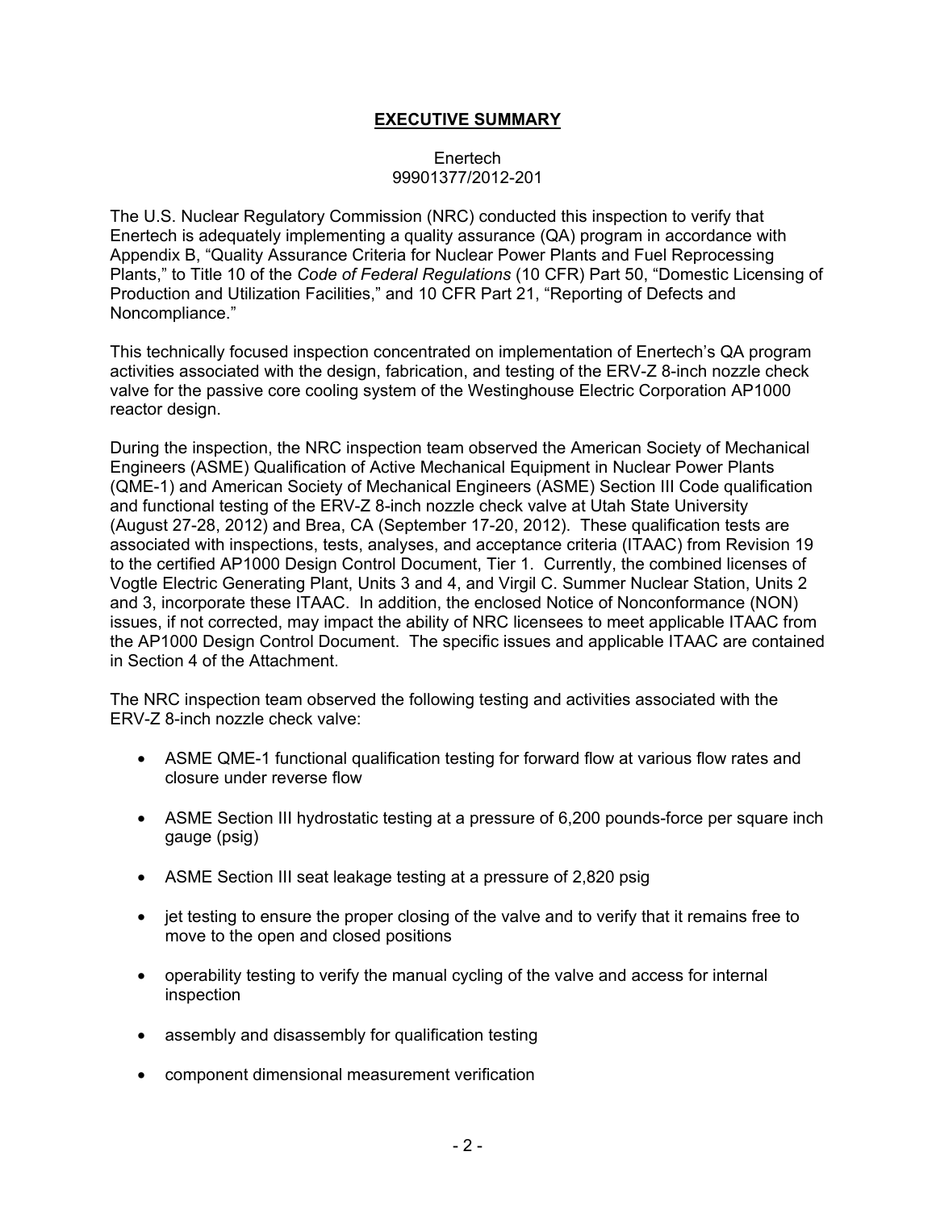# EXECUTIVE SUMMARY

Enertech
99901377/2012-201

The U.S. Nuclear Regulatory Commission (NRC) conducted this inspection to verify that Enertech is adequately implementing a quality assurance (QA) program in accordance with Appendix B, "Quality Assurance Criteria for Nuclear Power Plants and Fuel Reprocessing Plants," to Title 10 of the *Code of Federal Regulations* (10 CFR) Part 50, "Domestic Licensing of Production and Utilization Facilities," and 10 CFR Part 21, "Reporting of Defects and Noncompliance."

This technically focused inspection concentrated on implementation of Enertech's QA program activities associated with the design, fabrication, and testing of the ERV-Z 8-inch nozzle check valve for the passive core cooling system of the Westinghouse Electric Corporation AP1000 reactor design.

During the inspection, the NRC inspection team observed the American Society of Mechanical Engineers (ASME) Qualification of Active Mechanical Equipment in Nuclear Power Plants (QME-1) and American Society of Mechanical Engineers (ASME) Section III Code qualification and functional testing of the ERV-Z 8-inch nozzle check valve at Utah State University (August 27-28, 2012) and Brea, CA (September 17-20, 2012). These qualification tests are associated with inspections, tests, analyses, and acceptance criteria (ITAAC) from Revision 19 to the certified AP1000 Design Control Document, Tier 1. Currently, the combined licenses of Vogtle Electric Generating Plant, Units 3 and 4, and Virgil C. Summer Nuclear Station, Units 2 and 3, incorporate these ITAAC. In addition, the enclosed Notice of Nonconformance (NON) issues, if not corrected, may impact the ability of NRC licensees to meet applicable ITAAC from the AP1000 Design Control Document. The specific issues and applicable ITAAC are contained in Section 4 of the Attachment.

The NRC inspection team observed the following testing and activities associated with the ERV-Z 8-inch nozzle check valve:

- ASME QME-1 functional qualification testing for forward flow at various flow rates and closure under reverse flow
- ASME Section III hydrostatic testing at a pressure of 6,200 pounds-force per square inch gauge (psig)
- ASME Section III seat leakage testing at a pressure of 2,820 psig
- jet testing to ensure the proper closing of the valve and to verify that it remains free to move to the open and closed positions
- operability testing to verify the manual cycling of the valve and access for internal inspection
- assembly and disassembly for qualification testing
- component dimensional measurement verification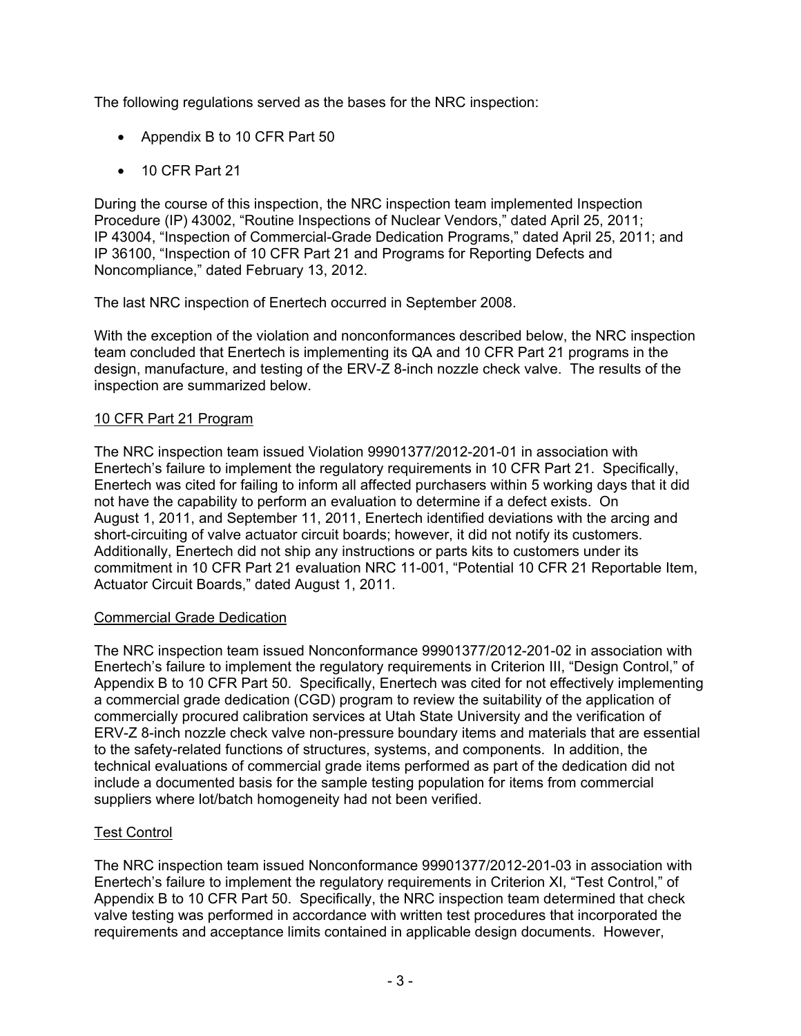The following regulations served as the bases for the NRC inspection:

- Appendix B to 10 CFR Part 50
- 10 CFR Part 21

During the course of this inspection, the NRC inspection team implemented Inspection Procedure (IP) 43002, "Routine Inspections of Nuclear Vendors," dated April 25, 2011; IP 43004, "Inspection of Commercial-Grade Dedication Programs," dated April 25, 2011; and IP 36100, "Inspection of 10 CFR Part 21 and Programs for Reporting Defects and Noncompliance," dated February 13, 2012.

The last NRC inspection of Enertech occurred in September 2008.

With the exception of the violation and nonconformances described below, the NRC inspection team concluded that Enertech is implementing its QA and 10 CFR Part 21 programs in the design, manufacture, and testing of the ERV-Z 8-inch nozzle check valve. The results of the inspection are summarized below.

## 10 CFR Part 21 Program

The NRC inspection team issued Violation 99901377/2012-201-01 in association with Enertech's failure to implement the regulatory requirements in 10 CFR Part 21. Specifically, Enertech was cited for failing to inform all affected purchasers within 5 working days that it did not have the capability to perform an evaluation to determine if a defect exists. On August 1, 2011, and September 11, 2011, Enertech identified deviations with the arcing and short-circuiting of valve actuator circuit boards; however, it did not notify its customers. Additionally, Enertech did not ship any instructions or parts kits to customers under its commitment in 10 CFR Part 21 evaluation NRC 11-001, "Potential 10 CFR 21 Reportable Item, Actuator Circuit Boards," dated August 1, 2011.

## Commercial Grade Dedication

The NRC inspection team issued Nonconformance 99901377/2012-201-02 in association with Enertech's failure to implement the regulatory requirements in Criterion III, "Design Control," of Appendix B to 10 CFR Part 50. Specifically, Enertech was cited for not effectively implementing a commercial grade dedication (CGD) program to review the suitability of the application of commercially procured calibration services at Utah State University and the verification of ERV-Z 8-inch nozzle check valve non-pressure boundary items and materials that are essential to the safety-related functions of structures, systems, and components. In addition, the technical evaluations of commercial grade items performed as part of the dedication did not include a documented basis for the sample testing population for items from commercial suppliers where lot/batch homogeneity had not been verified.

## Test Control

The NRC inspection team issued Nonconformance 99901377/2012-201-03 in association with Enertech's failure to implement the regulatory requirements in Criterion XI, "Test Control," of Appendix B to 10 CFR Part 50. Specifically, the NRC inspection team determined that check valve testing was performed in accordance with written test procedures that incorporated the requirements and acceptance limits contained in applicable design documents. However,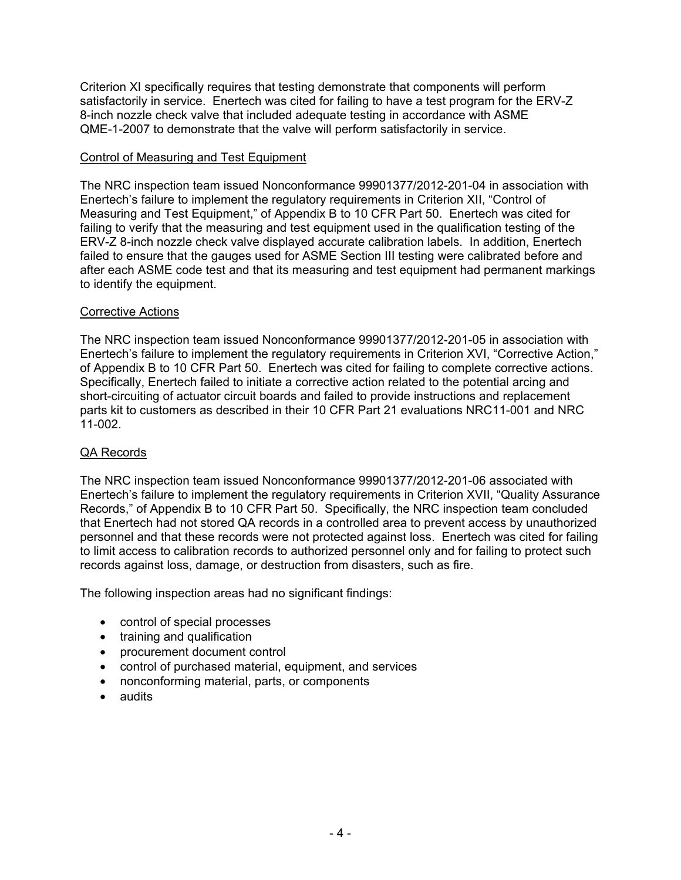Criterion XI specifically requires that testing demonstrate that components will perform satisfactorily in service. Enertech was cited for failing to have a test program for the ERV-Z 8-inch nozzle check valve that included adequate testing in accordance with ASME QME-1-2007 to demonstrate that the valve will perform satisfactorily in service.

Control of Measuring and Test Equipment

The NRC inspection team issued Nonconformance 99901377/2012-201-04 in association with Enertech's failure to implement the regulatory requirements in Criterion XII, "Control of Measuring and Test Equipment," of Appendix B to 10 CFR Part 50. Enertech was cited for failing to verify that the measuring and test equipment used in the qualification testing of the ERV-Z 8-inch nozzle check valve displayed accurate calibration labels. In addition, Enertech failed to ensure that the gauges used for ASME Section III testing were calibrated before and after each ASME code test and that its measuring and test equipment had permanent markings to identify the equipment.

Corrective Actions

The NRC inspection team issued Nonconformance 99901377/2012-201-05 in association with Enertech's failure to implement the regulatory requirements in Criterion XVI, "Corrective Action," of Appendix B to 10 CFR Part 50. Enertech was cited for failing to complete corrective actions. Specifically, Enertech failed to initiate a corrective action related to the potential arcing and short-circuiting of actuator circuit boards and failed to provide instructions and replacement parts kit to customers as described in their 10 CFR Part 21 evaluations NRC11-001 and NRC 11-002.

QA Records

The NRC inspection team issued Nonconformance 99901377/2012-201-06 associated with Enertech's failure to implement the regulatory requirements in Criterion XVII, "Quality Assurance Records," of Appendix B to 10 CFR Part 50. Specifically, the NRC inspection team concluded that Enertech had not stored QA records in a controlled area to prevent access by unauthorized personnel and that these records were not protected against loss. Enertech was cited for failing to limit access to calibration records to authorized personnel only and for failing to protect such records against loss, damage, or destruction from disasters, such as fire.

The following inspection areas had no significant findings:

- control of special processes
- training and qualification
- procurement document control
- control of purchased material, equipment, and services
- nonconforming material, parts, or components
- audits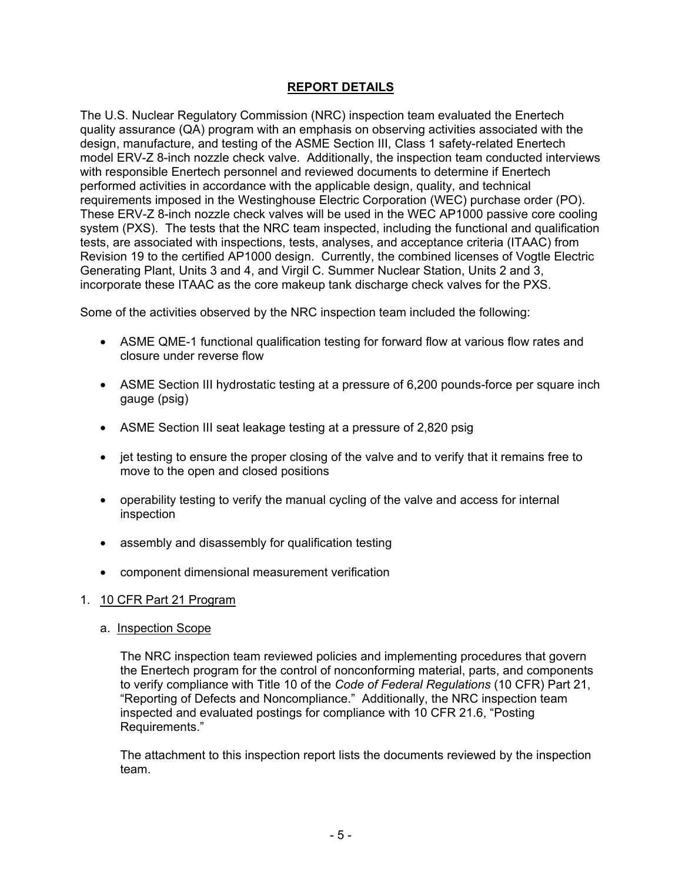## REPORT DETAILS

The U.S. Nuclear Regulatory Commission (NRC) inspection team evaluated the Enertech quality assurance (QA) program with an emphasis on observing activities associated with the design, manufacture, and testing of the ASME Section III, Class 1 safety-related Enertech model ERV-Z 8-inch nozzle check valve. Additionally, the inspection team conducted interviews with responsible Enertech personnel and reviewed documents to determine if Enertech performed activities in accordance with the applicable design, quality, and technical requirements imposed in the Westinghouse Electric Corporation (WEC) purchase order (PO). These ERV-Z 8-inch nozzle check valves will be used in the WEC AP1000 passive core cooling system (PXS). The tests that the NRC team inspected, including the functional and qualification tests, are associated with inspections, tests, analyses, and acceptance criteria (ITAAC) from Revision 19 to the certified AP1000 design. Currently, the combined licenses of Vogtle Electric Generating Plant, Units 3 and 4, and Virgil C. Summer Nuclear Station, Units 2 and 3, incorporate these ITAAC as the core makeup tank discharge check valves for the PXS.

Some of the activities observed by the NRC inspection team included the following:

- ASME QME-1 functional qualification testing for forward flow at various flow rates and closure under reverse flow
- ASME Section III hydrostatic testing at a pressure of 6,200 pounds-force per square inch gauge (psig)
- ASME Section III seat leakage testing at a pressure of 2,820 psig
- jet testing to ensure the proper closing of the valve and to verify that it remains free to move to the open and closed positions
- operability testing to verify the manual cycling of the valve and access for internal inspection
- assembly and disassembly for qualification testing
- component dimensional measurement verification

1. 10 CFR Part 21 Program

   a. Inspection Scope

   The NRC inspection team reviewed policies and implementing procedures that govern the Enertech program for the control of nonconforming material, parts, and components to verify compliance with Title 10 of the *Code of Federal Regulations* (10 CFR) Part 21, "Reporting of Defects and Noncompliance." Additionally, the NRC inspection team inspected and evaluated postings for compliance with 10 CFR 21.6, "Posting Requirements."

   The attachment to this inspection report lists the documents reviewed by the inspection team.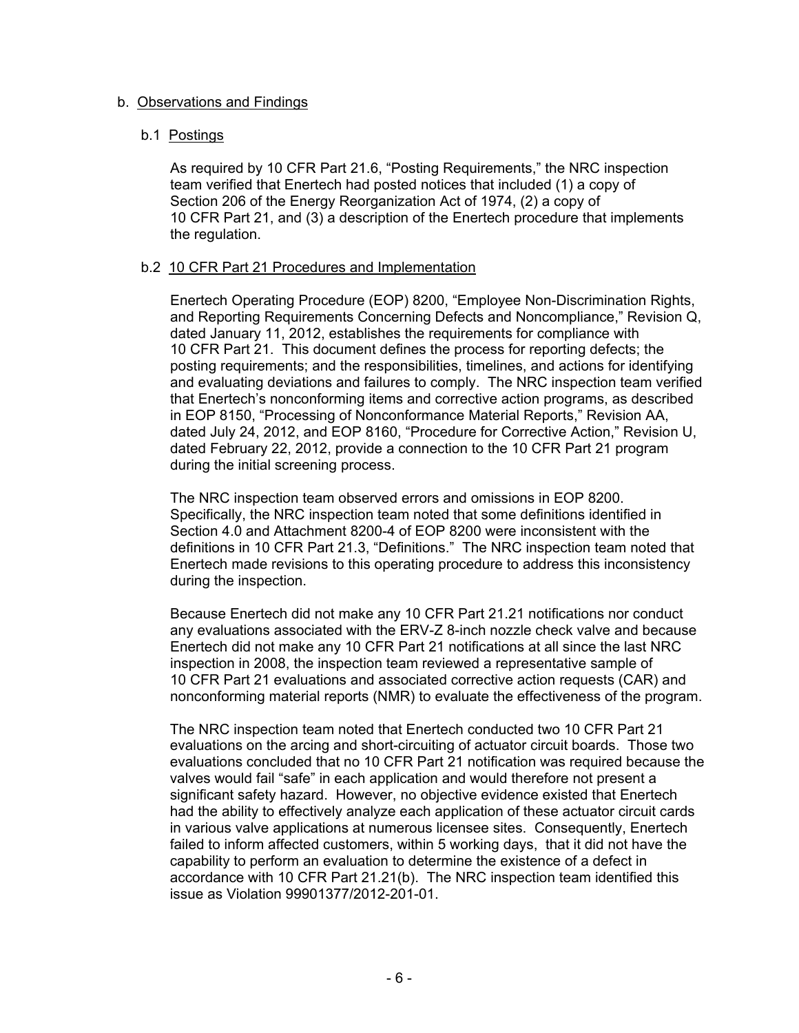b. Observations and Findings

b.1 Postings

As required by 10 CFR Part 21.6, "Posting Requirements," the NRC inspection team verified that Enertech had posted notices that included (1) a copy of Section 206 of the Energy Reorganization Act of 1974, (2) a copy of 10 CFR Part 21, and (3) a description of the Enertech procedure that implements the regulation.

b.2 10 CFR Part 21 Procedures and Implementation

Enertech Operating Procedure (EOP) 8200, "Employee Non-Discrimination Rights, and Reporting Requirements Concerning Defects and Noncompliance," Revision Q, dated January 11, 2012, establishes the requirements for compliance with 10 CFR Part 21. This document defines the process for reporting defects; the posting requirements; and the responsibilities, timelines, and actions for identifying and evaluating deviations and failures to comply. The NRC inspection team verified that Enertech's nonconforming items and corrective action programs, as described in EOP 8150, "Processing of Nonconformance Material Reports," Revision AA, dated July 24, 2012, and EOP 8160, "Procedure for Corrective Action," Revision U, dated February 22, 2012, provide a connection to the 10 CFR Part 21 program during the initial screening process.

The NRC inspection team observed errors and omissions in EOP 8200. Specifically, the NRC inspection team noted that some definitions identified in Section 4.0 and Attachment 8200-4 of EOP 8200 were inconsistent with the definitions in 10 CFR Part 21.3, "Definitions." The NRC inspection team noted that Enertech made revisions to this operating procedure to address this inconsistency during the inspection.

Because Enertech did not make any 10 CFR Part 21.21 notifications nor conduct any evaluations associated with the ERV-Z 8-inch nozzle check valve and because Enertech did not make any 10 CFR Part 21 notifications at all since the last NRC inspection in 2008, the inspection team reviewed a representative sample of 10 CFR Part 21 evaluations and associated corrective action requests (CAR) and nonconforming material reports (NMR) to evaluate the effectiveness of the program.

The NRC inspection team noted that Enertech conducted two 10 CFR Part 21 evaluations on the arcing and short-circuiting of actuator circuit boards. Those two evaluations concluded that no 10 CFR Part 21 notification was required because the valves would fail "safe" in each application and would therefore not present a significant safety hazard. However, no objective evidence existed that Enertech had the ability to effectively analyze each application of these actuator circuit cards in various valve applications at numerous licensee sites. Consequently, Enertech failed to inform affected customers, within 5 working days, that it did not have the capability to perform an evaluation to determine the existence of a defect in accordance with 10 CFR Part 21.21(b). The NRC inspection team identified this issue as Violation 99901377/2012-201-01.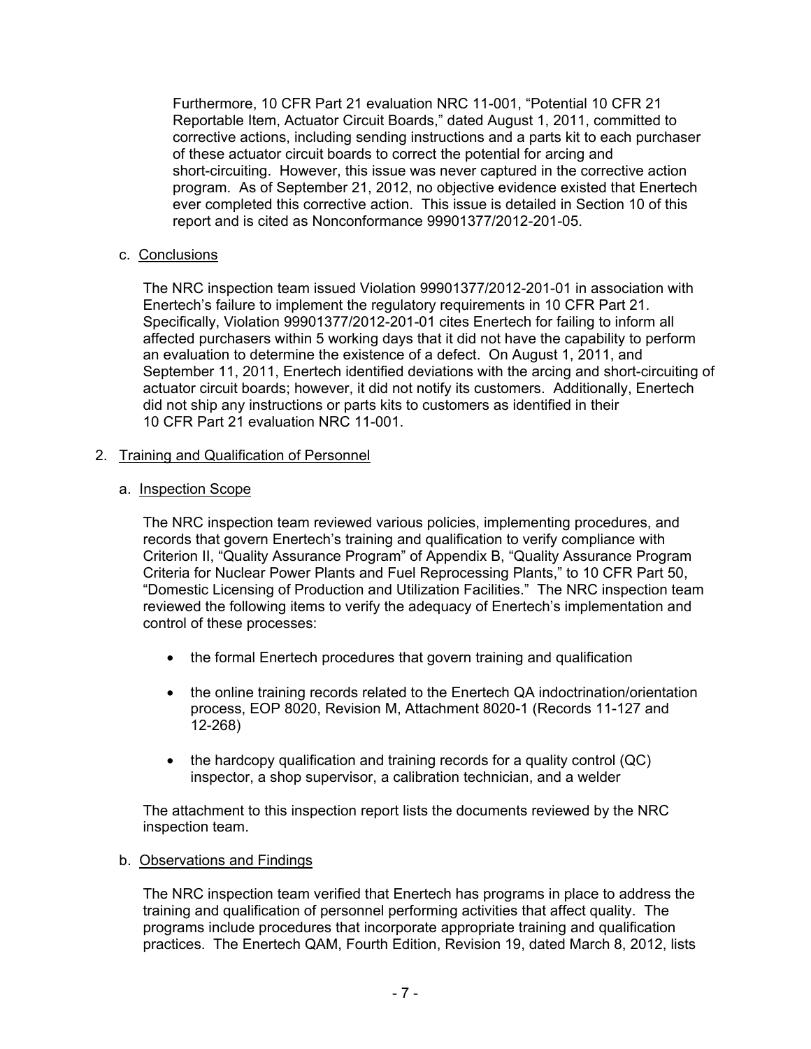Furthermore, 10 CFR Part 21 evaluation NRC 11-001, "Potential 10 CFR 21 Reportable Item, Actuator Circuit Boards," dated August 1, 2011, committed to corrective actions, including sending instructions and a parts kit to each purchaser of these actuator circuit boards to correct the potential for arcing and short-circuiting. However, this issue was never captured in the corrective action program. As of September 21, 2012, no objective evidence existed that Enertech ever completed this corrective action. This issue is detailed in Section 10 of this report and is cited as Nonconformance 99901377/2012-201-05.

c. Conclusions

The NRC inspection team issued Violation 99901377/2012-201-01 in association with Enertech's failure to implement the regulatory requirements in 10 CFR Part 21. Specifically, Violation 99901377/2012-201-01 cites Enertech for failing to inform all affected purchasers within 5 working days that it did not have the capability to perform an evaluation to determine the existence of a defect. On August 1, 2011, and September 11, 2011, Enertech identified deviations with the arcing and short-circuiting of actuator circuit boards; however, it did not notify its customers. Additionally, Enertech did not ship any instructions or parts kits to customers as identified in their 10 CFR Part 21 evaluation NRC 11-001.

2. Training and Qualification of Personnel

a. Inspection Scope

The NRC inspection team reviewed various policies, implementing procedures, and records that govern Enertech's training and qualification to verify compliance with Criterion II, "Quality Assurance Program" of Appendix B, "Quality Assurance Program Criteria for Nuclear Power Plants and Fuel Reprocessing Plants," to 10 CFR Part 50, "Domestic Licensing of Production and Utilization Facilities." The NRC inspection team reviewed the following items to verify the adequacy of Enertech's implementation and control of these processes:

- the formal Enertech procedures that govern training and qualification
- the online training records related to the Enertech QA indoctrination/orientation process, EOP 8020, Revision M, Attachment 8020-1 (Records 11-127 and 12-268)
- the hardcopy qualification and training records for a quality control (QC) inspector, a shop supervisor, a calibration technician, and a welder

The attachment to this inspection report lists the documents reviewed by the NRC inspection team.

b. Observations and Findings

The NRC inspection team verified that Enertech has programs in place to address the training and qualification of personnel performing activities that affect quality. The programs include procedures that incorporate appropriate training and qualification practices. The Enertech QAM, Fourth Edition, Revision 19, dated March 8, 2012, lists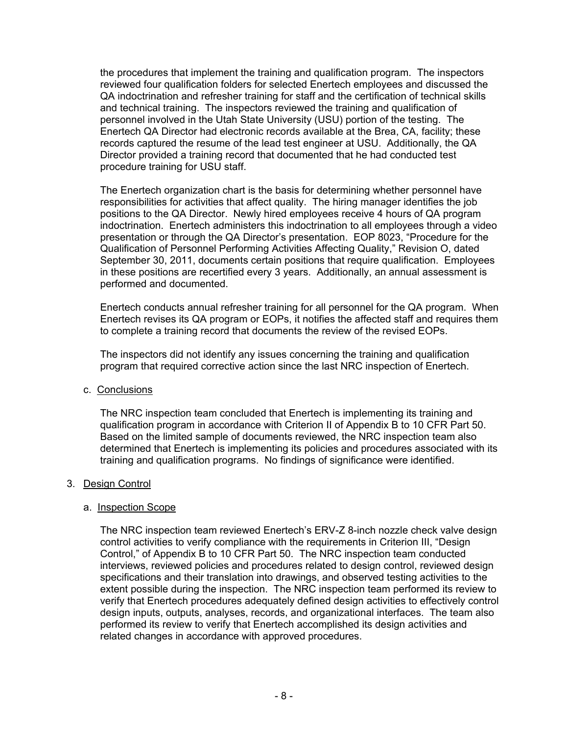the procedures that implement the training and qualification program. The inspectors reviewed four qualification folders for selected Enertech employees and discussed the QA indoctrination and refresher training for staff and the certification of technical skills and technical training. The inspectors reviewed the training and qualification of personnel involved in the Utah State University (USU) portion of the testing. The Enertech QA Director had electronic records available at the Brea, CA, facility; these records captured the resume of the lead test engineer at USU. Additionally, the QA Director provided a training record that documented that he had conducted test procedure training for USU staff.

The Enertech organization chart is the basis for determining whether personnel have responsibilities for activities that affect quality. The hiring manager identifies the job positions to the QA Director. Newly hired employees receive 4 hours of QA program indoctrination. Enertech administers this indoctrination to all employees through a video presentation or through the QA Director's presentation. EOP 8023, "Procedure for the Qualification of Personnel Performing Activities Affecting Quality," Revision O, dated September 30, 2011, documents certain positions that require qualification. Employees in these positions are recertified every 3 years. Additionally, an annual assessment is performed and documented.

Enertech conducts annual refresher training for all personnel for the QA program. When Enertech revises its QA program or EOPs, it notifies the affected staff and requires them to complete a training record that documents the review of the revised EOPs.

The inspectors did not identify any issues concerning the training and qualification program that required corrective action since the last NRC inspection of Enertech.

c. Conclusions

The NRC inspection team concluded that Enertech is implementing its training and qualification program in accordance with Criterion II of Appendix B to 10 CFR Part 50. Based on the limited sample of documents reviewed, the NRC inspection team also determined that Enertech is implementing its policies and procedures associated with its training and qualification programs. No findings of significance were identified.

## 3. Design Control

a. Inspection Scope

The NRC inspection team reviewed Enertech's ERV-Z 8-inch nozzle check valve design control activities to verify compliance with the requirements in Criterion III, "Design Control," of Appendix B to 10 CFR Part 50. The NRC inspection team conducted interviews, reviewed policies and procedures related to design control, reviewed design specifications and their translation into drawings, and observed testing activities to the extent possible during the inspection. The NRC inspection team performed its review to verify that Enertech procedures adequately defined design activities to effectively control design inputs, outputs, analyses, records, and organizational interfaces. The team also performed its review to verify that Enertech accomplished its design activities and related changes in accordance with approved procedures.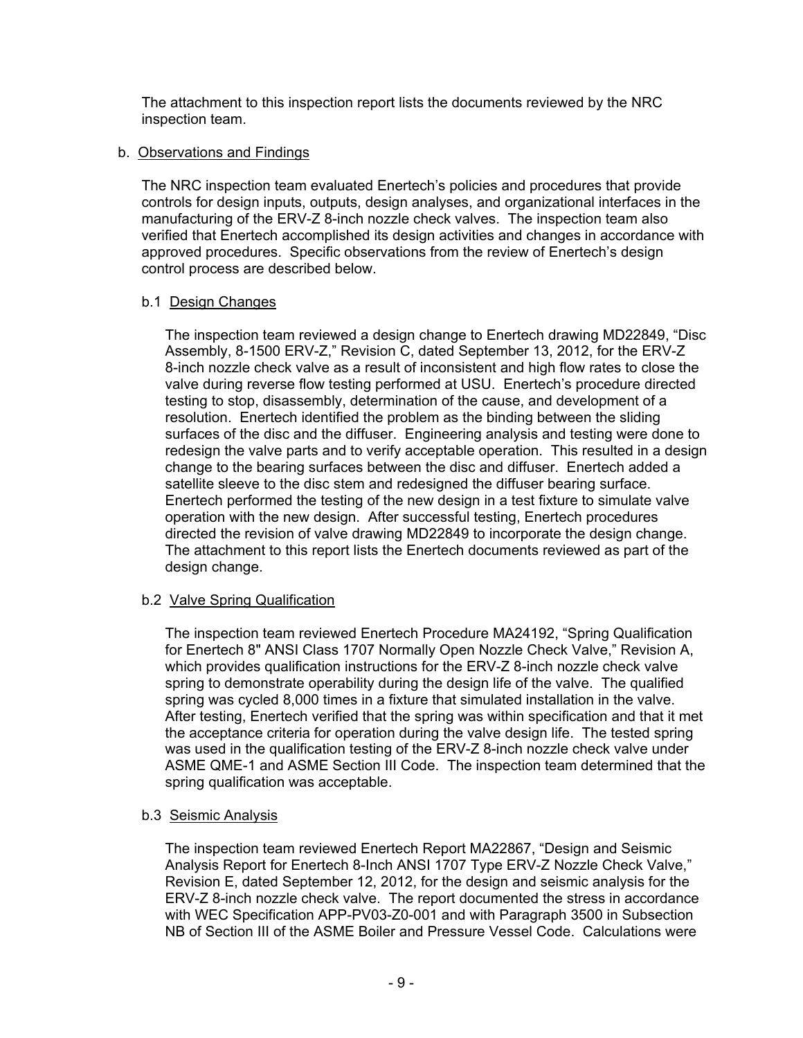The attachment to this inspection report lists the documents reviewed by the NRC inspection team.

b. Observations and Findings

The NRC inspection team evaluated Enertech's policies and procedures that provide controls for design inputs, outputs, design analyses, and organizational interfaces in the manufacturing of the ERV-Z 8-inch nozzle check valves. The inspection team also verified that Enertech accomplished its design activities and changes in accordance with approved procedures. Specific observations from the review of Enertech's design control process are described below.

b.1 Design Changes

The inspection team reviewed a design change to Enertech drawing MD22849, "Disc Assembly, 8-1500 ERV-Z," Revision C, dated September 13, 2012, for the ERV-Z 8-inch nozzle check valve as a result of inconsistent and high flow rates to close the valve during reverse flow testing performed at USU. Enertech's procedure directed testing to stop, disassembly, determination of the cause, and development of a resolution. Enertech identified the problem as the binding between the sliding surfaces of the disc and the diffuser. Engineering analysis and testing were done to redesign the valve parts and to verify acceptable operation. This resulted in a design change to the bearing surfaces between the disc and diffuser. Enertech added a satellite sleeve to the disc stem and redesigned the diffuser bearing surface. Enertech performed the testing of the new design in a test fixture to simulate valve operation with the new design. After successful testing, Enertech procedures directed the revision of valve drawing MD22849 to incorporate the design change. The attachment to this report lists the Enertech documents reviewed as part of the design change.

b.2 Valve Spring Qualification

The inspection team reviewed Enertech Procedure MA24192, "Spring Qualification for Enertech 8" ANSI Class 1707 Normally Open Nozzle Check Valve," Revision A, which provides qualification instructions for the ERV-Z 8-inch nozzle check valve spring to demonstrate operability during the design life of the valve. The qualified spring was cycled 8,000 times in a fixture that simulated installation in the valve. After testing, Enertech verified that the spring was within specification and that it met the acceptance criteria for operation during the valve design life. The tested spring was used in the qualification testing of the ERV-Z 8-inch nozzle check valve under ASME QME-1 and ASME Section III Code. The inspection team determined that the spring qualification was acceptable.

b.3 Seismic Analysis

The inspection team reviewed Enertech Report MA22867, "Design and Seismic Analysis Report for Enertech 8-Inch ANSI 1707 Type ERV-Z Nozzle Check Valve," Revision E, dated September 12, 2012, for the design and seismic analysis for the ERV-Z 8-inch nozzle check valve. The report documented the stress in accordance with WEC Specification APP-PV03-Z0-001 and with Paragraph 3500 in Subsection NB of Section III of the ASME Boiler and Pressure Vessel Code. Calculations were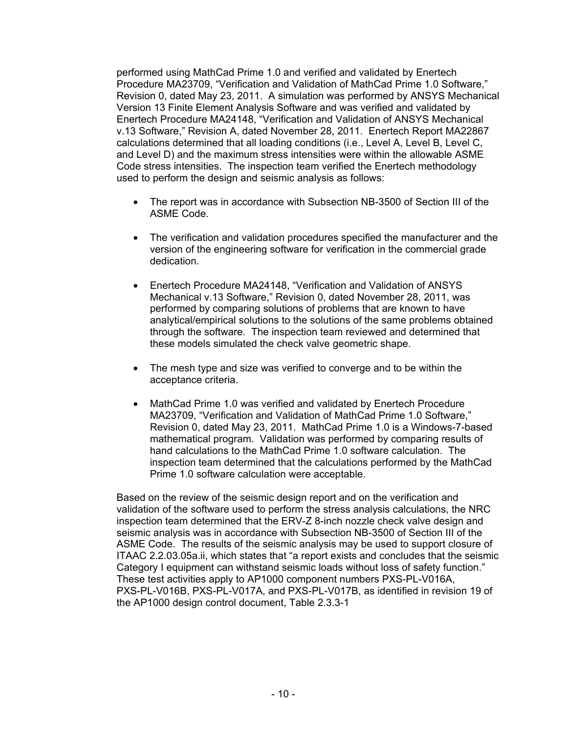performed using MathCad Prime 1.0 and verified and validated by Enertech Procedure MA23709, "Verification and Validation of MathCad Prime 1.0 Software," Revision 0, dated May 23, 2011. A simulation was performed by ANSYS Mechanical Version 13 Finite Element Analysis Software and was verified and validated by Enertech Procedure MA24148, "Verification and Validation of ANSYS Mechanical v.13 Software," Revision A, dated November 28, 2011. Enertech Report MA22867 calculations determined that all loading conditions (i.e., Level A, Level B, Level C, and Level D) and the maximum stress intensities were within the allowable ASME Code stress intensities. The inspection team verified the Enertech methodology used to perform the design and seismic analysis as follows:

- The report was in accordance with Subsection NB-3500 of Section III of the ASME Code.
- The verification and validation procedures specified the manufacturer and the version of the engineering software for verification in the commercial grade dedication.
- Enertech Procedure MA24148, "Verification and Validation of ANSYS Mechanical v.13 Software," Revision 0, dated November 28, 2011, was performed by comparing solutions of problems that are known to have analytical/empirical solutions to the solutions of the same problems obtained through the software. The inspection team reviewed and determined that these models simulated the check valve geometric shape.
- The mesh type and size was verified to converge and to be within the acceptance criteria.
- MathCad Prime 1.0 was verified and validated by Enertech Procedure MA23709, "Verification and Validation of MathCad Prime 1.0 Software," Revision 0, dated May 23, 2011. MathCad Prime 1.0 is a Windows-7-based mathematical program. Validation was performed by comparing results of hand calculations to the MathCad Prime 1.0 software calculation. The inspection team determined that the calculations performed by the MathCad Prime 1.0 software calculation were acceptable.

Based on the review of the seismic design report and on the verification and validation of the software used to perform the stress analysis calculations, the NRC inspection team determined that the ERV-Z 8-inch nozzle check valve design and seismic analysis was in accordance with Subsection NB-3500 of Section III of the ASME Code. The results of the seismic analysis may be used to support closure of ITAAC 2.2.03.05a.ii, which states that "a report exists and concludes that the seismic Category I equipment can withstand seismic loads without loss of safety function." These test activities apply to AP1000 component numbers PXS-PL-V016A, PXS-PL-V016B, PXS-PL-V017A, and PXS-PL-V017B, as identified in revision 19 of the AP1000 design control document, Table 2.3.3-1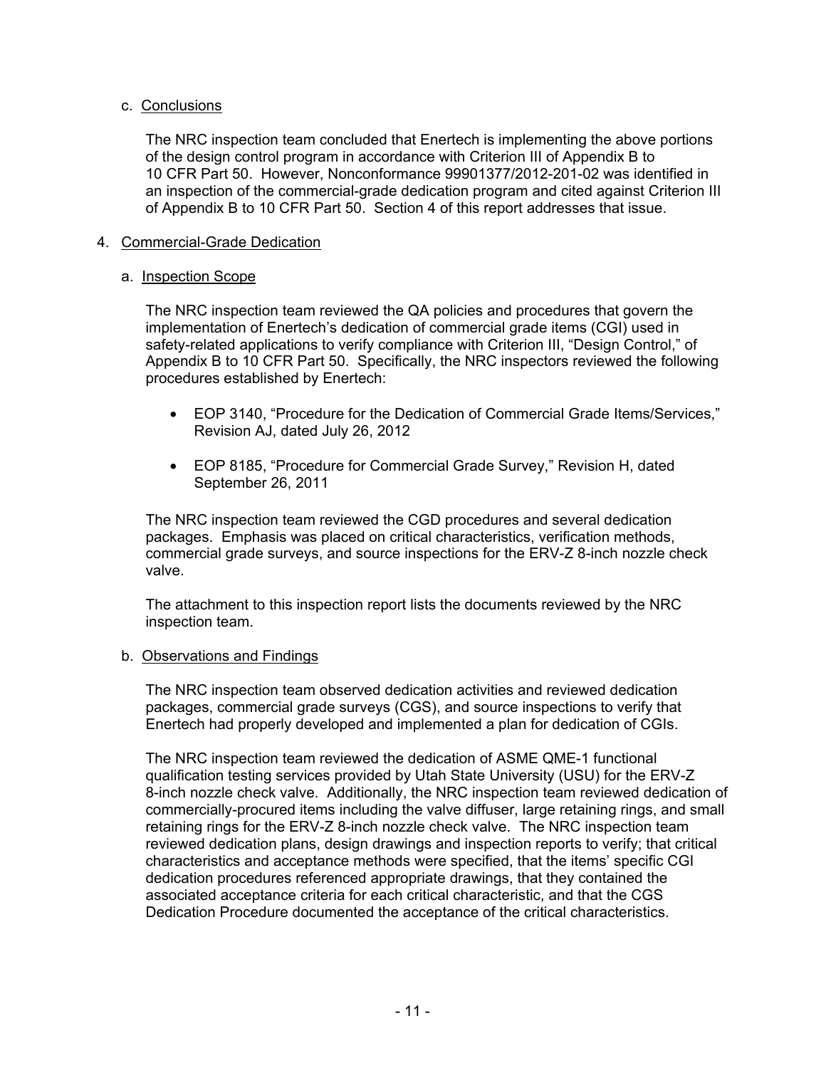c. Conclusions

The NRC inspection team concluded that Enertech is implementing the above portions of the design control program in accordance with Criterion III of Appendix B to 10 CFR Part 50. However, Nonconformance 99901377/2012-201-02 was identified in an inspection of the commercial-grade dedication program and cited against Criterion III of Appendix B to 10 CFR Part 50. Section 4 of this report addresses that issue.

4. Commercial-Grade Dedication

a. Inspection Scope

The NRC inspection team reviewed the QA policies and procedures that govern the implementation of Enertech's dedication of commercial grade items (CGI) used in safety-related applications to verify compliance with Criterion III, "Design Control," of Appendix B to 10 CFR Part 50. Specifically, the NRC inspectors reviewed the following procedures established by Enertech:

- EOP 3140, "Procedure for the Dedication of Commercial Grade Items/Services," Revision AJ, dated July 26, 2012
- EOP 8185, "Procedure for Commercial Grade Survey," Revision H, dated September 26, 2011

The NRC inspection team reviewed the CGD procedures and several dedication packages. Emphasis was placed on critical characteristics, verification methods, commercial grade surveys, and source inspections for the ERV-Z 8-inch nozzle check valve.

The attachment to this inspection report lists the documents reviewed by the NRC inspection team.

b. Observations and Findings

The NRC inspection team observed dedication activities and reviewed dedication packages, commercial grade surveys (CGS), and source inspections to verify that Enertech had properly developed and implemented a plan for dedication of CGIs.

The NRC inspection team reviewed the dedication of ASME QME-1 functional qualification testing services provided by Utah State University (USU) for the ERV-Z 8-inch nozzle check valve. Additionally, the NRC inspection team reviewed dedication of commercially-procured items including the valve diffuser, large retaining rings, and small retaining rings for the ERV-Z 8-inch nozzle check valve. The NRC inspection team reviewed dedication plans, design drawings and inspection reports to verify; that critical characteristics and acceptance methods were specified, that the items' specific CGI dedication procedures referenced appropriate drawings, that they contained the associated acceptance criteria for each critical characteristic, and that the CGS Dedication Procedure documented the acceptance of the critical characteristics.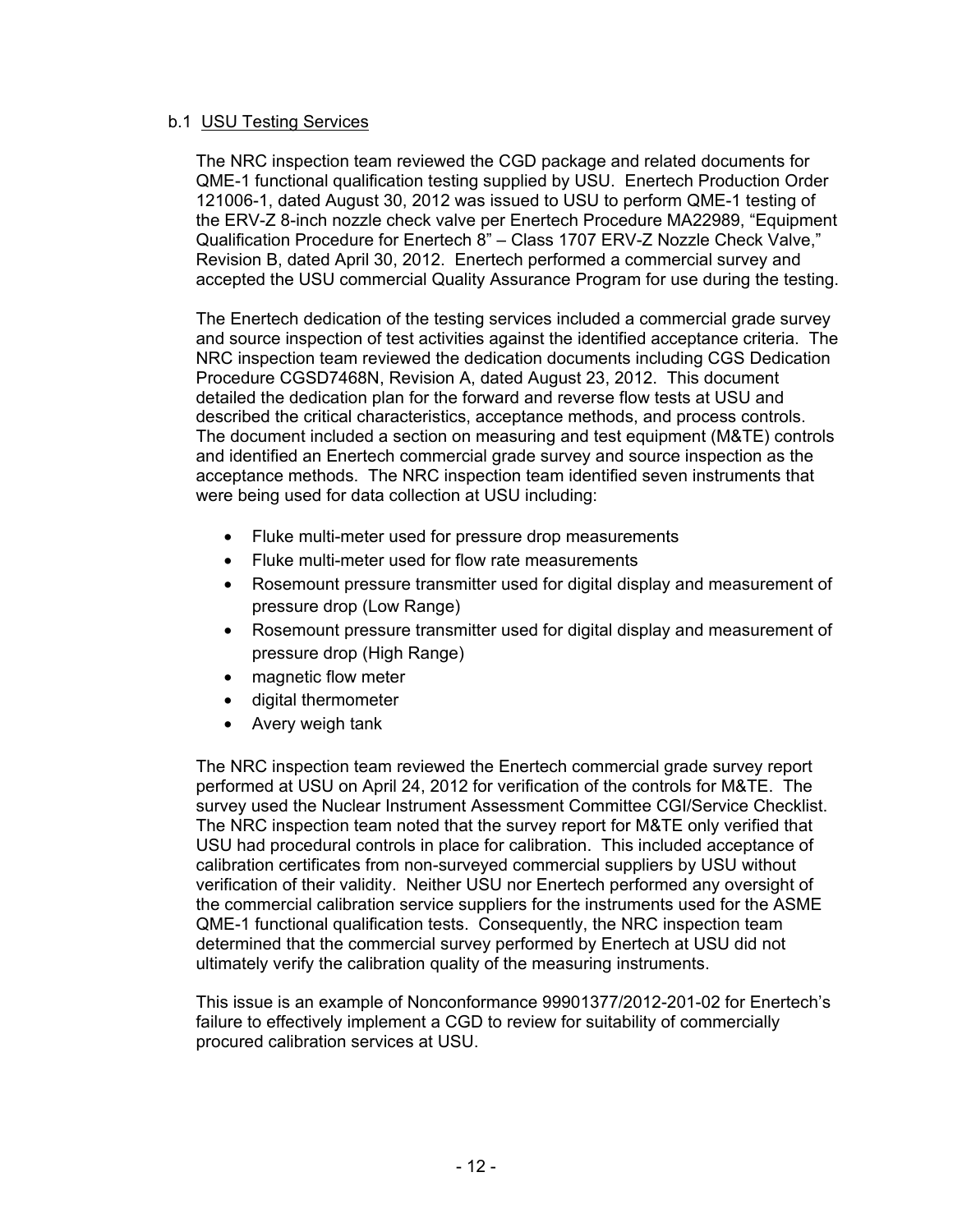b.1 USU Testing Services

The NRC inspection team reviewed the CGD package and related documents for QME-1 functional qualification testing supplied by USU. Enertech Production Order 121006-1, dated August 30, 2012 was issued to USU to perform QME-1 testing of the ERV-Z 8-inch nozzle check valve per Enertech Procedure MA22989, "Equipment Qualification Procedure for Enertech 8" – Class 1707 ERV-Z Nozzle Check Valve," Revision B, dated April 30, 2012. Enertech performed a commercial survey and accepted the USU commercial Quality Assurance Program for use during the testing.

The Enertech dedication of the testing services included a commercial grade survey and source inspection of test activities against the identified acceptance criteria. The NRC inspection team reviewed the dedication documents including CGS Dedication Procedure CGSD7468N, Revision A, dated August 23, 2012. This document detailed the dedication plan for the forward and reverse flow tests at USU and described the critical characteristics, acceptance methods, and process controls. The document included a section on measuring and test equipment (M&TE) controls and identified an Enertech commercial grade survey and source inspection as the acceptance methods. The NRC inspection team identified seven instruments that were being used for data collection at USU including:

- Fluke multi-meter used for pressure drop measurements
- Fluke multi-meter used for flow rate measurements
- Rosemount pressure transmitter used for digital display and measurement of pressure drop (Low Range)
- Rosemount pressure transmitter used for digital display and measurement of pressure drop (High Range)
- magnetic flow meter
- digital thermometer
- Avery weigh tank

The NRC inspection team reviewed the Enertech commercial grade survey report performed at USU on April 24, 2012 for verification of the controls for M&TE. The survey used the Nuclear Instrument Assessment Committee CGI/Service Checklist. The NRC inspection team noted that the survey report for M&TE only verified that USU had procedural controls in place for calibration. This included acceptance of calibration certificates from non-surveyed commercial suppliers by USU without verification of their validity. Neither USU nor Enertech performed any oversight of the commercial calibration service suppliers for the instruments used for the ASME QME-1 functional qualification tests. Consequently, the NRC inspection team determined that the commercial survey performed by Enertech at USU did not ultimately verify the calibration quality of the measuring instruments.

This issue is an example of Nonconformance 99901377/2012-201-02 for Enertech's failure to effectively implement a CGD to review for suitability of commercially procured calibration services at USU.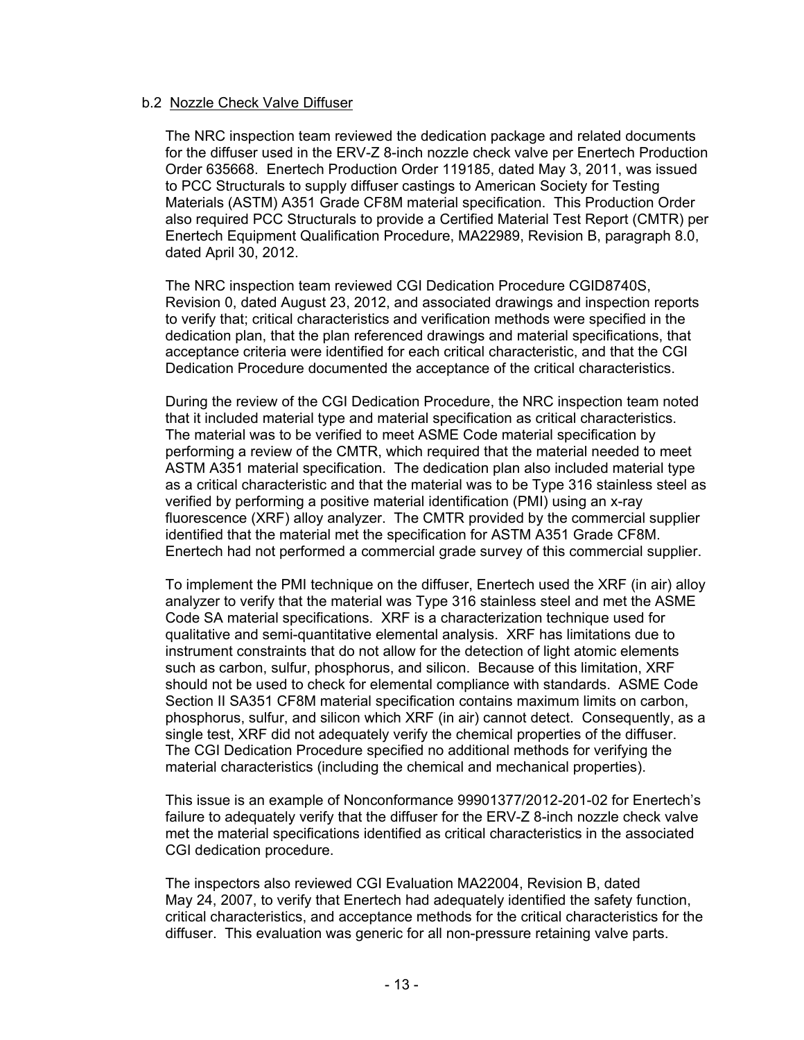b.2 Nozzle Check Valve Diffuser

The NRC inspection team reviewed the dedication package and related documents for the diffuser used in the ERV-Z 8-inch nozzle check valve per Enertech Production Order 635668. Enertech Production Order 119185, dated May 3, 2011, was issued to PCC Structurals to supply diffuser castings to American Society for Testing Materials (ASTM) A351 Grade CF8M material specification. This Production Order also required PCC Structurals to provide a Certified Material Test Report (CMTR) per Enertech Equipment Qualification Procedure, MA22989, Revision B, paragraph 8.0, dated April 30, 2012.

The NRC inspection team reviewed CGI Dedication Procedure CGID8740S, Revision 0, dated August 23, 2012, and associated drawings and inspection reports to verify that; critical characteristics and verification methods were specified in the dedication plan, that the plan referenced drawings and material specifications, that acceptance criteria were identified for each critical characteristic, and that the CGI Dedication Procedure documented the acceptance of the critical characteristics.

During the review of the CGI Dedication Procedure, the NRC inspection team noted that it included material type and material specification as critical characteristics. The material was to be verified to meet ASME Code material specification by performing a review of the CMTR, which required that the material needed to meet ASTM A351 material specification. The dedication plan also included material type as a critical characteristic and that the material was to be Type 316 stainless steel as verified by performing a positive material identification (PMI) using an x-ray fluorescence (XRF) alloy analyzer. The CMTR provided by the commercial supplier identified that the material met the specification for ASTM A351 Grade CF8M. Enertech had not performed a commercial grade survey of this commercial supplier.

To implement the PMI technique on the diffuser, Enertech used the XRF (in air) alloy analyzer to verify that the material was Type 316 stainless steel and met the ASME Code SA material specifications. XRF is a characterization technique used for qualitative and semi-quantitative elemental analysis. XRF has limitations due to instrument constraints that do not allow for the detection of light atomic elements such as carbon, sulfur, phosphorus, and silicon. Because of this limitation, XRF should not be used to check for elemental compliance with standards. ASME Code Section II SA351 CF8M material specification contains maximum limits on carbon, phosphorus, sulfur, and silicon which XRF (in air) cannot detect. Consequently, as a single test, XRF did not adequately verify the chemical properties of the diffuser. The CGI Dedication Procedure specified no additional methods for verifying the material characteristics (including the chemical and mechanical properties).

This issue is an example of Nonconformance 99901377/2012-201-02 for Enertech's failure to adequately verify that the diffuser for the ERV-Z 8-inch nozzle check valve met the material specifications identified as critical characteristics in the associated CGI dedication procedure.

The inspectors also reviewed CGI Evaluation MA22004, Revision B, dated May 24, 2007, to verify that Enertech had adequately identified the safety function, critical characteristics, and acceptance methods for the critical characteristics for the diffuser. This evaluation was generic for all non-pressure retaining valve parts.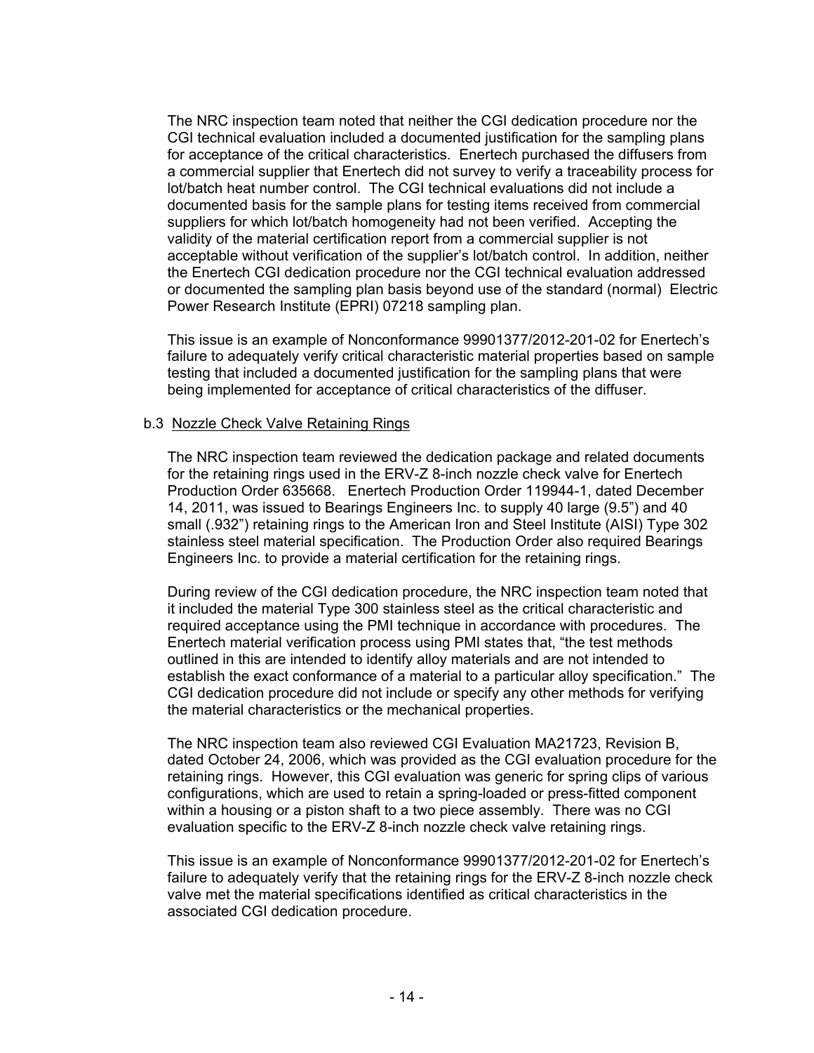The NRC inspection team noted that neither the CGI dedication procedure nor the CGI technical evaluation included a documented justification for the sampling plans for acceptance of the critical characteristics. Enertech purchased the diffusers from a commercial supplier that Enertech did not survey to verify a traceability process for lot/batch heat number control. The CGI technical evaluations did not include a documented basis for the sample plans for testing items received from commercial suppliers for which lot/batch homogeneity had not been verified. Accepting the validity of the material certification report from a commercial supplier is not acceptable without verification of the supplier's lot/batch control. In addition, neither the Enertech CGI dedication procedure nor the CGI technical evaluation addressed or documented the sampling plan basis beyond use of the standard (normal) Electric Power Research Institute (EPRI) 07218 sampling plan.

This issue is an example of Nonconformance 99901377/2012-201-02 for Enertech's failure to adequately verify critical characteristic material properties based on sample testing that included a documented justification for the sampling plans that were being implemented for acceptance of critical characteristics of the diffuser.

b.3 Nozzle Check Valve Retaining Rings

The NRC inspection team reviewed the dedication package and related documents for the retaining rings used in the ERV-Z 8-inch nozzle check valve for Enertech Production Order 635668. Enertech Production Order 119944-1, dated December 14, 2011, was issued to Bearings Engineers Inc. to supply 40 large (9.5") and 40 small (.932") retaining rings to the American Iron and Steel Institute (AISI) Type 302 stainless steel material specification. The Production Order also required Bearings Engineers Inc. to provide a material certification for the retaining rings.

During review of the CGI dedication procedure, the NRC inspection team noted that it included the material Type 300 stainless steel as the critical characteristic and required acceptance using the PMI technique in accordance with procedures. The Enertech material verification process using PMI states that, "the test methods outlined in this are intended to identify alloy materials and are not intended to establish the exact conformance of a material to a particular alloy specification." The CGI dedication procedure did not include or specify any other methods for verifying the material characteristics or the mechanical properties.

The NRC inspection team also reviewed CGI Evaluation MA21723, Revision B, dated October 24, 2006, which was provided as the CGI evaluation procedure for the retaining rings. However, this CGI evaluation was generic for spring clips of various configurations, which are used to retain a spring-loaded or press-fitted component within a housing or a piston shaft to a two piece assembly. There was no CGI evaluation specific to the ERV-Z 8-inch nozzle check valve retaining rings.

This issue is an example of Nonconformance 99901377/2012-201-02 for Enertech's failure to adequately verify that the retaining rings for the ERV-Z 8-inch nozzle check valve met the material specifications identified as critical characteristics in the associated CGI dedication procedure.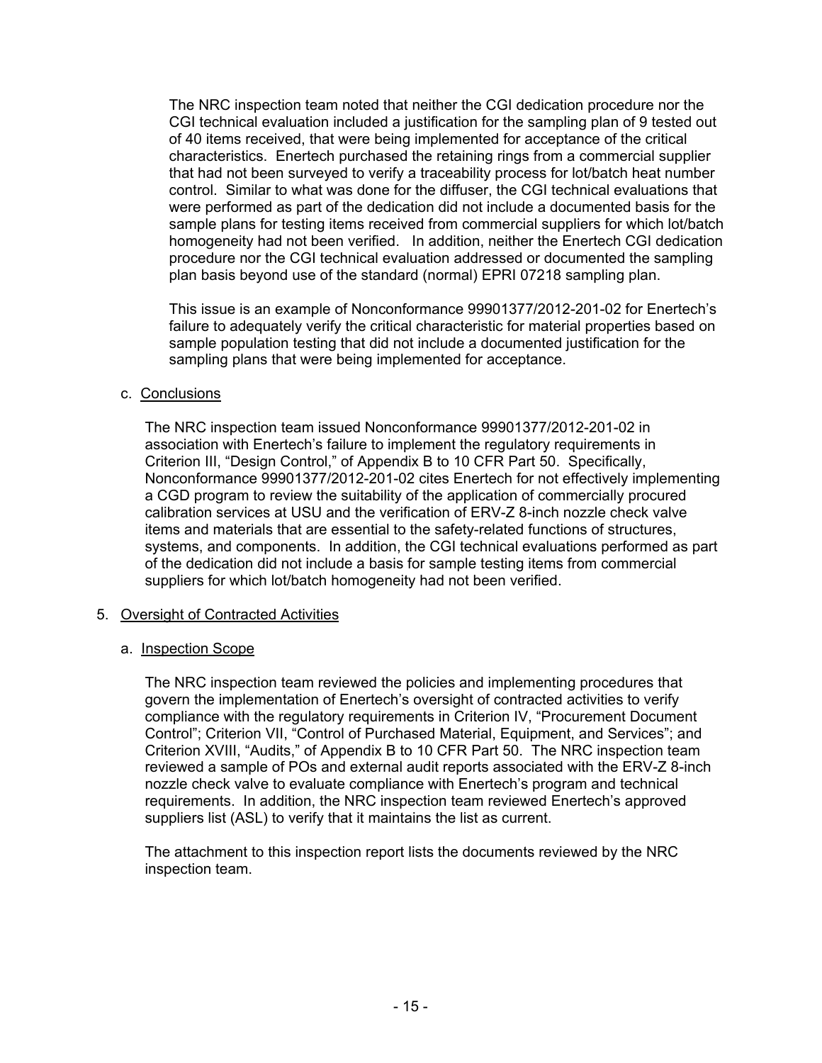The NRC inspection team noted that neither the CGI dedication procedure nor the CGI technical evaluation included a justification for the sampling plan of 9 tested out of 40 items received, that were being implemented for acceptance of the critical characteristics. Enertech purchased the retaining rings from a commercial supplier that had not been surveyed to verify a traceability process for lot/batch heat number control. Similar to what was done for the diffuser, the CGI technical evaluations that were performed as part of the dedication did not include a documented basis for the sample plans for testing items received from commercial suppliers for which lot/batch homogeneity had not been verified. In addition, neither the Enertech CGI dedication procedure nor the CGI technical evaluation addressed or documented the sampling plan basis beyond use of the standard (normal) EPRI 07218 sampling plan.

This issue is an example of Nonconformance 99901377/2012-201-02 for Enertech's failure to adequately verify the critical characteristic for material properties based on sample population testing that did not include a documented justification for the sampling plans that were being implemented for acceptance.

c. Conclusions

The NRC inspection team issued Nonconformance 99901377/2012-201-02 in association with Enertech's failure to implement the regulatory requirements in Criterion III, "Design Control," of Appendix B to 10 CFR Part 50. Specifically, Nonconformance 99901377/2012-201-02 cites Enertech for not effectively implementing a CGD program to review the suitability of the application of commercially procured calibration services at USU and the verification of ERV-Z 8-inch nozzle check valve items and materials that are essential to the safety-related functions of structures, systems, and components. In addition, the CGI technical evaluations performed as part of the dedication did not include a basis for sample testing items from commercial suppliers for which lot/batch homogeneity had not been verified.

5. Oversight of Contracted Activities

a. Inspection Scope

The NRC inspection team reviewed the policies and implementing procedures that govern the implementation of Enertech's oversight of contracted activities to verify compliance with the regulatory requirements in Criterion IV, "Procurement Document Control"; Criterion VII, "Control of Purchased Material, Equipment, and Services"; and Criterion XVIII, "Audits," of Appendix B to 10 CFR Part 50. The NRC inspection team reviewed a sample of POs and external audit reports associated with the ERV-Z 8-inch nozzle check valve to evaluate compliance with Enertech's program and technical requirements. In addition, the NRC inspection team reviewed Enertech's approved suppliers list (ASL) to verify that it maintains the list as current.

The attachment to this inspection report lists the documents reviewed by the NRC inspection team.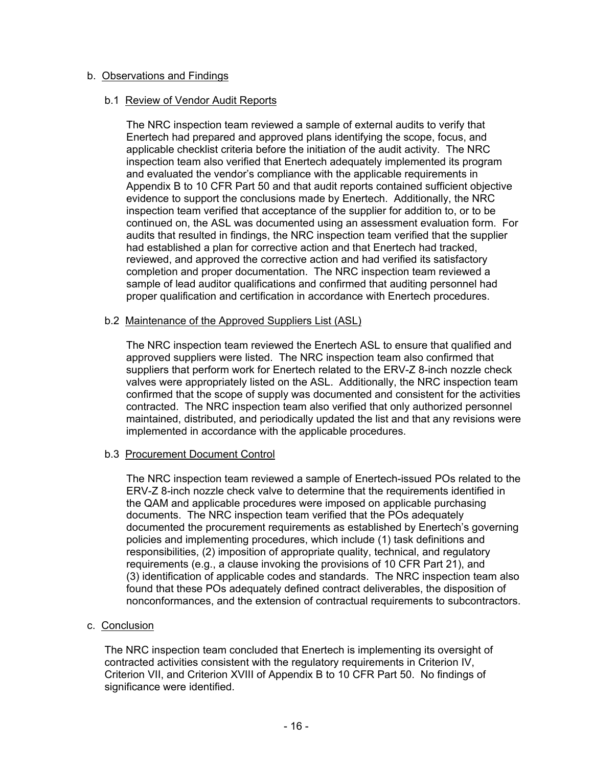b. Observations and Findings

b.1 Review of Vendor Audit Reports

The NRC inspection team reviewed a sample of external audits to verify that Enertech had prepared and approved plans identifying the scope, focus, and applicable checklist criteria before the initiation of the audit activity. The NRC inspection team also verified that Enertech adequately implemented its program and evaluated the vendor's compliance with the applicable requirements in Appendix B to 10 CFR Part 50 and that audit reports contained sufficient objective evidence to support the conclusions made by Enertech. Additionally, the NRC inspection team verified that acceptance of the supplier for addition to, or to be continued on, the ASL was documented using an assessment evaluation form. For audits that resulted in findings, the NRC inspection team verified that the supplier had established a plan for corrective action and that Enertech had tracked, reviewed, and approved the corrective action and had verified its satisfactory completion and proper documentation. The NRC inspection team reviewed a sample of lead auditor qualifications and confirmed that auditing personnel had proper qualification and certification in accordance with Enertech procedures.

b.2 Maintenance of the Approved Suppliers List (ASL)

The NRC inspection team reviewed the Enertech ASL to ensure that qualified and approved suppliers were listed. The NRC inspection team also confirmed that suppliers that perform work for Enertech related to the ERV-Z 8-inch nozzle check valves were appropriately listed on the ASL. Additionally, the NRC inspection team confirmed that the scope of supply was documented and consistent for the activities contracted. The NRC inspection team also verified that only authorized personnel maintained, distributed, and periodically updated the list and that any revisions were implemented in accordance with the applicable procedures.

b.3 Procurement Document Control

The NRC inspection team reviewed a sample of Enertech-issued POs related to the ERV-Z 8-inch nozzle check valve to determine that the requirements identified in the QAM and applicable procedures were imposed on applicable purchasing documents. The NRC inspection team verified that the POs adequately documented the procurement requirements as established by Enertech's governing policies and implementing procedures, which include (1) task definitions and responsibilities, (2) imposition of appropriate quality, technical, and regulatory requirements (e.g., a clause invoking the provisions of 10 CFR Part 21), and (3) identification of applicable codes and standards. The NRC inspection team also found that these POs adequately defined contract deliverables, the disposition of nonconformances, and the extension of contractual requirements to subcontractors.

c. Conclusion

The NRC inspection team concluded that Enertech is implementing its oversight of contracted activities consistent with the regulatory requirements in Criterion IV, Criterion VII, and Criterion XVIII of Appendix B to 10 CFR Part 50. No findings of significance were identified.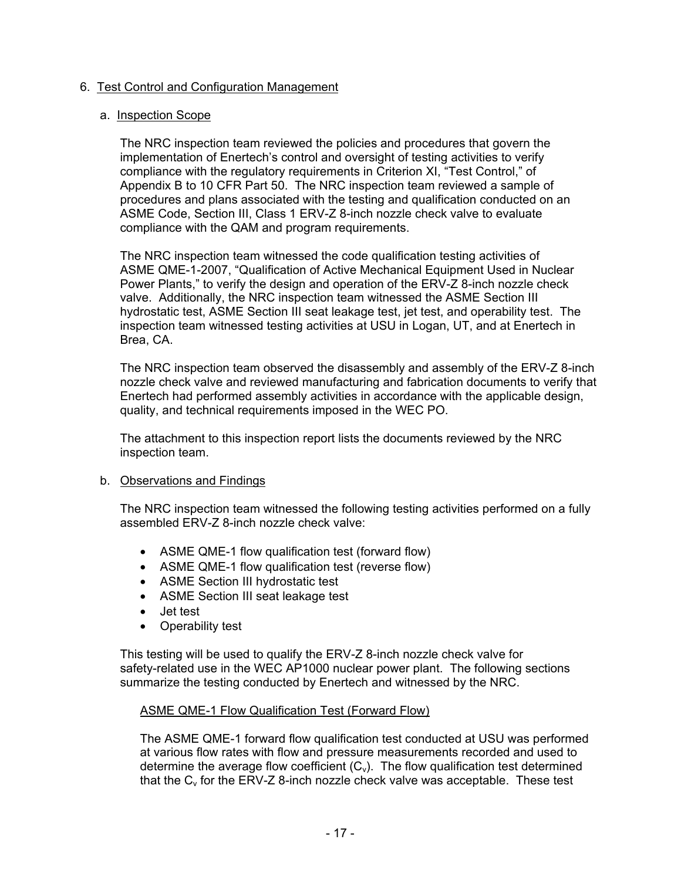## 6. Test Control and Configuration Management

### a. Inspection Scope

The NRC inspection team reviewed the policies and procedures that govern the implementation of Enertech's control and oversight of testing activities to verify compliance with the regulatory requirements in Criterion XI, "Test Control," of Appendix B to 10 CFR Part 50. The NRC inspection team reviewed a sample of procedures and plans associated with the testing and qualification conducted on an ASME Code, Section III, Class 1 ERV-Z 8-inch nozzle check valve to evaluate compliance with the QAM and program requirements.

The NRC inspection team witnessed the code qualification testing activities of ASME QME-1-2007, "Qualification of Active Mechanical Equipment Used in Nuclear Power Plants," to verify the design and operation of the ERV-Z 8-inch nozzle check valve. Additionally, the NRC inspection team witnessed the ASME Section III hydrostatic test, ASME Section III seat leakage test, jet test, and operability test. The inspection team witnessed testing activities at USU in Logan, UT, and at Enertech in Brea, CA.

The NRC inspection team observed the disassembly and assembly of the ERV-Z 8-inch nozzle check valve and reviewed manufacturing and fabrication documents to verify that Enertech had performed assembly activities in accordance with the applicable design, quality, and technical requirements imposed in the WEC PO.

The attachment to this inspection report lists the documents reviewed by the NRC inspection team.

### b. Observations and Findings

The NRC inspection team witnessed the following testing activities performed on a fully assembled ERV-Z 8-inch nozzle check valve:

- ASME QME-1 flow qualification test (forward flow)
- ASME QME-1 flow qualification test (reverse flow)
- ASME Section III hydrostatic test
- ASME Section III seat leakage test
- Jet test
- Operability test

This testing will be used to qualify the ERV-Z 8-inch nozzle check valve for safety-related use in the WEC AP1000 nuclear power plant. The following sections summarize the testing conducted by Enertech and witnessed by the NRC.

#### ASME QME-1 Flow Qualification Test (Forward Flow)

The ASME QME-1 forward flow qualification test conducted at USU was performed at various flow rates with flow and pressure measurements recorded and used to determine the average flow coefficient ($C_v$). The flow qualification test determined that the $C_v$ for the ERV-Z 8-inch nozzle check valve was acceptable. These test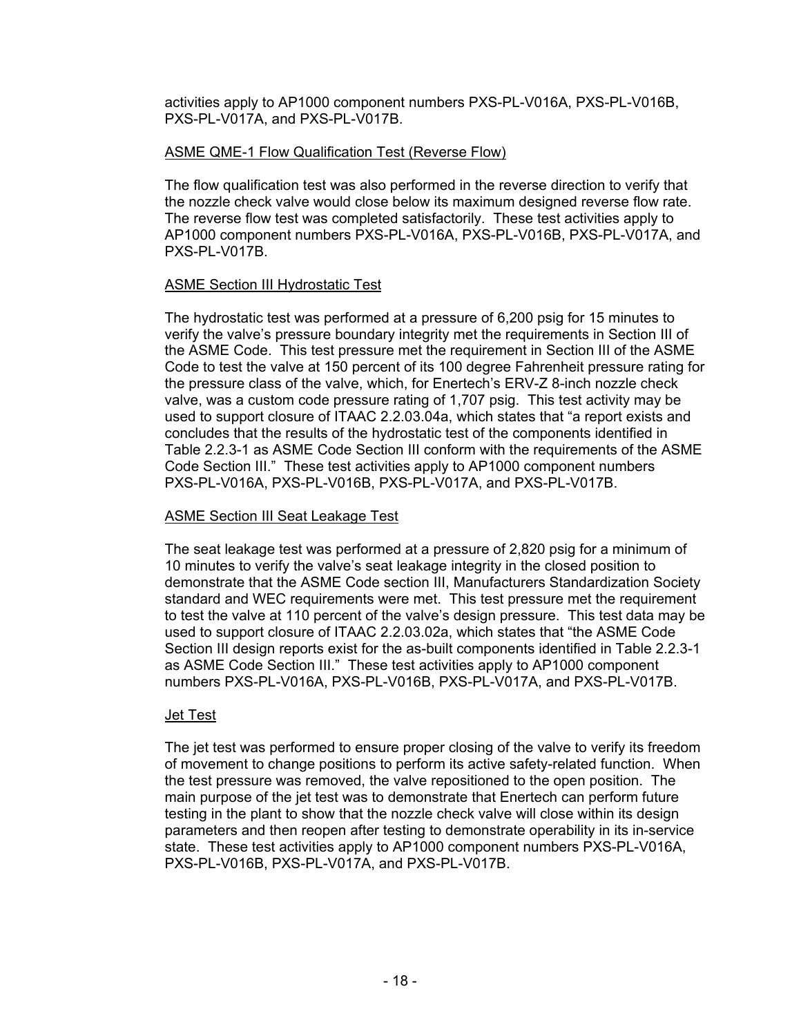activities apply to AP1000 component numbers PXS-PL-V016A, PXS-PL-V016B, PXS-PL-V017A, and PXS-PL-V017B.

ASME QME-1 Flow Qualification Test (Reverse Flow)

The flow qualification test was also performed in the reverse direction to verify that the nozzle check valve would close below its maximum designed reverse flow rate. The reverse flow test was completed satisfactorily. These test activities apply to AP1000 component numbers PXS-PL-V016A, PXS-PL-V016B, PXS-PL-V017A, and PXS-PL-V017B.

ASME Section III Hydrostatic Test

The hydrostatic test was performed at a pressure of 6,200 psig for 15 minutes to verify the valve's pressure boundary integrity met the requirements in Section III of the ASME Code. This test pressure met the requirement in Section III of the ASME Code to test the valve at 150 percent of its 100 degree Fahrenheit pressure rating for the pressure class of the valve, which, for Enertech's ERV-Z 8-inch nozzle check valve, was a custom code pressure rating of 1,707 psig. This test activity may be used to support closure of ITAAC 2.2.03.04a, which states that "a report exists and concludes that the results of the hydrostatic test of the components identified in Table 2.2.3-1 as ASME Code Section III conform with the requirements of the ASME Code Section III." These test activities apply to AP1000 component numbers PXS-PL-V016A, PXS-PL-V016B, PXS-PL-V017A, and PXS-PL-V017B.

ASME Section III Seat Leakage Test

The seat leakage test was performed at a pressure of 2,820 psig for a minimum of 10 minutes to verify the valve's seat leakage integrity in the closed position to demonstrate that the ASME Code section III, Manufacturers Standardization Society standard and WEC requirements were met. This test pressure met the requirement to test the valve at 110 percent of the valve's design pressure. This test data may be used to support closure of ITAAC 2.2.03.02a, which states that "the ASME Code Section III design reports exist for the as-built components identified in Table 2.2.3-1 as ASME Code Section III." These test activities apply to AP1000 component numbers PXS-PL-V016A, PXS-PL-V016B, PXS-PL-V017A, and PXS-PL-V017B.

Jet Test

The jet test was performed to ensure proper closing of the valve to verify its freedom of movement to change positions to perform its active safety-related function. When the test pressure was removed, the valve repositioned to the open position. The main purpose of the jet test was to demonstrate that Enertech can perform future testing in the plant to show that the nozzle check valve will close within its design parameters and then reopen after testing to demonstrate operability in its in-service state. These test activities apply to AP1000 component numbers PXS-PL-V016A, PXS-PL-V016B, PXS-PL-V017A, and PXS-PL-V017B.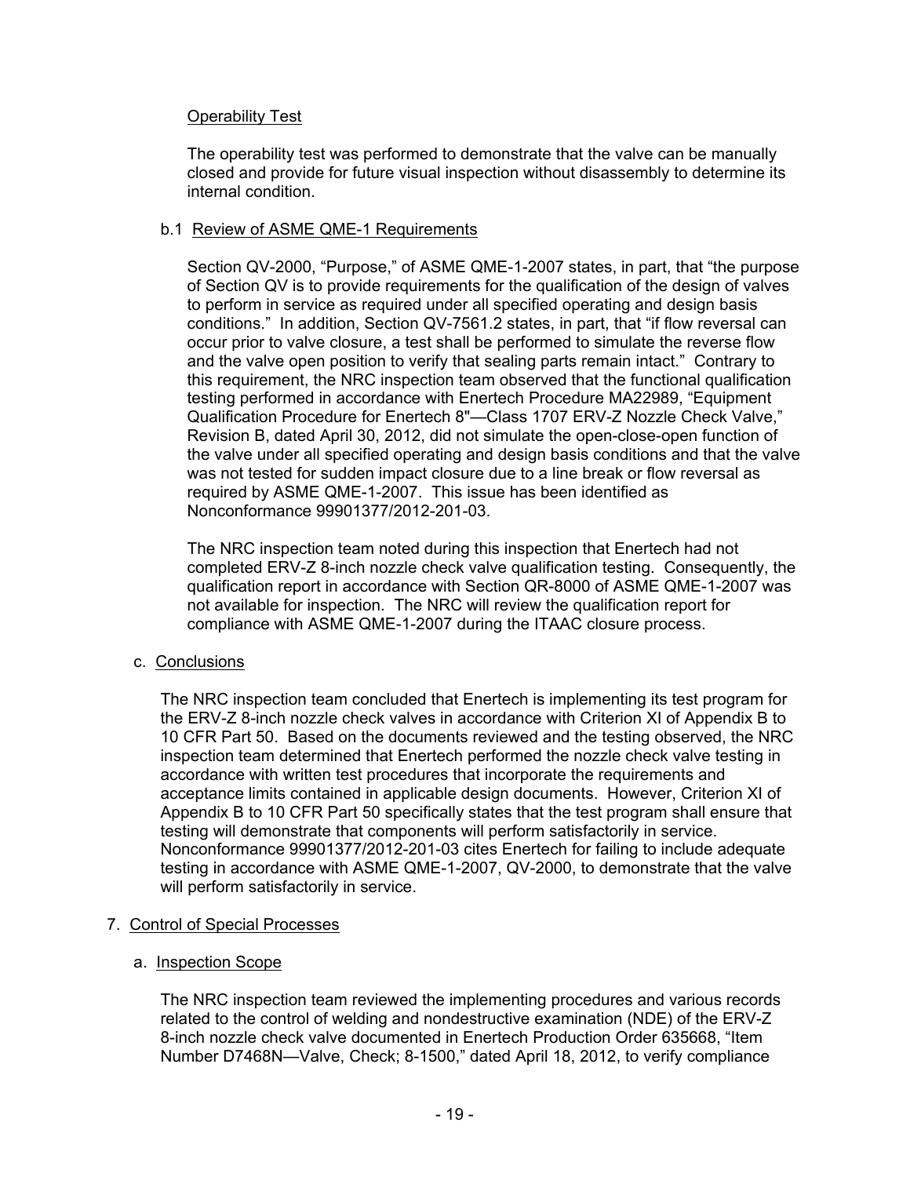Operability Test

The operability test was performed to demonstrate that the valve can be manually closed and provide for future visual inspection without disassembly to determine its internal condition.

b.1 Review of ASME QME-1 Requirements

Section QV-2000, "Purpose," of ASME QME-1-2007 states, in part, that "the purpose of Section QV is to provide requirements for the qualification of the design of valves to perform in service as required under all specified operating and design basis conditions." In addition, Section QV-7561.2 states, in part, that "if flow reversal can occur prior to valve closure, a test shall be performed to simulate the reverse flow and the valve open position to verify that sealing parts remain intact." Contrary to this requirement, the NRC inspection team observed that the functional qualification testing performed in accordance with Enertech Procedure MA22989, "Equipment Qualification Procedure for Enertech 8"—Class 1707 ERV-Z Nozzle Check Valve," Revision B, dated April 30, 2012, did not simulate the open-close-open function of the valve under all specified operating and design basis conditions and that the valve was not tested for sudden impact closure due to a line break or flow reversal as required by ASME QME-1-2007. This issue has been identified as Nonconformance 99901377/2012-201-03.

The NRC inspection team noted during this inspection that Enertech had not completed ERV-Z 8-inch nozzle check valve qualification testing. Consequently, the qualification report in accordance with Section QR-8000 of ASME QME-1-2007 was not available for inspection. The NRC will review the qualification report for compliance with ASME QME-1-2007 during the ITAAC closure process.

c. Conclusions

The NRC inspection team concluded that Enertech is implementing its test program for the ERV-Z 8-inch nozzle check valves in accordance with Criterion XI of Appendix B to 10 CFR Part 50. Based on the documents reviewed and the testing observed, the NRC inspection team determined that Enertech performed the nozzle check valve testing in accordance with written test procedures that incorporate the requirements and acceptance limits contained in applicable design documents. However, Criterion XI of Appendix B to 10 CFR Part 50 specifically states that the test program shall ensure that testing will demonstrate that components will perform satisfactorily in service. Nonconformance 99901377/2012-201-03 cites Enertech for failing to include adequate testing in accordance with ASME QME-1-2007, QV-2000, to demonstrate that the valve will perform satisfactorily in service.

7. Control of Special Processes

a. Inspection Scope

The NRC inspection team reviewed the implementing procedures and various records related to the control of welding and nondestructive examination (NDE) of the ERV-Z 8-inch nozzle check valve documented in Enertech Production Order 635668, "Item Number D7468N—Valve, Check; 8-1500," dated April 18, 2012, to verify compliance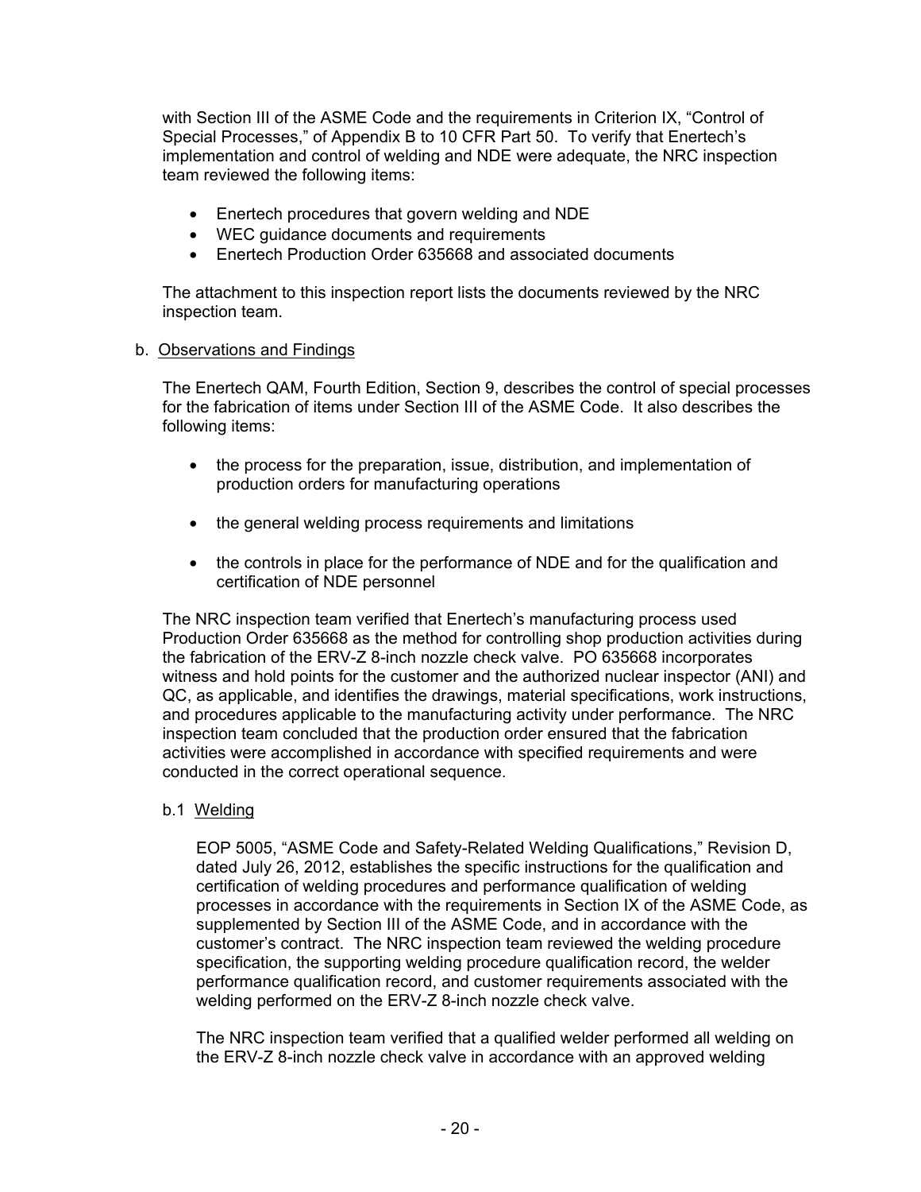with Section III of the ASME Code and the requirements in Criterion IX, "Control of Special Processes," of Appendix B to 10 CFR Part 50. To verify that Enertech's implementation and control of welding and NDE were adequate, the NRC inspection team reviewed the following items:

- Enertech procedures that govern welding and NDE
- WEC guidance documents and requirements
- Enertech Production Order 635668 and associated documents

The attachment to this inspection report lists the documents reviewed by the NRC inspection team.

b. Observations and Findings

The Enertech QAM, Fourth Edition, Section 9, describes the control of special processes for the fabrication of items under Section III of the ASME Code. It also describes the following items:

- the process for the preparation, issue, distribution, and implementation of production orders for manufacturing operations
- the general welding process requirements and limitations
- the controls in place for the performance of NDE and for the qualification and certification of NDE personnel

The NRC inspection team verified that Enertech's manufacturing process used Production Order 635668 as the method for controlling shop production activities during the fabrication of the ERV-Z 8-inch nozzle check valve. PO 635668 incorporates witness and hold points for the customer and the authorized nuclear inspector (ANI) and QC, as applicable, and identifies the drawings, material specifications, work instructions, and procedures applicable to the manufacturing activity under performance. The NRC inspection team concluded that the production order ensured that the fabrication activities were accomplished in accordance with specified requirements and were conducted in the correct operational sequence.

b.1 Welding

EOP 5005, "ASME Code and Safety-Related Welding Qualifications," Revision D, dated July 26, 2012, establishes the specific instructions for the qualification and certification of welding procedures and performance qualification of welding processes in accordance with the requirements in Section IX of the ASME Code, as supplemented by Section III of the ASME Code, and in accordance with the customer's contract. The NRC inspection team reviewed the welding procedure specification, the supporting welding procedure qualification record, the welder performance qualification record, and customer requirements associated with the welding performed on the ERV-Z 8-inch nozzle check valve.

The NRC inspection team verified that a qualified welder performed all welding on the ERV-Z 8-inch nozzle check valve in accordance with an approved welding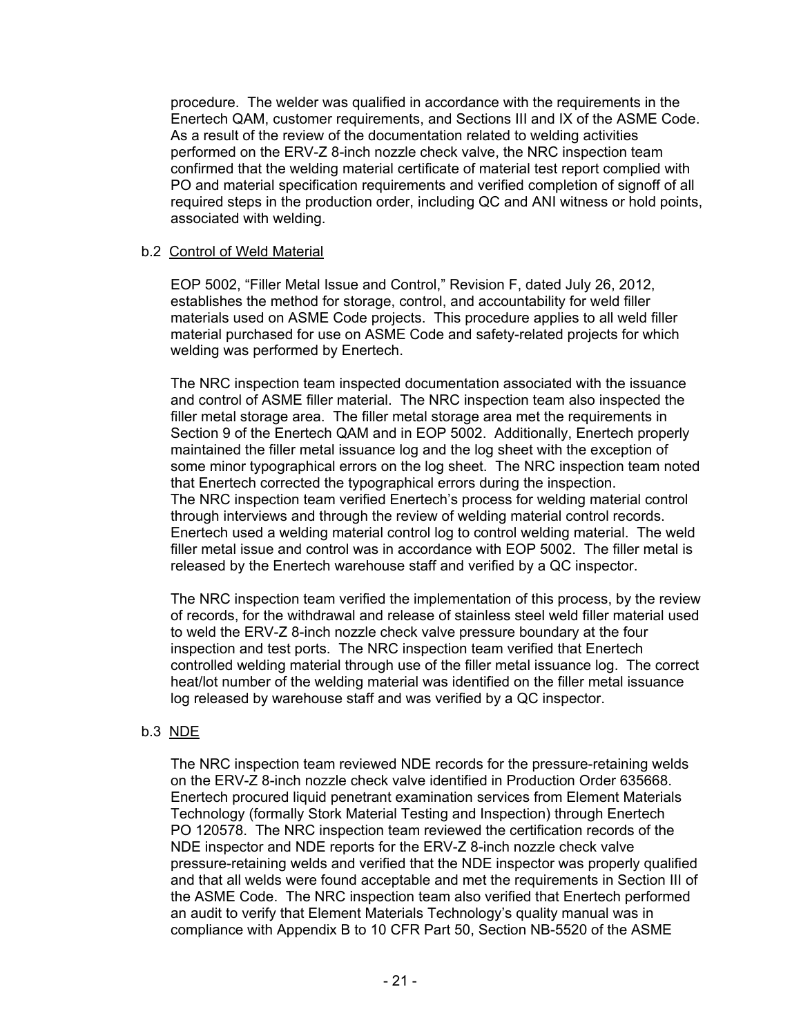procedure. The welder was qualified in accordance with the requirements in the Enertech QAM, customer requirements, and Sections III and IX of the ASME Code. As a result of the review of the documentation related to welding activities performed on the ERV-Z 8-inch nozzle check valve, the NRC inspection team confirmed that the welding material certificate of material test report complied with PO and material specification requirements and verified completion of signoff of all required steps in the production order, including QC and ANI witness or hold points, associated with welding.

b.2 Control of Weld Material

EOP 5002, "Filler Metal Issue and Control," Revision F, dated July 26, 2012, establishes the method for storage, control, and accountability for weld filler materials used on ASME Code projects. This procedure applies to all weld filler material purchased for use on ASME Code and safety-related projects for which welding was performed by Enertech.

The NRC inspection team inspected documentation associated with the issuance and control of ASME filler material. The NRC inspection team also inspected the filler metal storage area. The filler metal storage area met the requirements in Section 9 of the Enertech QAM and in EOP 5002. Additionally, Enertech properly maintained the filler metal issuance log and the log sheet with the exception of some minor typographical errors on the log sheet. The NRC inspection team noted that Enertech corrected the typographical errors during the inspection.
The NRC inspection team verified Enertech's process for welding material control through interviews and through the review of welding material control records. Enertech used a welding material control log to control welding material. The weld filler metal issue and control was in accordance with EOP 5002. The filler metal is released by the Enertech warehouse staff and verified by a QC inspector.

The NRC inspection team verified the implementation of this process, by the review of records, for the withdrawal and release of stainless steel weld filler material used to weld the ERV-Z 8-inch nozzle check valve pressure boundary at the four inspection and test ports. The NRC inspection team verified that Enertech controlled welding material through use of the filler metal issuance log. The correct heat/lot number of the welding material was identified on the filler metal issuance log released by warehouse staff and was verified by a QC inspector.

b.3 NDE

The NRC inspection team reviewed NDE records for the pressure-retaining welds on the ERV-Z 8-inch nozzle check valve identified in Production Order 635668. Enertech procured liquid penetrant examination services from Element Materials Technology (formally Stork Material Testing and Inspection) through Enertech PO 120578. The NRC inspection team reviewed the certification records of the NDE inspector and NDE reports for the ERV-Z 8-inch nozzle check valve pressure-retaining welds and verified that the NDE inspector was properly qualified and that all welds were found acceptable and met the requirements in Section III of the ASME Code. The NRC inspection team also verified that Enertech performed an audit to verify that Element Materials Technology's quality manual was in compliance with Appendix B to 10 CFR Part 50, Section NB-5520 of the ASME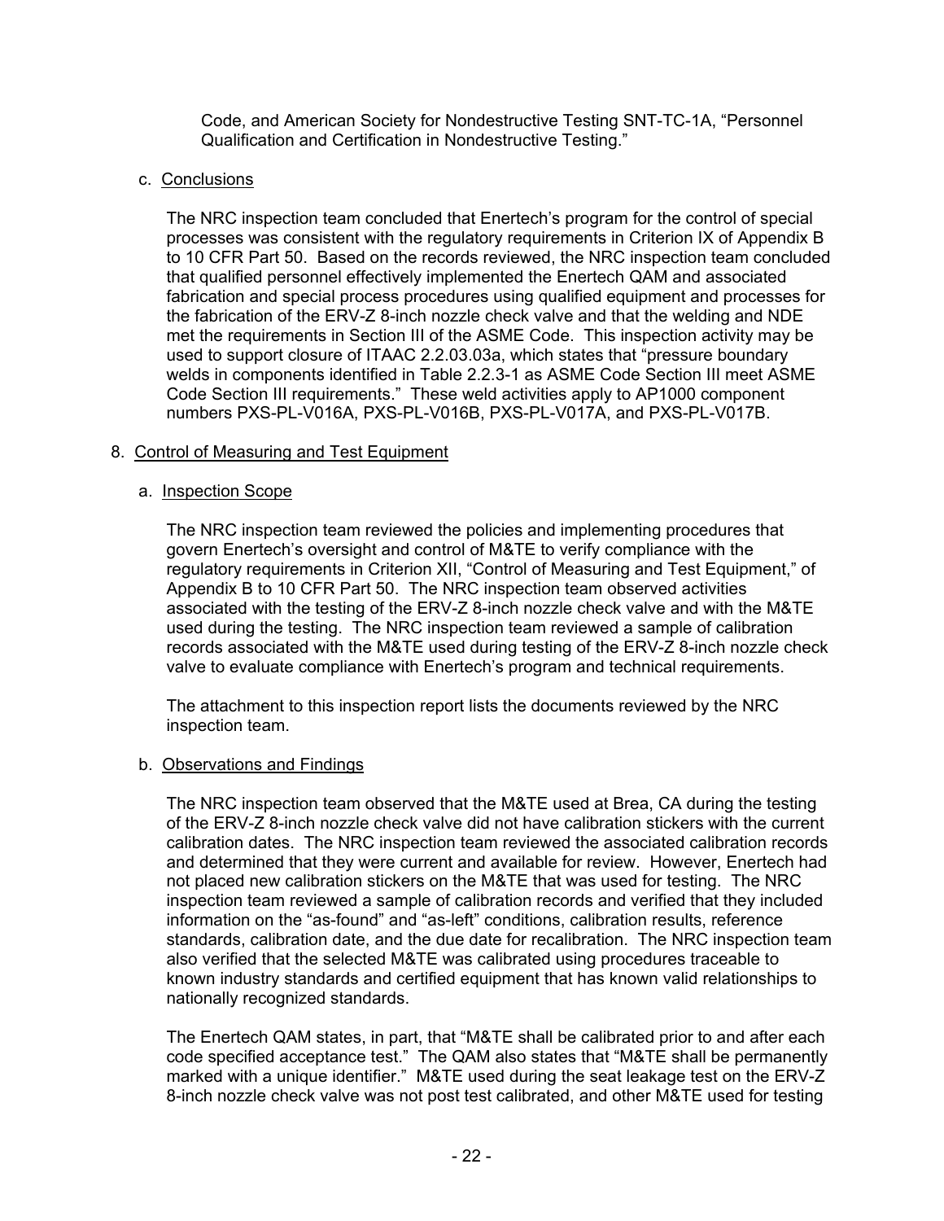Code, and American Society for Nondestructive Testing SNT-TC-1A, “Personnel Qualification and Certification in Nondestructive Testing.”

c. Conclusions

The NRC inspection team concluded that Enertech’s program for the control of special processes was consistent with the regulatory requirements in Criterion IX of Appendix B to 10 CFR Part 50. Based on the records reviewed, the NRC inspection team concluded that qualified personnel effectively implemented the Enertech QAM and associated fabrication and special process procedures using qualified equipment and processes for the fabrication of the ERV-Z 8-inch nozzle check valve and that the welding and NDE met the requirements in Section III of the ASME Code. This inspection activity may be used to support closure of ITAAC 2.2.03.03a, which states that “pressure boundary welds in components identified in Table 2.2.3-1 as ASME Code Section III meet ASME Code Section III requirements.” These weld activities apply to AP1000 component numbers PXS-PL-V016A, PXS-PL-V016B, PXS-PL-V017A, and PXS-PL-V017B.

8. Control of Measuring and Test Equipment

a. Inspection Scope

The NRC inspection team reviewed the policies and implementing procedures that govern Enertech’s oversight and control of M&TE to verify compliance with the regulatory requirements in Criterion XII, “Control of Measuring and Test Equipment,” of Appendix B to 10 CFR Part 50. The NRC inspection team observed activities associated with the testing of the ERV-Z 8-inch nozzle check valve and with the M&TE used during the testing. The NRC inspection team reviewed a sample of calibration records associated with the M&TE used during testing of the ERV-Z 8-inch nozzle check valve to evaluate compliance with Enertech’s program and technical requirements.

The attachment to this inspection report lists the documents reviewed by the NRC inspection team.

b. Observations and Findings

The NRC inspection team observed that the M&TE used at Brea, CA during the testing of the ERV-Z 8-inch nozzle check valve did not have calibration stickers with the current calibration dates. The NRC inspection team reviewed the associated calibration records and determined that they were current and available for review. However, Enertech had not placed new calibration stickers on the M&TE that was used for testing. The NRC inspection team reviewed a sample of calibration records and verified that they included information on the “as-found” and “as-left” conditions, calibration results, reference standards, calibration date, and the due date for recalibration. The NRC inspection team also verified that the selected M&TE was calibrated using procedures traceable to known industry standards and certified equipment that has known valid relationships to nationally recognized standards.

The Enertech QAM states, in part, that “M&TE shall be calibrated prior to and after each code specified acceptance test.” The QAM also states that “M&TE shall be permanently marked with a unique identifier.” M&TE used during the seat leakage test on the ERV-Z 8-inch nozzle check valve was not post test calibrated, and other M&TE used for testing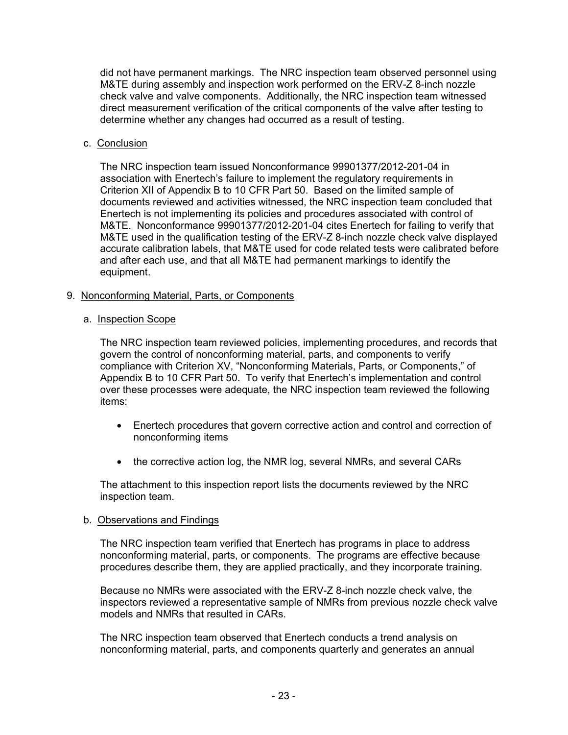did not have permanent markings. The NRC inspection team observed personnel using M&TE during assembly and inspection work performed on the ERV-Z 8-inch nozzle check valve and valve components. Additionally, the NRC inspection team witnessed direct measurement verification of the critical components of the valve after testing to determine whether any changes had occurred as a result of testing.

c. Conclusion

The NRC inspection team issued Nonconformance 99901377/2012-201-04 in association with Enertech's failure to implement the regulatory requirements in Criterion XII of Appendix B to 10 CFR Part 50. Based on the limited sample of documents reviewed and activities witnessed, the NRC inspection team concluded that Enertech is not implementing its policies and procedures associated with control of M&TE. Nonconformance 99901377/2012-201-04 cites Enertech for failing to verify that M&TE used in the qualification testing of the ERV-Z 8-inch nozzle check valve displayed accurate calibration labels, that M&TE used for code related tests were calibrated before and after each use, and that all M&TE had permanent markings to identify the equipment.

## 9. Nonconforming Material, Parts, or Components

a. Inspection Scope

The NRC inspection team reviewed policies, implementing procedures, and records that govern the control of nonconforming material, parts, and components to verify compliance with Criterion XV, "Nonconforming Materials, Parts, or Components," of Appendix B to 10 CFR Part 50. To verify that Enertech's implementation and control over these processes were adequate, the NRC inspection team reviewed the following items:

- Enertech procedures that govern corrective action and control and correction of nonconforming items
- the corrective action log, the NMR log, several NMRs, and several CARs

The attachment to this inspection report lists the documents reviewed by the NRC inspection team.

b. Observations and Findings

The NRC inspection team verified that Enertech has programs in place to address nonconforming material, parts, or components. The programs are effective because procedures describe them, they are applied practically, and they incorporate training.

Because no NMRs were associated with the ERV-Z 8-inch nozzle check valve, the inspectors reviewed a representative sample of NMRs from previous nozzle check valve models and NMRs that resulted in CARs.

The NRC inspection team observed that Enertech conducts a trend analysis on nonconforming material, parts, and components quarterly and generates an annual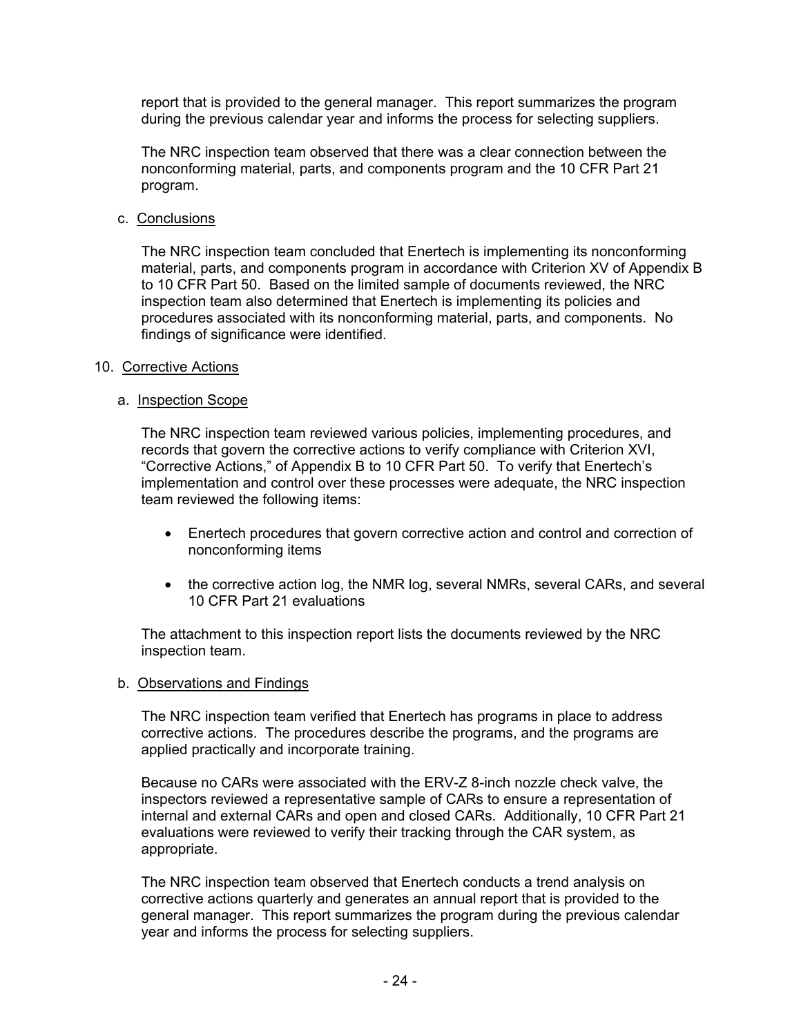report that is provided to the general manager. This report summarizes the program during the previous calendar year and informs the process for selecting suppliers.

The NRC inspection team observed that there was a clear connection between the nonconforming material, parts, and components program and the 10 CFR Part 21 program.

c. Conclusions

The NRC inspection team concluded that Enertech is implementing its nonconforming material, parts, and components program in accordance with Criterion XV of Appendix B to 10 CFR Part 50. Based on the limited sample of documents reviewed, the NRC inspection team also determined that Enertech is implementing its policies and procedures associated with its nonconforming material, parts, and components. No findings of significance were identified.

## 10. Corrective Actions

a. Inspection Scope

The NRC inspection team reviewed various policies, implementing procedures, and records that govern the corrective actions to verify compliance with Criterion XVI, "Corrective Actions," of Appendix B to 10 CFR Part 50. To verify that Enertech's implementation and control over these processes were adequate, the NRC inspection team reviewed the following items:

- Enertech procedures that govern corrective action and control and correction of nonconforming items
- the corrective action log, the NMR log, several NMRs, several CARs, and several 10 CFR Part 21 evaluations

The attachment to this inspection report lists the documents reviewed by the NRC inspection team.

b. Observations and Findings

The NRC inspection team verified that Enertech has programs in place to address corrective actions. The procedures describe the programs, and the programs are applied practically and incorporate training.

Because no CARs were associated with the ERV-Z 8-inch nozzle check valve, the inspectors reviewed a representative sample of CARs to ensure a representation of internal and external CARs and open and closed CARs. Additionally, 10 CFR Part 21 evaluations were reviewed to verify their tracking through the CAR system, as appropriate.

The NRC inspection team observed that Enertech conducts a trend analysis on corrective actions quarterly and generates an annual report that is provided to the general manager. This report summarizes the program during the previous calendar year and informs the process for selecting suppliers.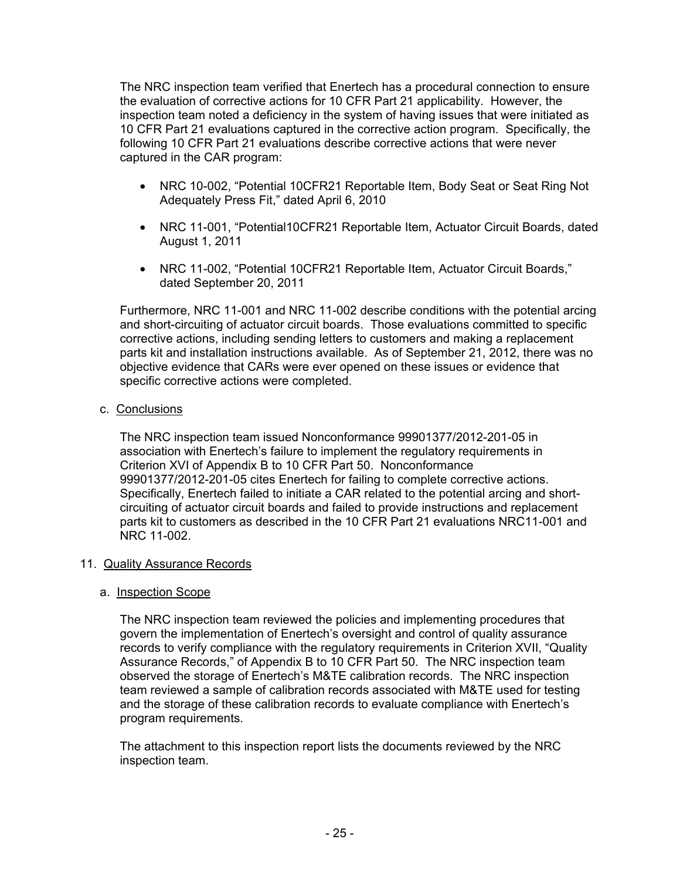The NRC inspection team verified that Enertech has a procedural connection to ensure the evaluation of corrective actions for 10 CFR Part 21 applicability. However, the inspection team noted a deficiency in the system of having issues that were initiated as 10 CFR Part 21 evaluations captured in the corrective action program. Specifically, the following 10 CFR Part 21 evaluations describe corrective actions that were never captured in the CAR program:

- NRC 10-002, "Potential 10CFR21 Reportable Item, Body Seat or Seat Ring Not Adequately Press Fit," dated April 6, 2010
- NRC 11-001, "Potential10CFR21 Reportable Item, Actuator Circuit Boards, dated August 1, 2011
- NRC 11-002, "Potential 10CFR21 Reportable Item, Actuator Circuit Boards," dated September 20, 2011

Furthermore, NRC 11-001 and NRC 11-002 describe conditions with the potential arcing and short-circuiting of actuator circuit boards. Those evaluations committed to specific corrective actions, including sending letters to customers and making a replacement parts kit and installation instructions available. As of September 21, 2012, there was no objective evidence that CARs were ever opened on these issues or evidence that specific corrective actions were completed.

c. Conclusions

The NRC inspection team issued Nonconformance 99901377/2012-201-05 in association with Enertech's failure to implement the regulatory requirements in Criterion XVI of Appendix B to 10 CFR Part 50. Nonconformance 99901377/2012-201-05 cites Enertech for failing to complete corrective actions. Specifically, Enertech failed to initiate a CAR related to the potential arcing and short-circuiting of actuator circuit boards and failed to provide instructions and replacement parts kit to customers as described in the 10 CFR Part 21 evaluations NRC11-001 and NRC 11-002.

## 11. Quality Assurance Records

a. Inspection Scope

The NRC inspection team reviewed the policies and implementing procedures that govern the implementation of Enertech's oversight and control of quality assurance records to verify compliance with the regulatory requirements in Criterion XVII, "Quality Assurance Records," of Appendix B to 10 CFR Part 50. The NRC inspection team observed the storage of Enertech's M&TE calibration records. The NRC inspection team reviewed a sample of calibration records associated with M&TE used for testing and the storage of these calibration records to evaluate compliance with Enertech's program requirements.

The attachment to this inspection report lists the documents reviewed by the NRC inspection team.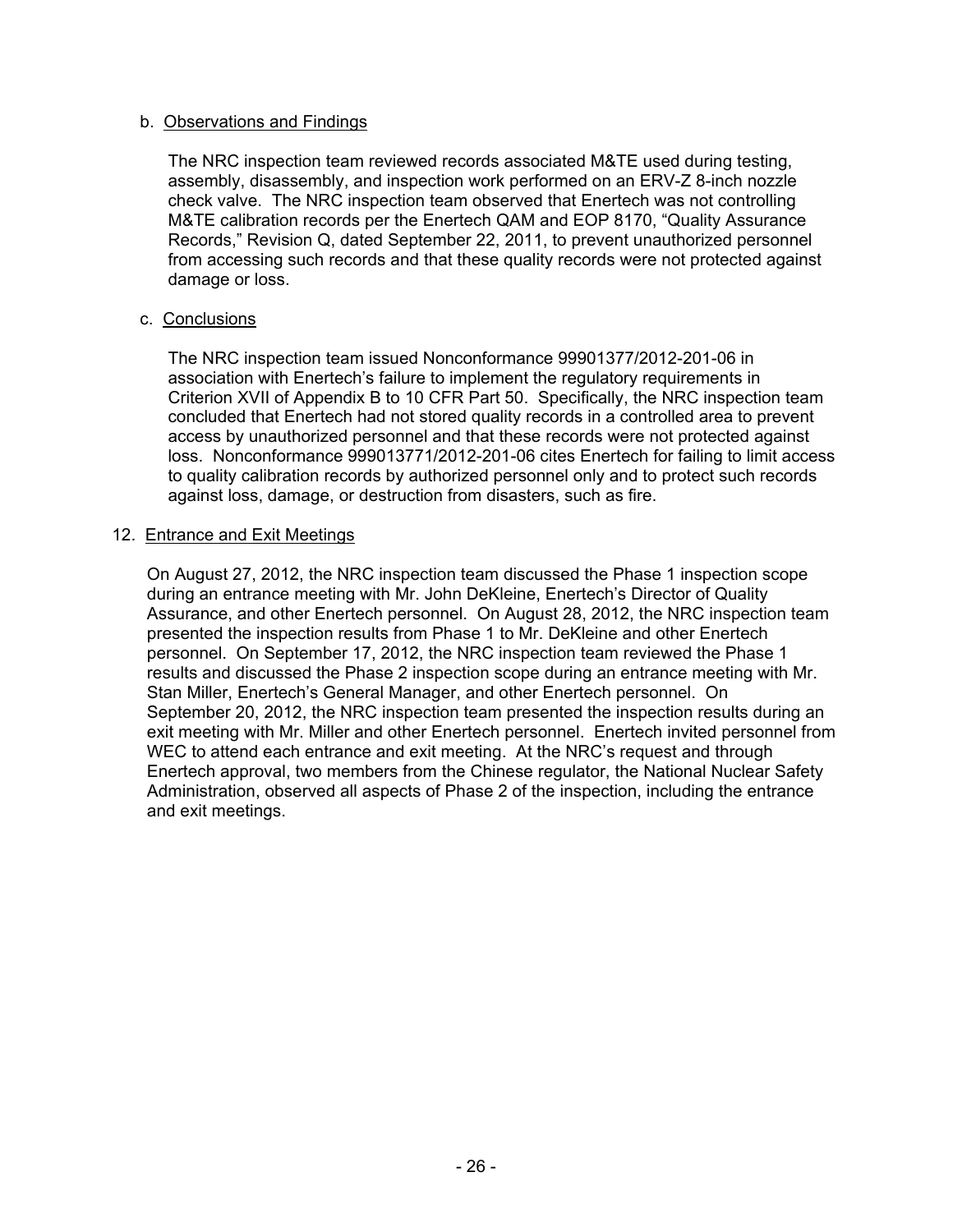b. Observations and Findings

The NRC inspection team reviewed records associated M&TE used during testing, assembly, disassembly, and inspection work performed on an ERV-Z 8-inch nozzle check valve. The NRC inspection team observed that Enertech was not controlling M&TE calibration records per the Enertech QAM and EOP 8170, "Quality Assurance Records," Revision Q, dated September 22, 2011, to prevent unauthorized personnel from accessing such records and that these quality records were not protected against damage or loss.

c. Conclusions

The NRC inspection team issued Nonconformance 99901377/2012-201-06 in association with Enertech's failure to implement the regulatory requirements in Criterion XVII of Appendix B to 10 CFR Part 50. Specifically, the NRC inspection team concluded that Enertech had not stored quality records in a controlled area to prevent access by unauthorized personnel and that these records were not protected against loss. Nonconformance 999013771/2012-201-06 cites Enertech for failing to limit access to quality calibration records by authorized personnel only and to protect such records against loss, damage, or destruction from disasters, such as fire.

## 12. Entrance and Exit Meetings

On August 27, 2012, the NRC inspection team discussed the Phase 1 inspection scope during an entrance meeting with Mr. John DeKleine, Enertech's Director of Quality Assurance, and other Enertech personnel. On August 28, 2012, the NRC inspection team presented the inspection results from Phase 1 to Mr. DeKleine and other Enertech personnel. On September 17, 2012, the NRC inspection team reviewed the Phase 1 results and discussed the Phase 2 inspection scope during an entrance meeting with Mr. Stan Miller, Enertech's General Manager, and other Enertech personnel. On September 20, 2012, the NRC inspection team presented the inspection results during an exit meeting with Mr. Miller and other Enertech personnel. Enertech invited personnel from WEC to attend each entrance and exit meeting. At the NRC's request and through Enertech approval, two members from the Chinese regulator, the National Nuclear Safety Administration, observed all aspects of Phase 2 of the inspection, including the entrance and exit meetings.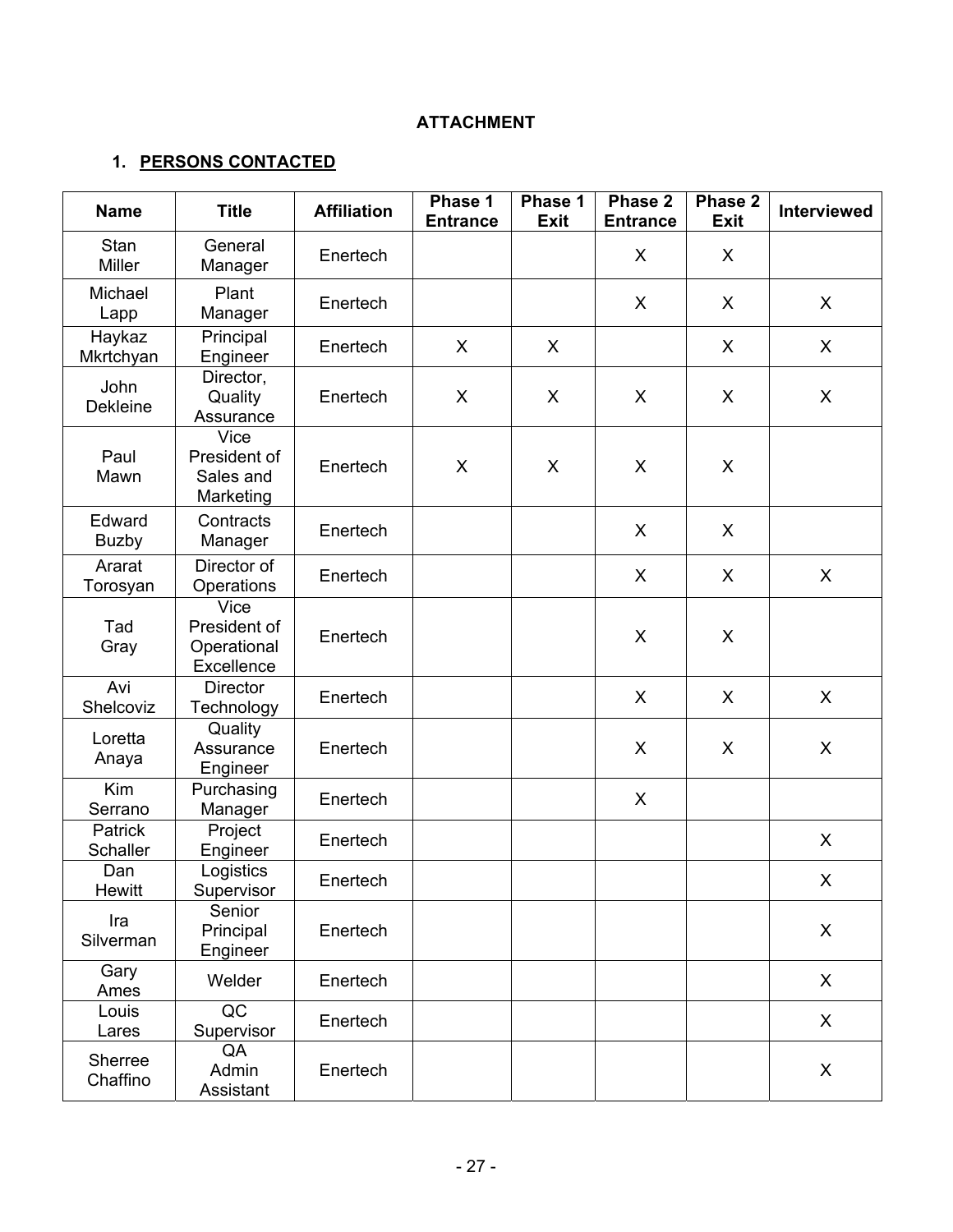**ATTACHMENT**

## 1. PERSONS CONTACTED

| Name | Title | Affiliation | Phase 1 Entrance | Phase 1 Exit | Phase 2 Entrance | Phase 2 Exit | Interviewed |
|---|---|---|---|---|---|---|---|
| Stan Miller | General Manager | Enertech | | | X | X | |
| Michael Lapp | Plant Manager | Enertech | | | X | X | X |
| Haykaz Mkrtchyan | Principal Engineer | Enertech | X | X | | X | X |
| John Dekleine | Director, Quality Assurance | Enertech | X | X | X | X | X |
| Paul Mawn | Vice President of Sales and Marketing | Enertech | X | X | X | X | |
| Edward Buzby | Contracts Manager | Enertech | | | X | X | |
| Ararat Torosyan | Director of Operations | Enertech | | | X | X | X |
| Tad Gray | Vice President of Operational Excellence | Enertech | | | X | X | |
| Avi Shelcoviz | Director Technology | Enertech | | | X | X | X |
| Loretta Anaya | Quality Assurance Engineer | Enertech | | | X | X | X |
| Kim Serrano | Purchasing Manager | Enertech | | | X | | |
| Patrick Schaller | Project Engineer | Enertech | | | | | X |
| Dan Hewitt | Logistics Supervisor | Enertech | | | | | X |
| Ira Silverman | Senior Principal Engineer | Enertech | | | | | X |
| Gary Ames | Welder | Enertech | | | | | X |
| Louis Lares | QC Supervisor | Enertech | | | | | X |
| Sherree Chaffino | QA Admin Assistant | Enertech | | | | | X |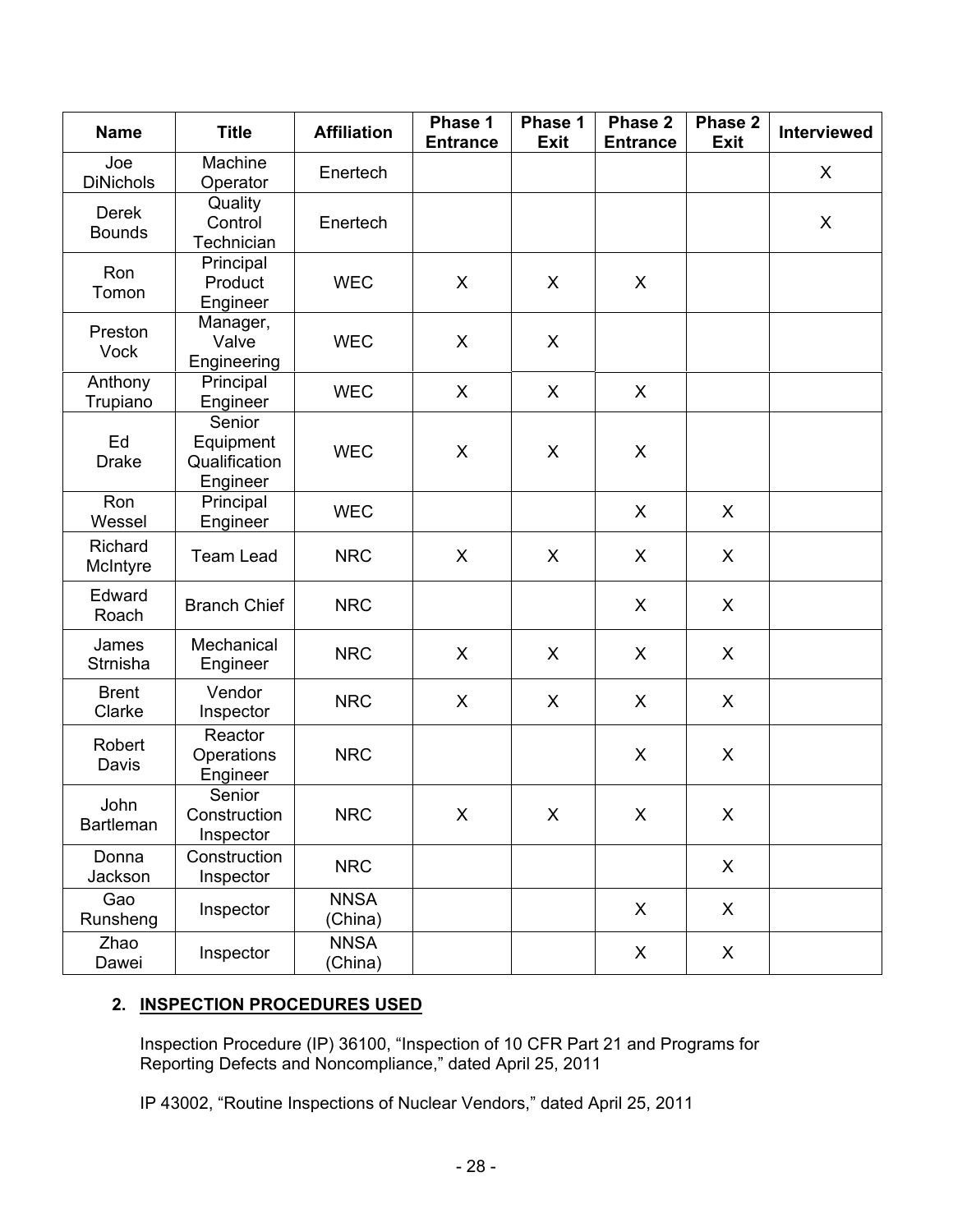| Name | Title | Affiliation | Phase 1 Entrance | Phase 1 Exit | Phase 2 Entrance | Phase 2 Exit | Interviewed |
|---|---|---|---|---|---|---|---|
| Joe DiNichols | Machine Operator | Enertech | | | | | X |
| Derek Bounds | Quality Control Technician | Enertech | | | | | X |
| Ron Tomon | Principal Product Engineer | WEC | X | X | X | | |
| Preston Vock | Manager, Valve Engineering | WEC | X | X | | | |
| Anthony Trupiano | Principal Engineer | WEC | X | X | X | | |
| Ed Drake | Senior Equipment Qualification Engineer | WEC | X | X | X | | |
| Ron Wessel | Principal Engineer | WEC | | | X | X | |
| Richard McIntyre | Team Lead | NRC | X | X | X | X | |
| Edward Roach | Branch Chief | NRC | | | X | X | |
| James Strnisha | Mechanical Engineer | NRC | X | X | X | X | |
| Brent Clarke | Vendor Inspector | NRC | X | X | X | X | |
| Robert Davis | Reactor Operations Engineer | NRC | | | X | X | |
| John Bartleman | Senior Construction Inspector | NRC | X | X | X | X | |
| Donna Jackson | Construction Inspector | NRC | | | | X | |
| Gao Runsheng | Inspector | NNSA (China) | | | X | X | |
| Zhao Dawei | Inspector | NNSA (China) | | | X | X | |

## 2. INSPECTION PROCEDURES USED

Inspection Procedure (IP) 36100, "Inspection of 10 CFR Part 21 and Programs for Reporting Defects and Noncompliance," dated April 25, 2011

IP 43002, "Routine Inspections of Nuclear Vendors," dated April 25, 2011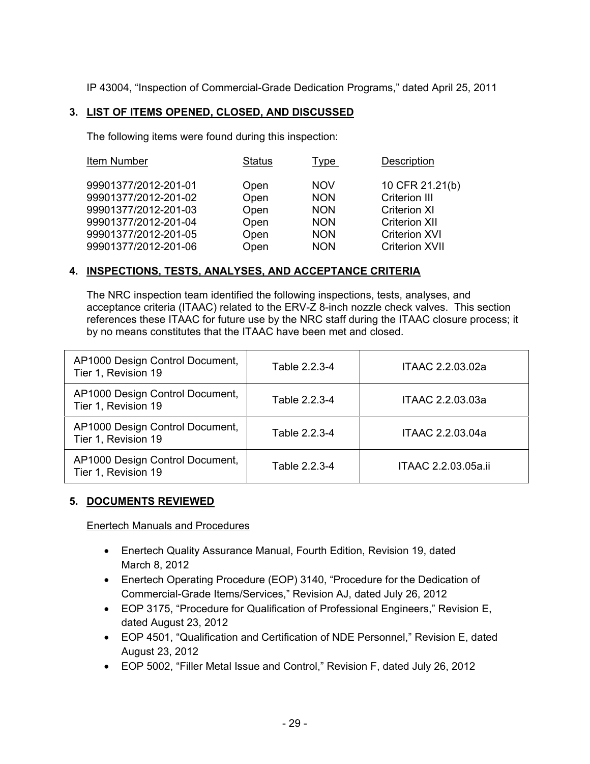IP 43004, "Inspection of Commercial-Grade Dedication Programs," dated April 25, 2011

## 3. LIST OF ITEMS OPENED, CLOSED, AND DISCUSSED

The following items were found during this inspection:

| Item Number | Status | Type | Description |
|---|---|---|---|
| 99901377/2012-201-01 | Open | NOV | 10 CFR 21.21(b) |
| 99901377/2012-201-02 | Open | NON | Criterion III |
| 99901377/2012-201-03 | Open | NON | Criterion XI |
| 99901377/2012-201-04 | Open | NON | Criterion XII |
| 99901377/2012-201-05 | Open | NON | Criterion XVI |
| 99901377/2012-201-06 | Open | NON | Criterion XVII |

## 4. INSPECTIONS, TESTS, ANALYSES, AND ACCEPTANCE CRITERIA

The NRC inspection team identified the following inspections, tests, analyses, and acceptance criteria (ITAAC) related to the ERV-Z 8-inch nozzle check valves. This section references these ITAAC for future use by the NRC staff during the ITAAC closure process; it by no means constitutes that the ITAAC have been met and closed.

| | | |
|---|---|---|
| AP1000 Design Control Document, Tier 1, Revision 19 | Table 2.2.3-4 | ITAAC 2.2.03.02a |
| AP1000 Design Control Document, Tier 1, Revision 19 | Table 2.2.3-4 | ITAAC 2.2.03.03a |
| AP1000 Design Control Document, Tier 1, Revision 19 | Table 2.2.3-4 | ITAAC 2.2.03.04a |
| AP1000 Design Control Document, Tier 1, Revision 19 | Table 2.2.3-4 | ITAAC 2.2.03.05a.ii |

## 5. DOCUMENTS REVIEWED

Enertech Manuals and Procedures

- Enertech Quality Assurance Manual, Fourth Edition, Revision 19, dated March 8, 2012
- Enertech Operating Procedure (EOP) 3140, "Procedure for the Dedication of Commercial-Grade Items/Services," Revision AJ, dated July 26, 2012
- EOP 3175, "Procedure for Qualification of Professional Engineers," Revision E, dated August 23, 2012
- EOP 4501, "Qualification and Certification of NDE Personnel," Revision E, dated August 23, 2012
- EOP 5002, "Filler Metal Issue and Control," Revision F, dated July 26, 2012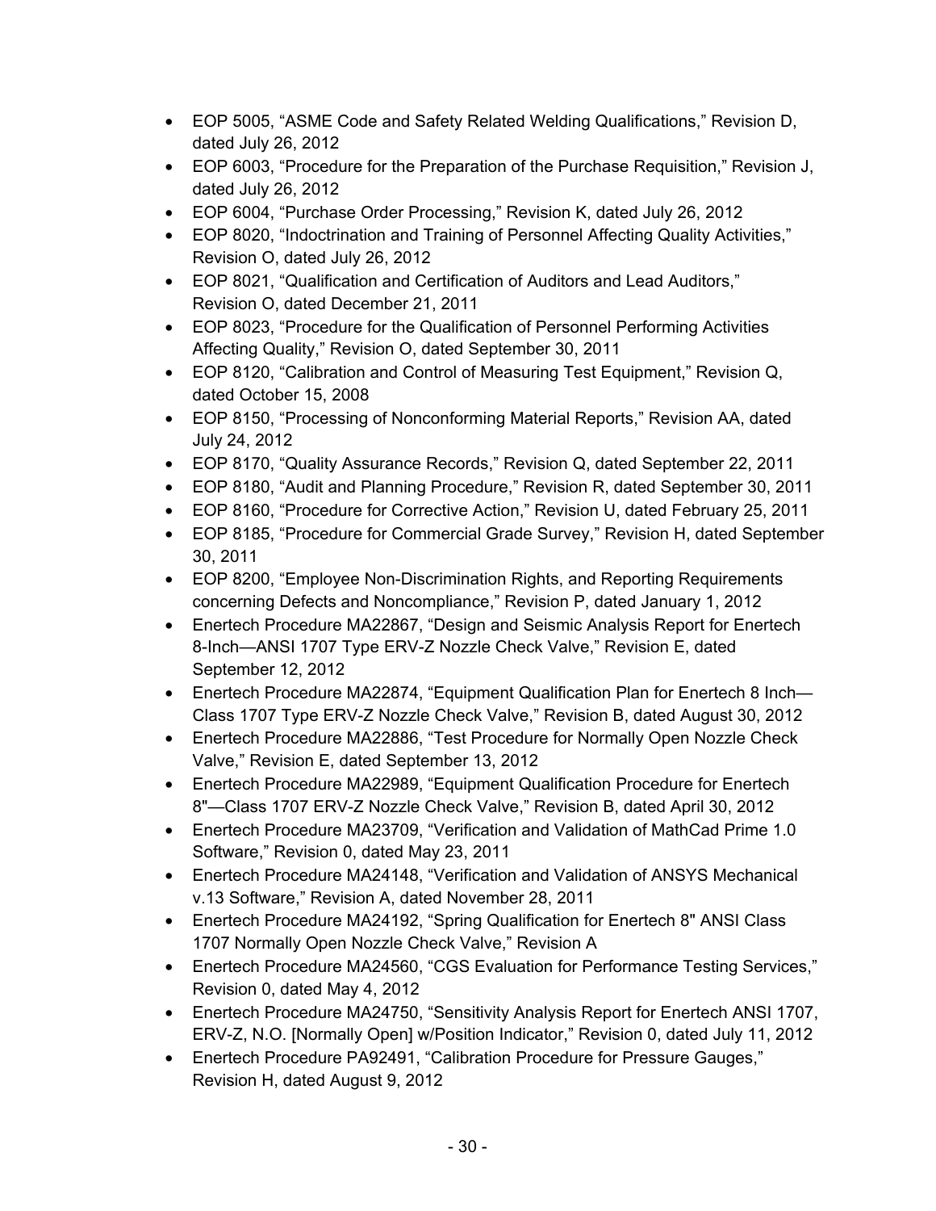- EOP 5005, “ASME Code and Safety Related Welding Qualifications,” Revision D, dated July 26, 2012
- EOP 6003, “Procedure for the Preparation of the Purchase Requisition,” Revision J, dated July 26, 2012
- EOP 6004, “Purchase Order Processing,” Revision K, dated July 26, 2012
- EOP 8020, “Indoctrination and Training of Personnel Affecting Quality Activities,” Revision O, dated July 26, 2012
- EOP 8021, “Qualification and Certification of Auditors and Lead Auditors,” Revision O, dated December 21, 2011
- EOP 8023, “Procedure for the Qualification of Personnel Performing Activities Affecting Quality,” Revision O, dated September 30, 2011
- EOP 8120, “Calibration and Control of Measuring Test Equipment,” Revision Q, dated October 15, 2008
- EOP 8150, “Processing of Nonconforming Material Reports,” Revision AA, dated July 24, 2012
- EOP 8170, “Quality Assurance Records,” Revision Q, dated September 22, 2011
- EOP 8180, “Audit and Planning Procedure,” Revision R, dated September 30, 2011
- EOP 8160, “Procedure for Corrective Action,” Revision U, dated February 25, 2011
- EOP 8185, “Procedure for Commercial Grade Survey,” Revision H, dated September 30, 2011
- EOP 8200, “Employee Non-Discrimination Rights, and Reporting Requirements concerning Defects and Noncompliance,” Revision P, dated January 1, 2012
- Enertech Procedure MA22867, “Design and Seismic Analysis Report for Enertech 8-Inch—ANSI 1707 Type ERV-Z Nozzle Check Valve,” Revision E, dated September 12, 2012
- Enertech Procedure MA22874, “Equipment Qualification Plan for Enertech 8 Inch—Class 1707 Type ERV-Z Nozzle Check Valve,” Revision B, dated August 30, 2012
- Enertech Procedure MA22886, “Test Procedure for Normally Open Nozzle Check Valve,” Revision E, dated September 13, 2012
- Enertech Procedure MA22989, “Equipment Qualification Procedure for Enertech 8"—Class 1707 ERV-Z Nozzle Check Valve,” Revision B, dated April 30, 2012
- Enertech Procedure MA23709, “Verification and Validation of MathCad Prime 1.0 Software,” Revision 0, dated May 23, 2011
- Enertech Procedure MA24148, “Verification and Validation of ANSYS Mechanical v.13 Software,” Revision A, dated November 28, 2011
- Enertech Procedure MA24192, “Spring Qualification for Enertech 8" ANSI Class 1707 Normally Open Nozzle Check Valve,” Revision A
- Enertech Procedure MA24560, “CGS Evaluation for Performance Testing Services,” Revision 0, dated May 4, 2012
- Enertech Procedure MA24750, “Sensitivity Analysis Report for Enertech ANSI 1707, ERV-Z, N.O. [Normally Open] w/Position Indicator,” Revision 0, dated July 11, 2012
- Enertech Procedure PA92491, “Calibration Procedure for Pressure Gauges,” Revision H, dated August 9, 2012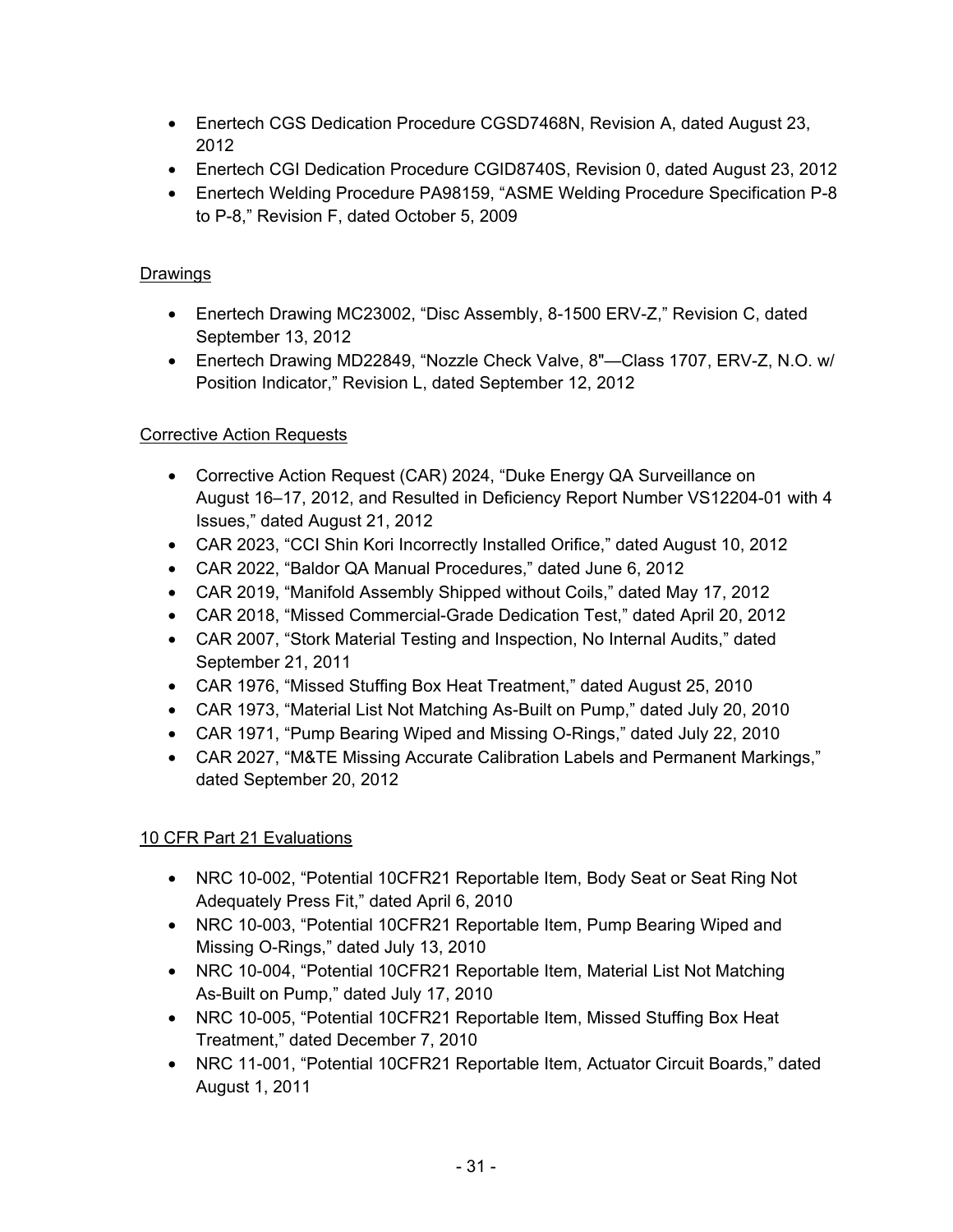- Enertech CGS Dedication Procedure CGSD7468N, Revision A, dated August 23, 2012
- Enertech CGI Dedication Procedure CGID8740S, Revision 0, dated August 23, 2012
- Enertech Welding Procedure PA98159, "ASME Welding Procedure Specification P-8 to P-8," Revision F, dated October 5, 2009

Drawings

- Enertech Drawing MC23002, "Disc Assembly, 8-1500 ERV-Z," Revision C, dated September 13, 2012
- Enertech Drawing MD22849, "Nozzle Check Valve, 8"—Class 1707, ERV-Z, N.O. w/ Position Indicator," Revision L, dated September 12, 2012

Corrective Action Requests

- Corrective Action Request (CAR) 2024, "Duke Energy QA Surveillance on August 16–17, 2012, and Resulted in Deficiency Report Number VS12204-01 with 4 Issues," dated August 21, 2012
- CAR 2023, "CCI Shin Kori Incorrectly Installed Orifice," dated August 10, 2012
- CAR 2022, "Baldor QA Manual Procedures," dated June 6, 2012
- CAR 2019, "Manifold Assembly Shipped without Coils," dated May 17, 2012
- CAR 2018, "Missed Commercial-Grade Dedication Test," dated April 20, 2012
- CAR 2007, "Stork Material Testing and Inspection, No Internal Audits," dated September 21, 2011
- CAR 1976, "Missed Stuffing Box Heat Treatment," dated August 25, 2010
- CAR 1973, "Material List Not Matching As-Built on Pump," dated July 20, 2010
- CAR 1971, "Pump Bearing Wiped and Missing O-Rings," dated July 22, 2010
- CAR 2027, "M&TE Missing Accurate Calibration Labels and Permanent Markings," dated September 20, 2012

10 CFR Part 21 Evaluations

- NRC 10-002, "Potential 10CFR21 Reportable Item, Body Seat or Seat Ring Not Adequately Press Fit," dated April 6, 2010
- NRC 10-003, "Potential 10CFR21 Reportable Item, Pump Bearing Wiped and Missing O-Rings," dated July 13, 2010
- NRC 10-004, "Potential 10CFR21 Reportable Item, Material List Not Matching As-Built on Pump," dated July 17, 2010
- NRC 10-005, "Potential 10CFR21 Reportable Item, Missed Stuffing Box Heat Treatment," dated December 7, 2010
- NRC 11-001, "Potential 10CFR21 Reportable Item, Actuator Circuit Boards," dated August 1, 2011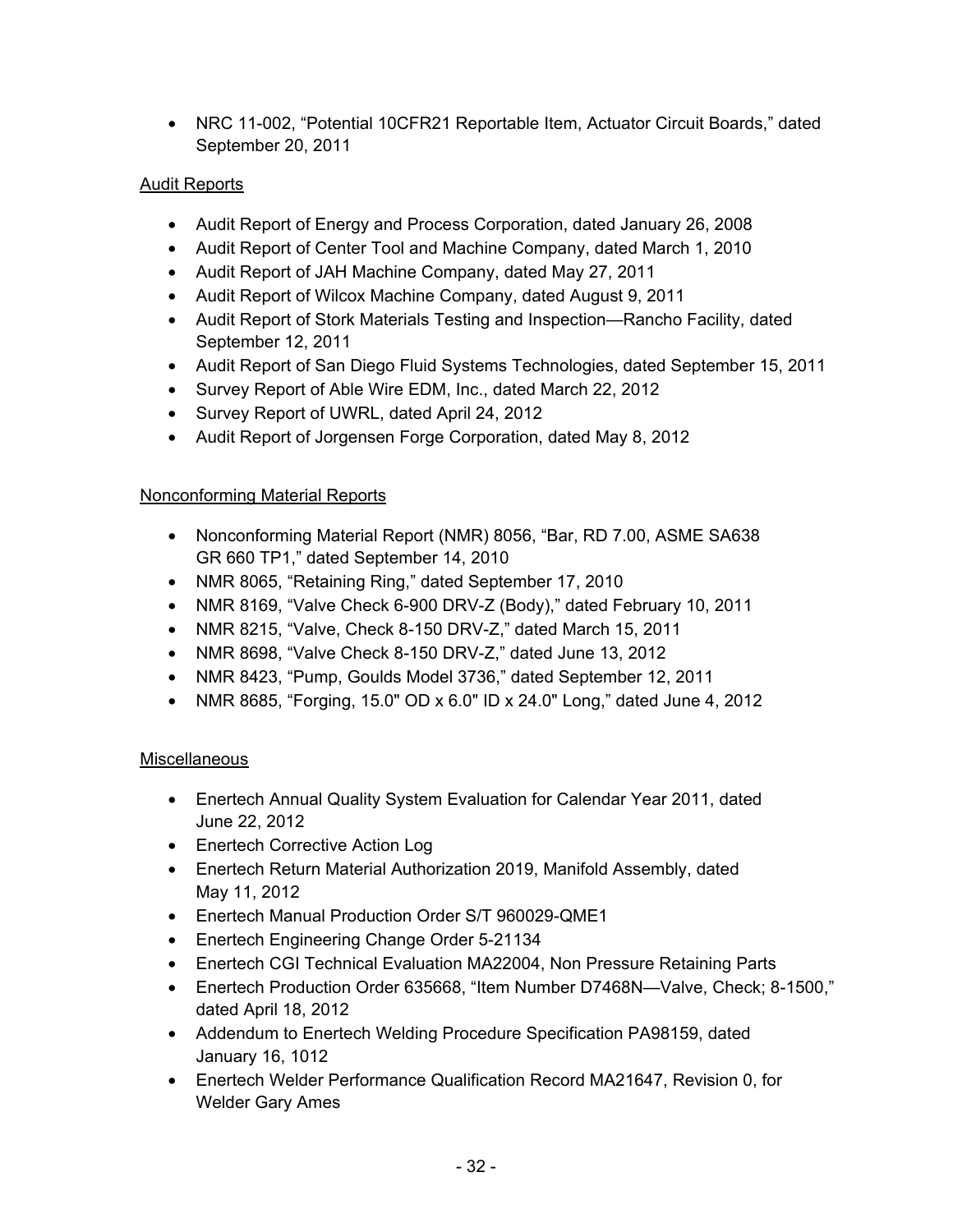- NRC 11-002, “Potential 10CFR21 Reportable Item, Actuator Circuit Boards,” dated September 20, 2011

Audit Reports

- Audit Report of Energy and Process Corporation, dated January 26, 2008
- Audit Report of Center Tool and Machine Company, dated March 1, 2010
- Audit Report of JAH Machine Company, dated May 27, 2011
- Audit Report of Wilcox Machine Company, dated August 9, 2011
- Audit Report of Stork Materials Testing and Inspection—Rancho Facility, dated September 12, 2011
- Audit Report of San Diego Fluid Systems Technologies, dated September 15, 2011
- Survey Report of Able Wire EDM, Inc., dated March 22, 2012
- Survey Report of UWRL, dated April 24, 2012
- Audit Report of Jorgensen Forge Corporation, dated May 8, 2012

Nonconforming Material Reports

- Nonconforming Material Report (NMR) 8056, “Bar, RD 7.00, ASME SA638 GR 660 TP1,” dated September 14, 2010
- NMR 8065, “Retaining Ring,” dated September 17, 2010
- NMR 8169, “Valve Check 6-900 DRV-Z (Body),” dated February 10, 2011
- NMR 8215, “Valve, Check 8-150 DRV-Z,” dated March 15, 2011
- NMR 8698, “Valve Check 8-150 DRV-Z,” dated June 13, 2012
- NMR 8423, “Pump, Goulds Model 3736,” dated September 12, 2011
- NMR 8685, “Forging, 15.0" OD x 6.0" ID x 24.0" Long,” dated June 4, 2012

Miscellaneous

- Enertech Annual Quality System Evaluation for Calendar Year 2011, dated June 22, 2012
- Enertech Corrective Action Log
- Enertech Return Material Authorization 2019, Manifold Assembly, dated May 11, 2012
- Enertech Manual Production Order S/T 960029-QME1
- Enertech Engineering Change Order 5-21134
- Enertech CGI Technical Evaluation MA22004, Non Pressure Retaining Parts
- Enertech Production Order 635668, “Item Number D7468N—Valve, Check; 8-1500,” dated April 18, 2012
- Addendum to Enertech Welding Procedure Specification PA98159, dated January 16, 1012
- Enertech Welder Performance Qualification Record MA21647, Revision 0, for Welder Gary Ames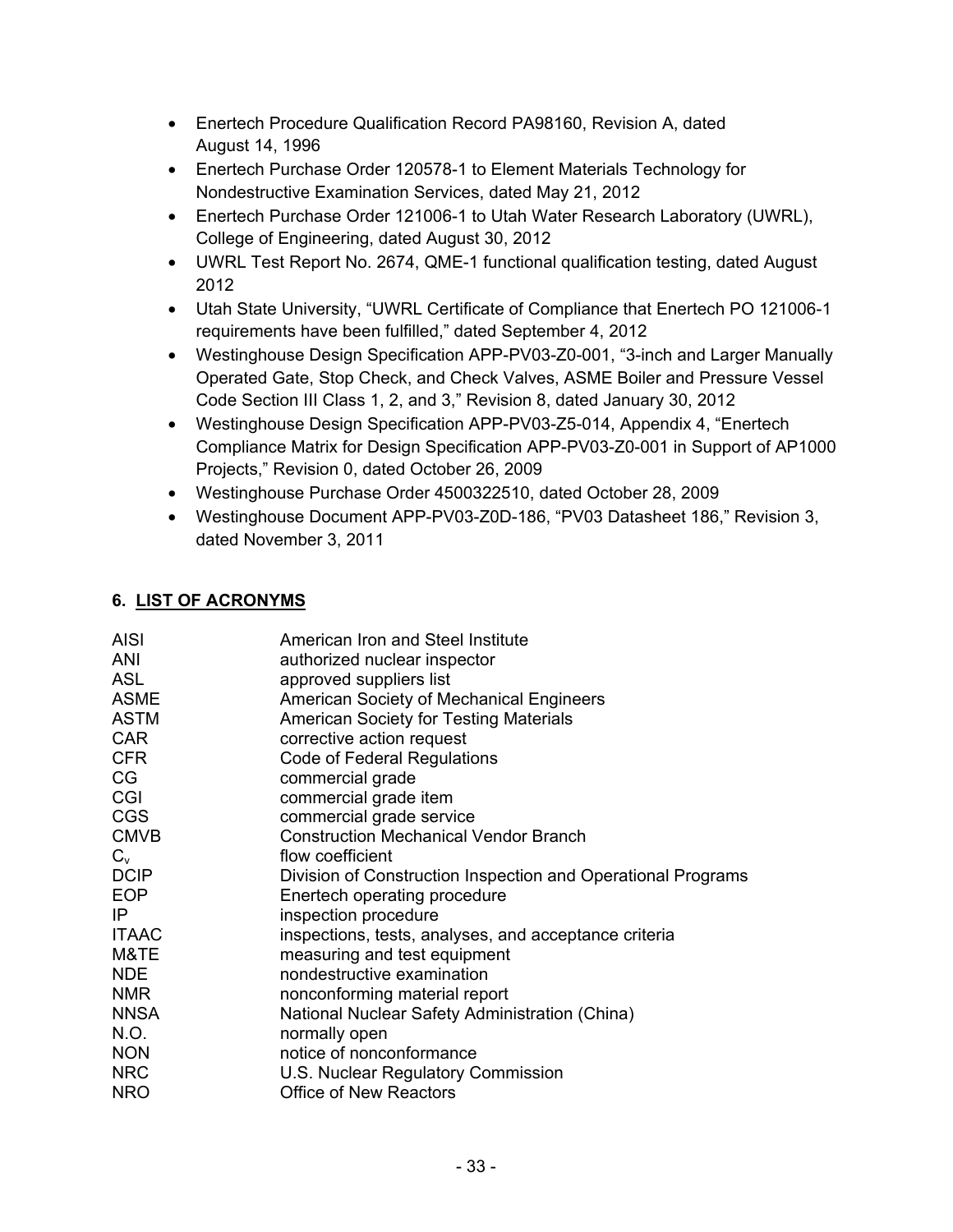- Enertech Procedure Qualification Record PA98160, Revision A, dated August 14, 1996
- Enertech Purchase Order 120578-1 to Element Materials Technology for Nondestructive Examination Services, dated May 21, 2012
- Enertech Purchase Order 121006-1 to Utah Water Research Laboratory (UWRL), College of Engineering, dated August 30, 2012
- UWRL Test Report No. 2674, QME-1 functional qualification testing, dated August 2012
- Utah State University, "UWRL Certificate of Compliance that Enertech PO 121006-1 requirements have been fulfilled," dated September 4, 2012
- Westinghouse Design Specification APP-PV03-Z0-001, "3-inch and Larger Manually Operated Gate, Stop Check, and Check Valves, ASME Boiler and Pressure Vessel Code Section III Class 1, 2, and 3," Revision 8, dated January 30, 2012
- Westinghouse Design Specification APP-PV03-Z5-014, Appendix 4, "Enertech Compliance Matrix for Design Specification APP-PV03-Z0-001 in Support of AP1000 Projects," Revision 0, dated October 26, 2009
- Westinghouse Purchase Order 4500322510, dated October 28, 2009
- Westinghouse Document APP-PV03-Z0D-186, "PV03 Datasheet 186," Revision 3, dated November 3, 2011

## 6. LIST OF ACRONYMS

| | |
|---|---|
| AISI | American Iron and Steel Institute |
| ANI | authorized nuclear inspector |
| ASL | approved suppliers list |
| ASME | American Society of Mechanical Engineers |
| ASTM | American Society for Testing Materials |
| CAR | corrective action request |
| CFR | Code of Federal Regulations |
| CG | commercial grade |
| CGI | commercial grade item |
| CGS | commercial grade service |
| CMVB | Construction Mechanical Vendor Branch |
| $C_v$ | flow coefficient |
| DCIP | Division of Construction Inspection and Operational Programs |
| EOP | Enertech operating procedure |
| IP | inspection procedure |
| ITAAC | inspections, tests, analyses, and acceptance criteria |
| M&TE | measuring and test equipment |
| NDE | nondestructive examination |
| NMR | nonconforming material report |
| NNSA | National Nuclear Safety Administration (China) |
| N.O. | normally open |
| NON | notice of nonconformance |
| NRC | U.S. Nuclear Regulatory Commission |
| NRO | Office of New Reactors |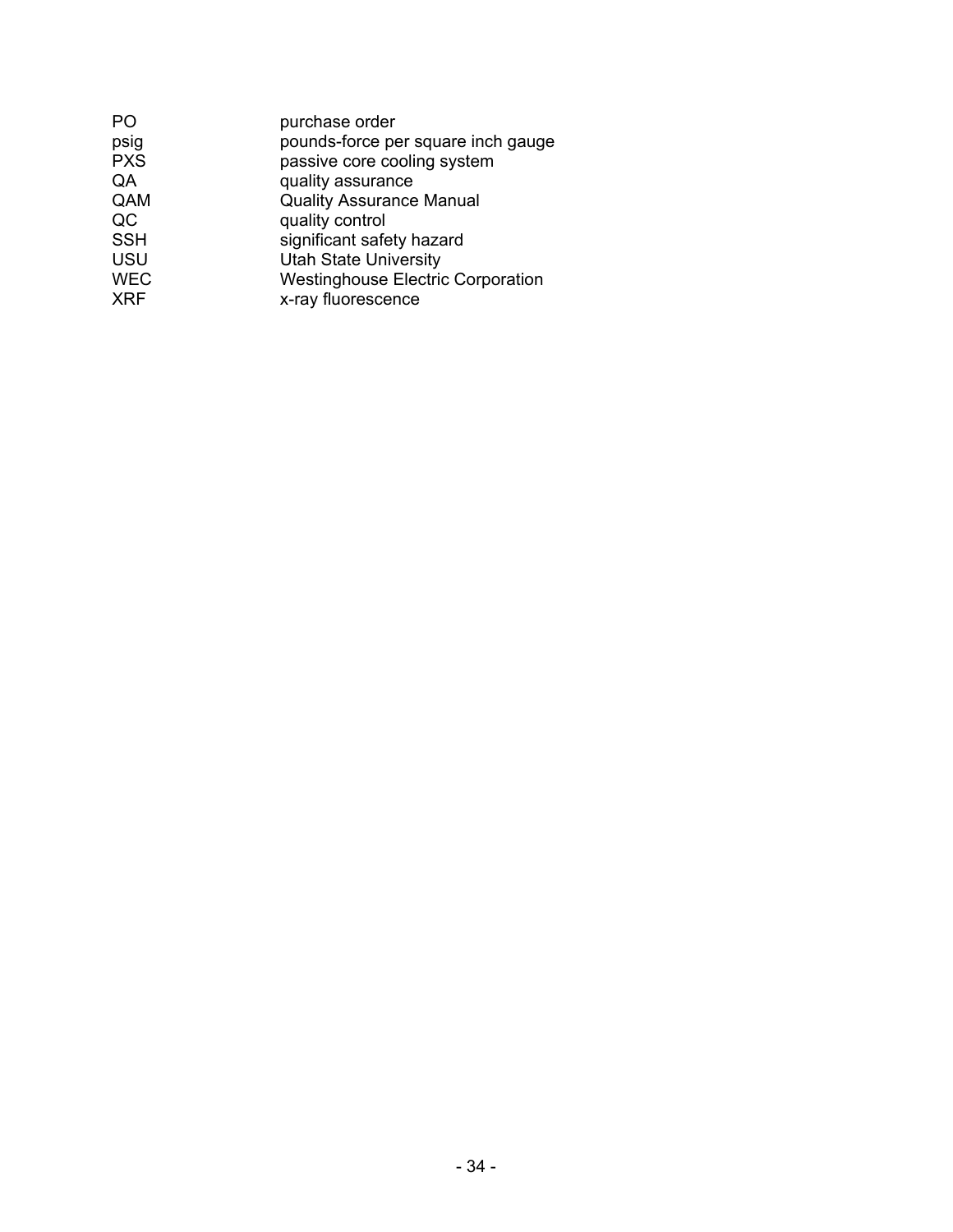| | |
|---|---|
| PO | purchase order |
| psig | pounds-force per square inch gauge |
| PXS | passive core cooling system |
| QA | quality assurance |
| QAM | Quality Assurance Manual |
| QC | quality control |
| SSH | significant safety hazard |
| USU | Utah State University |
| WEC | Westinghouse Electric Corporation |
| XRF | x-ray fluorescence |